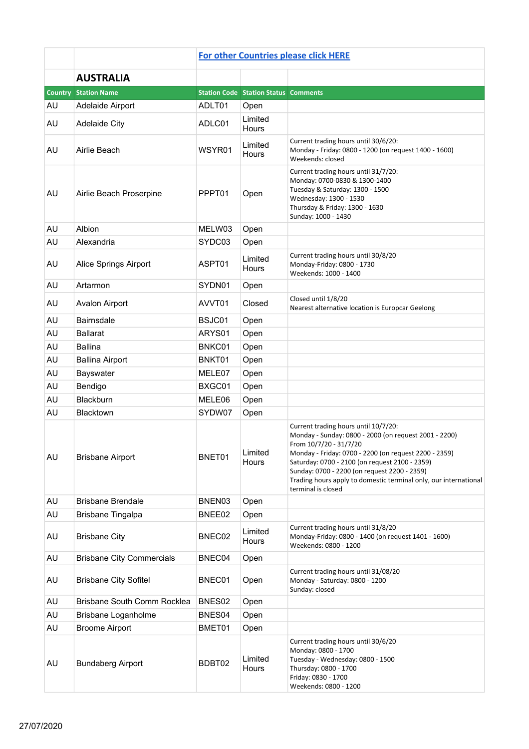[For other Countries please click HERE]

## AUSTRALIA

| Country | Station Name | Station Code | Station Status | Comments |
|---|---|---|---|---|
| AU | Adelaide Airport | ADLT01 | Open | |
| AU | Adelaide City | ADLC01 | Limited Hours | |
| AU | Airlie Beach | WSYR01 | Limited Hours | Current trading hours until 30/6/20:<br>Monday - Friday: 0800 - 1200 (on request 1400 - 1600)<br>Weekends: closed |
| AU | Airlie Beach Proserpine | PPPT01 | Open | Current trading hours until 31/7/20:<br>Monday: 0700-0830 & 1300-1400<br>Tuesday & Saturday: 1300 - 1500<br>Wednesday: 1300 - 1530<br>Thursday & Friday: 1300 - 1630<br>Sunday: 1000 - 1430 |
| AU | Albion | MELW03 | Open | |
| AU | Alexandria | SYDC03 | Open | |
| AU | Alice Springs Airport | ASPT01 | Limited Hours | Current trading hours until 30/8/20<br>Monday-Friday: 0800 - 1730<br>Weekends: 1000 - 1400 |
| AU | Artarmon | SYDN01 | Open | |
| AU | Avalon Airport | AVVT01 | Closed | Closed until 1/8/20<br>Nearest alternative location is Europcar Geelong |
| AU | Bairnsdale | BSJC01 | Open | |
| AU | Ballarat | ARYS01 | Open | |
| AU | Ballina | BNKC01 | Open | |
| AU | Ballina Airport | BNKT01 | Open | |
| AU | Bayswater | MELE07 | Open | |
| AU | Bendigo | BXGC01 | Open | |
| AU | Blackburn | MELE06 | Open | |
| AU | Blacktown | SYDW07 | Open | |
| AU | Brisbane Airport | BNET01 | Limited Hours | Current trading hours until 10/7/20:<br>Monday - Sunday: 0800 - 2000 (on request 2001 - 2200)<br>From 10/7/20 - 31/7/20<br>Monday - Friday: 0700 - 2200 (on request 2200 - 2359)<br>Saturday: 0700 - 2100 (on request 2100 - 2359)<br>Sunday: 0700 - 2200 (on request 2200 - 2359)<br>Trading hours apply to domestic terminal only, our international terminal is closed |
| AU | Brisbane Brendale | BNEN03 | Open | |
| AU | Brisbane Tingalpa | BNEE02 | Open | |
| AU | Brisbane City | BNEC02 | Limited Hours | Current trading hours until 31/8/20<br>Monday-Friday: 0800 - 1400 (on request 1401 - 1600)<br>Weekends: 0800 - 1200 |
| AU | Brisbane City Commercials | BNEC04 | Open | |
| AU | Brisbane City Sofitel | BNEC01 | Open | Current trading hours until 31/08/20<br>Monday - Saturday: 0800 - 1200<br>Sunday: closed |
| AU | Brisbane South Comm Rocklea | BNES02 | Open | |
| AU | Brisbane Loganholme | BNES04 | Open | |
| AU | Broome Airport | BMET01 | Open | |
| AU | Bundaberg Airport | BDBT02 | Limited Hours | Current trading hours until 30/6/20<br>Monday: 0800 - 1700<br>Tuesday - Wednesday: 0800 - 1500<br>Thursday: 0800 - 1700<br>Friday: 0830 - 1700<br>Weekends: 0800 - 1200 |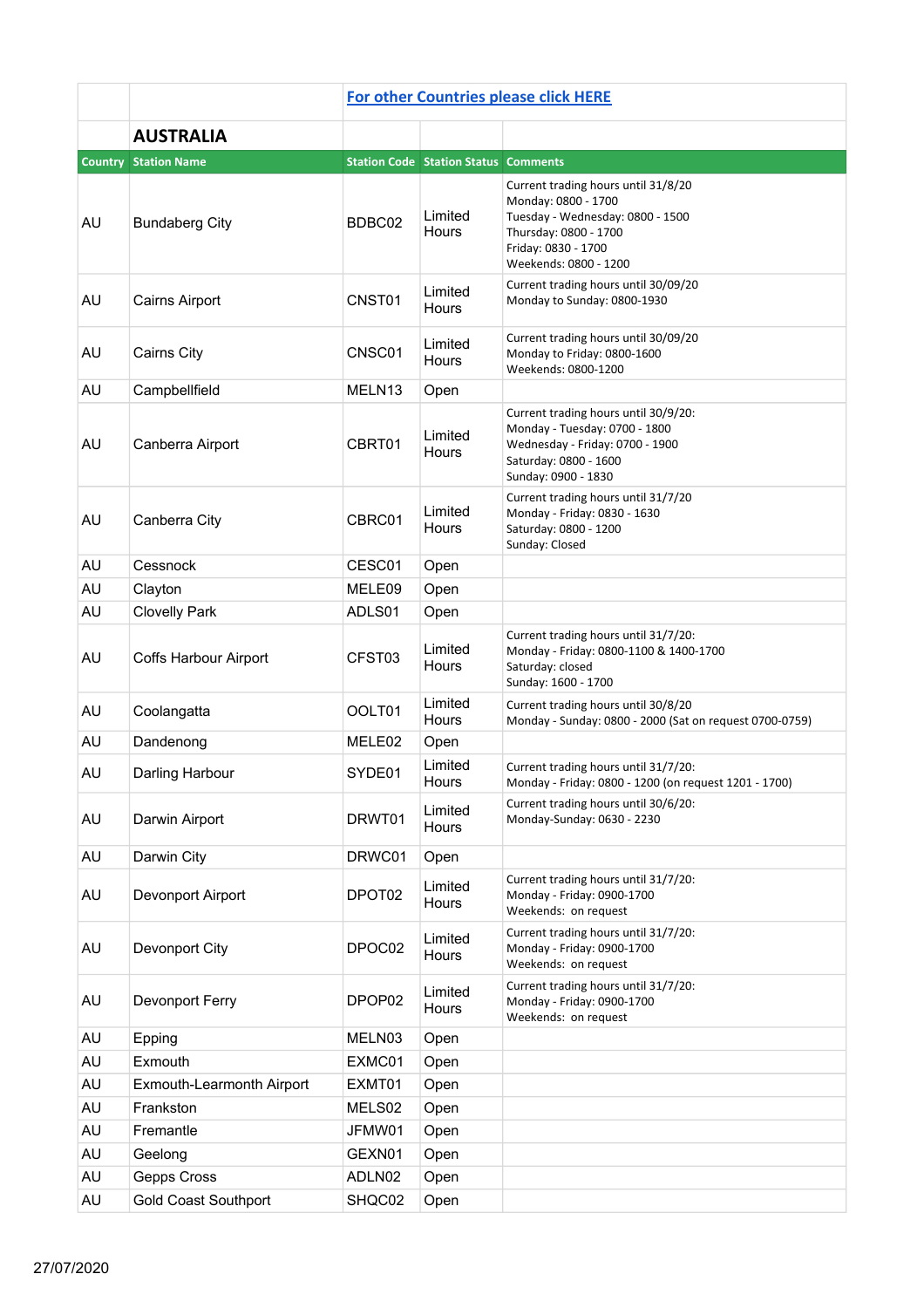[For other Countries please click HERE]

## AUSTRALIA

| Country | Station Name | Station Code | Station Status | Comments |
|---|---|---|---|---|
| AU | Bundaberg City | BDBC02 | Limited Hours | Current trading hours until 31/8/20<br>Monday: 0800 - 1700<br>Tuesday - Wednesday: 0800 - 1500<br>Thursday: 0800 - 1700<br>Friday: 0830 - 1700<br>Weekends: 0800 - 1200 |
| AU | Cairns Airport | CNST01 | Limited Hours | Current trading hours until 30/09/20<br>Monday to Sunday: 0800-1930 |
| AU | Cairns City | CNSC01 | Limited Hours | Current trading hours until 30/09/20<br>Monday to Friday: 0800-1600<br>Weekends: 0800-1200 |
| AU | Campbellfield | MELN13 | Open | |
| AU | Canberra Airport | CBRT01 | Limited Hours | Current trading hours until 30/9/20:<br>Monday - Tuesday: 0700 - 1800<br>Wednesday - Friday: 0700 - 1900<br>Saturday: 0800 - 1600<br>Sunday: 0900 - 1830 |
| AU | Canberra City | CBRC01 | Limited Hours | Current trading hours until 31/7/20<br>Monday - Friday: 0830 - 1630<br>Saturday: 0800 - 1200<br>Sunday: Closed |
| AU | Cessnock | CESC01 | Open | |
| AU | Clayton | MELE09 | Open | |
| AU | Clovelly Park | ADLS01 | Open | |
| AU | Coffs Harbour Airport | CFST03 | Limited Hours | Current trading hours until 31/7/20:<br>Monday - Friday: 0800-1100 & 1400-1700<br>Saturday: closed<br>Sunday: 1600 - 1700 |
| AU | Coolangatta | OOLT01 | Limited Hours | Current trading hours until 30/8/20<br>Monday - Sunday: 0800 - 2000 (Sat on request 0700-0759) |
| AU | Dandenong | MELE02 | Open | |
| AU | Darling Harbour | SYDE01 | Limited Hours | Current trading hours until 31/7/20:<br>Monday - Friday: 0800 - 1200 (on request 1201 - 1700) |
| AU | Darwin Airport | DRWT01 | Limited Hours | Current trading hours until 30/6/20:<br>Monday-Sunday: 0630 - 2230 |
| AU | Darwin City | DRWC01 | Open | |
| AU | Devonport Airport | DPOT02 | Limited Hours | Current trading hours until 31/7/20:<br>Monday - Friday: 0900-1700<br>Weekends: on request |
| AU | Devonport City | DPOC02 | Limited Hours | Current trading hours until 31/7/20:<br>Monday - Friday: 0900-1700<br>Weekends: on request |
| AU | Devonport Ferry | DPOP02 | Limited Hours | Current trading hours until 31/7/20:<br>Monday - Friday: 0900-1700<br>Weekends: on request |
| AU | Epping | MELN03 | Open | |
| AU | Exmouth | EXMC01 | Open | |
| AU | Exmouth-Learmonth Airport | EXMT01 | Open | |
| AU | Frankston | MELS02 | Open | |
| AU | Fremantle | JFMW01 | Open | |
| AU | Geelong | GEXN01 | Open | |
| AU | Gepps Cross | ADLN02 | Open | |
| AU | Gold Coast Southport | SHQC02 | Open | |

27/07/2020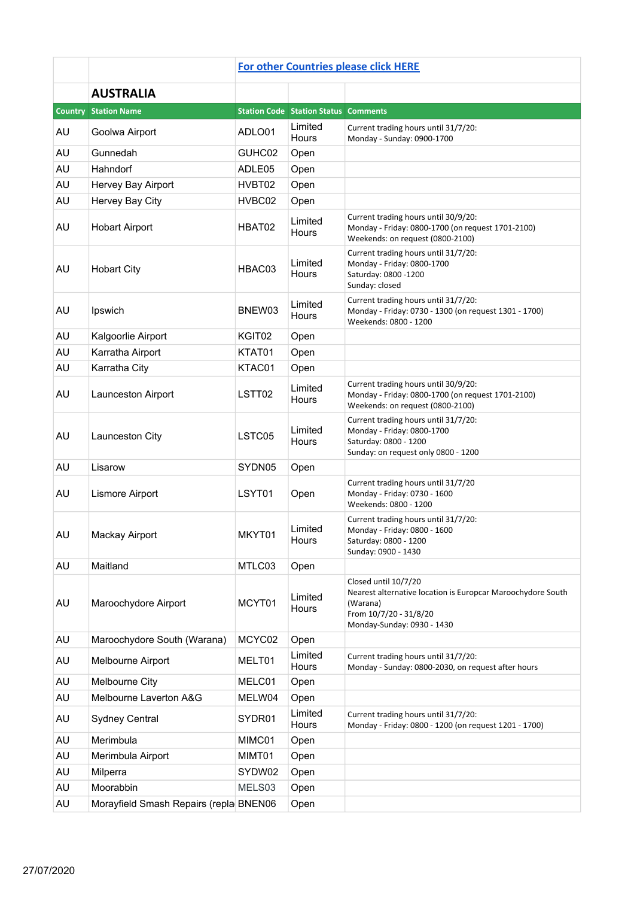[For other Countries please click HERE]

## AUSTRALIA

| Country | Station Name | Station Code | Station Status | Comments |
|---|---|---|---|---|
| AU | Goolwa Airport | ADLO01 | Limited Hours | Current trading hours until 31/7/20: Monday - Sunday: 0900-1700 |
| AU | Gunnedah | GUHC02 | Open | |
| AU | Hahndorf | ADLE05 | Open | |
| AU | Hervey Bay Airport | HVBT02 | Open | |
| AU | Hervey Bay City | HVBC02 | Open | |
| AU | Hobart Airport | HBAT02 | Limited Hours | Current trading hours until 30/9/20: Monday - Friday: 0800-1700 (on request 1701-2100) Weekends: on request (0800-2100) |
| AU | Hobart City | HBAC03 | Limited Hours | Current trading hours until 31/7/20: Monday - Friday: 0800-1700 Saturday: 0800 -1200 Sunday: closed |
| AU | Ipswich | BNEW03 | Limited Hours | Current trading hours until 31/7/20: Monday - Friday: 0730 - 1300 (on request 1301 - 1700) Weekends: 0800 - 1200 |
| AU | Kalgoorlie Airport | KGIT02 | Open | |
| AU | Karratha Airport | KTAT01 | Open | |
| AU | Karratha City | KTAC01 | Open | |
| AU | Launceston Airport | LSTT02 | Limited Hours | Current trading hours until 30/9/20: Monday - Friday: 0800-1700 (on request 1701-2100) Weekends: on request (0800-2100) |
| AU | Launceston City | LSTC05 | Limited Hours | Current trading hours until 31/7/20: Monday - Friday: 0800-1700 Saturday: 0800 - 1200 Sunday: on request only 0800 - 1200 |
| AU | Lisarow | SYDN05 | Open | |
| AU | Lismore Airport | LSYT01 | Open | Current trading hours until 31/7/20 Monday - Friday: 0730 - 1600 Weekends: 0800 - 1200 |
| AU | Mackay Airport | MKYT01 | Limited Hours | Current trading hours until 31/7/20: Monday - Friday: 0800 - 1600 Saturday: 0800 - 1200 Sunday: 0900 - 1430 |
| AU | Maitland | MTLC03 | Open | |
| AU | Maroochydore Airport | MCYT01 | Limited Hours | Closed until 10/7/20 Nearest alternative location is Europcar Maroochydore South (Warana) From 10/7/20 - 31/8/20 Monday-Sunday: 0930 - 1430 |
| AU | Maroochydore South (Warana) | MCYC02 | Open | |
| AU | Melbourne Airport | MELT01 | Limited Hours | Current trading hours until 31/7/20: Monday - Sunday: 0800-2030, on request after hours |
| AU | Melbourne City | MELC01 | Open | |
| AU | Melbourne Laverton A&G | MELW04 | Open | |
| AU | Sydney Central | SYDR01 | Limited Hours | Current trading hours until 31/7/20: Monday - Friday: 0800 - 1200 (on request 1201 - 1700) |
| AU | Merimbula | MIMC01 | Open | |
| AU | Merimbula Airport | MIMT01 | Open | |
| AU | Milperra | SYDW02 | Open | |
| AU | Moorabbin | MELS03 | Open | |
| AU | Morayfield Smash Repairs (repla | BNEN06 | Open | |

27/07/2020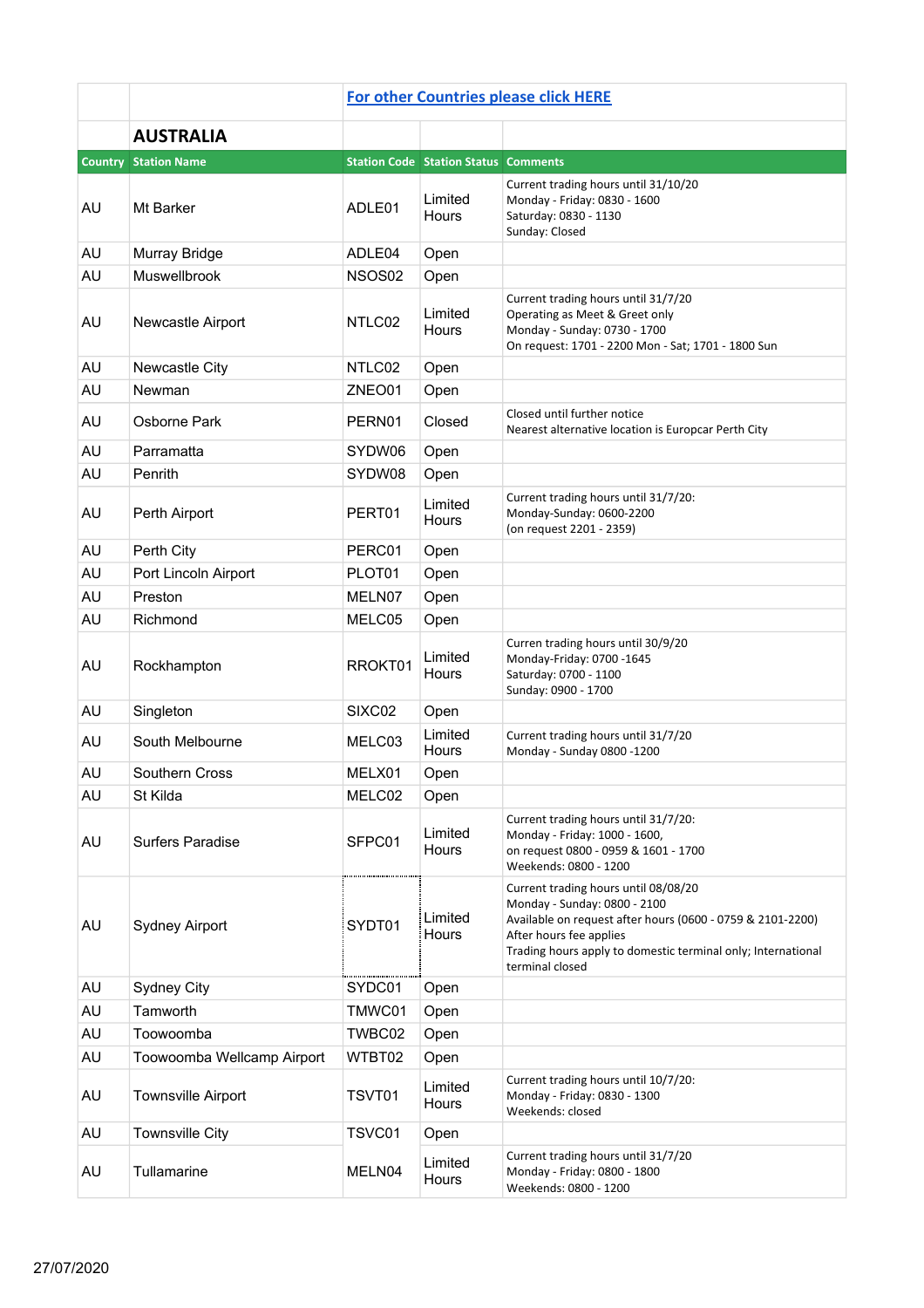| | | For other Countries please click HERE | | |
|---|---|---|---|---|
| | **AUSTRALIA** | | | |
| **Country** | **Station Name** | **Station Code** | **Station Status** | **Comments** |
| AU | Mt Barker | ADLE01 | Limited Hours | Current trading hours until 31/10/20<br>Monday - Friday: 0830 - 1600<br>Saturday: 0830 - 1130<br>Sunday: Closed |
| AU | Murray Bridge | ADLE04 | Open | |
| AU | Muswellbrook | NSOS02 | Open | |
| AU | Newcastle Airport | NTLC02 | Limited Hours | Current trading hours until 31/7/20<br>Operating as Meet & Greet only<br>Monday - Sunday: 0730 - 1700<br>On request: 1701 - 2200 Mon - Sat; 1701 - 1800 Sun |
| AU | Newcastle City | NTLC02 | Open | |
| AU | Newman | ZNEO01 | Open | |
| AU | Osborne Park | PERN01 | Closed | Closed until further notice<br>Nearest alternative location is Europcar Perth City |
| AU | Parramatta | SYDW06 | Open | |
| AU | Penrith | SYDW08 | Open | |
| AU | Perth Airport | PERT01 | Limited Hours | Current trading hours until 31/7/20:<br>Monday-Sunday: 0600-2200<br>(on request 2201 - 2359) |
| AU | Perth City | PERC01 | Open | |
| AU | Port Lincoln Airport | PLOT01 | Open | |
| AU | Preston | MELN07 | Open | |
| AU | Richmond | MELC05 | Open | |
| AU | Rockhampton | RROKT01 | Limited Hours | Curren trading hours until 30/9/20<br>Monday-Friday: 0700 -1645<br>Saturday: 0700 - 1100<br>Sunday: 0900 - 1700 |
| AU | Singleton | SIXC02 | Open | |
| AU | South Melbourne | MELC03 | Limited Hours | Current trading hours until 31/7/20<br>Monday - Sunday 0800 -1200 |
| AU | Southern Cross | MELX01 | Open | |
| AU | St Kilda | MELC02 | Open | |
| AU | Surfers Paradise | SFPC01 | Limited Hours | Current trading hours until 31/7/20:<br>Monday - Friday: 1000 - 1600,<br>on request 0800 - 0959 & 1601 - 1700<br>Weekends: 0800 - 1200 |
| AU | Sydney Airport | SYDT01 | Limited Hours | Current trading hours until 08/08/20<br>Monday - Sunday: 0800 - 2100<br>Available on request after hours (0600 - 0759 & 2101-2200)<br>After hours fee applies<br>Trading hours apply to domestic terminal only; International terminal closed |
| AU | Sydney City | SYDC01 | Open | |
| AU | Tamworth | TMWC01 | Open | |
| AU | Toowoomba | TWBC02 | Open | |
| AU | Toowoomba Wellcamp Airport | WTBT02 | Open | |
| AU | Townsville Airport | TSVT01 | Limited Hours | Current trading hours until 10/7/20:<br>Monday - Friday: 0830 - 1300<br>Weekends: closed |
| AU | Townsville City | TSVC01 | Open | |
| AU | Tullamarine | MELN04 | Limited Hours | Current trading hours until 31/7/20<br>Monday - Friday: 0800 - 1800<br>Weekends: 0800 - 1200 |

27/07/2020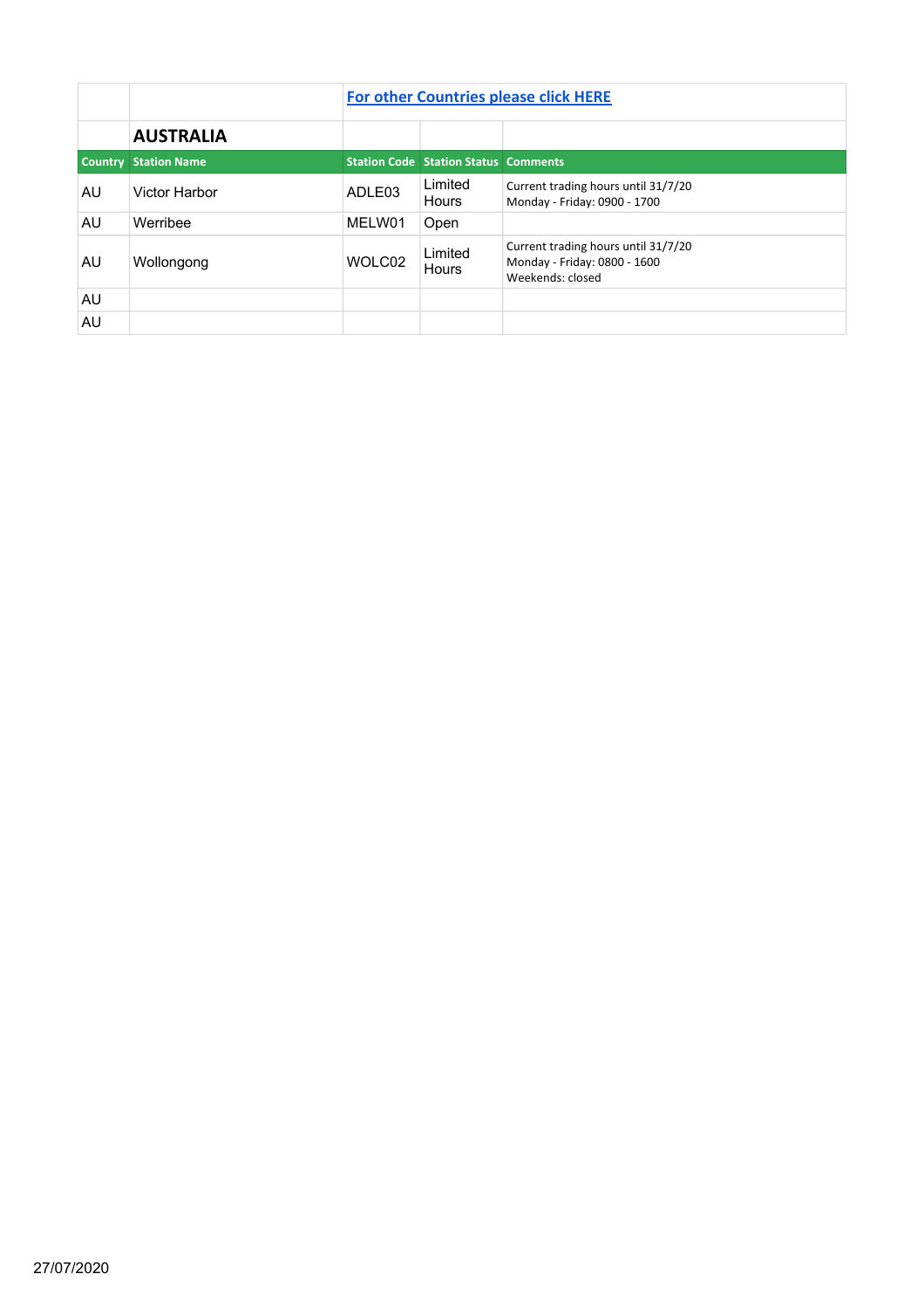[For other Countries please click HERE]

## AUSTRALIA

| Country | Station Name | Station Code | Station Status | Comments |
|---|---|---|---|---|
| AU | Victor Harbor | ADLE03 | Limited Hours | Current trading hours until 31/7/20<br>Monday - Friday: 0900 - 1700 |
| AU | Werribee | MELW01 | Open | |
| AU | Wollongong | WOLC02 | Limited Hours | Current trading hours until 31/7/20<br>Monday - Friday: 0800 - 1600<br>Weekends: closed |
| AU | | | | |
| AU | | | | |

27/07/2020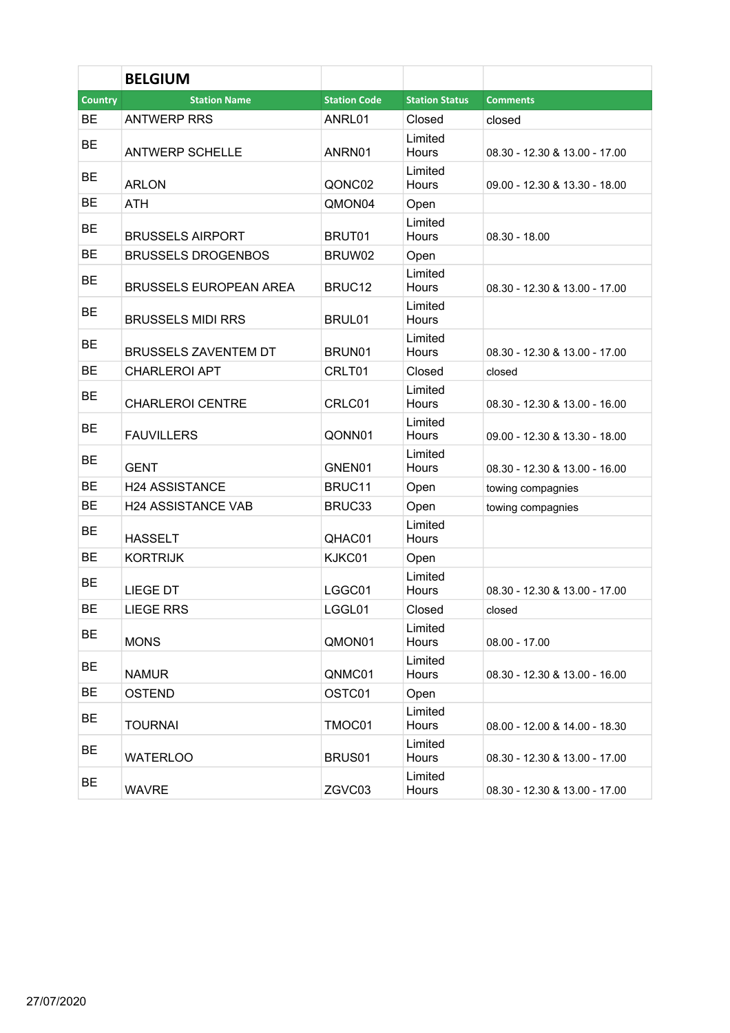| | **BELGIUM** | | | |
|---|---|---|---|---|
| **Country** | **Station Name** | **Station Code** | **Station Status** | **Comments** |
| BE | ANTWERP RRS | ANRL01 | Closed | closed |
| BE | ANTWERP SCHELLE | ANRN01 | Limited Hours | 08.30 - 12.30 & 13.00 - 17.00 |
| BE | ARLON | QONC02 | Limited Hours | 09.00 - 12.30 & 13.30 - 18.00 |
| BE | ATH | QMON04 | Open | |
| BE | BRUSSELS AIRPORT | BRUT01 | Limited Hours | 08.30 - 18.00 |
| BE | BRUSSELS DROGENBOS | BRUW02 | Open | |
| BE | BRUSSELS EUROPEAN AREA | BRUC12 | Limited Hours | 08.30 - 12.30 & 13.00 - 17.00 |
| BE | BRUSSELS MIDI RRS | BRUL01 | Limited Hours | |
| BE | BRUSSELS ZAVENTEM DT | BRUN01 | Limited Hours | 08.30 - 12.30 & 13.00 - 17.00 |
| BE | CHARLEROI APT | CRLT01 | Closed | closed |
| BE | CHARLEROI CENTRE | CRLC01 | Limited Hours | 08.30 - 12.30 & 13.00 - 16.00 |
| BE | FAUVILLERS | QONN01 | Limited Hours | 09.00 - 12.30 & 13.30 - 18.00 |
| BE | GENT | GNEN01 | Limited Hours | 08.30 - 12.30 & 13.00 - 16.00 |
| BE | H24 ASSISTANCE | BRUC11 | Open | towing compagnies |
| BE | H24 ASSISTANCE VAB | BRUC33 | Open | towing compagnies |
| BE | HASSELT | QHAC01 | Limited Hours | |
| BE | KORTRIJK | KJKC01 | Open | |
| BE | LIEGE DT | LGGC01 | Limited Hours | 08.30 - 12.30 & 13.00 - 17.00 |
| BE | LIEGE RRS | LGGL01 | Closed | closed |
| BE | MONS | QMON01 | Limited Hours | 08.00 - 17.00 |
| BE | NAMUR | QNMC01 | Limited Hours | 08.30 - 12.30 & 13.00 - 16.00 |
| BE | OSTEND | OSTC01 | Open | |
| BE | TOURNAI | TMOC01 | Limited Hours | 08.00 - 12.00 & 14.00 - 18.30 |
| BE | WATERLOO | BRUS01 | Limited Hours | 08.30 - 12.30 & 13.00 - 17.00 |
| BE | WAVRE | ZGVC03 | Limited Hours | 08.30 - 12.30 & 13.00 - 17.00 |

27/07/2020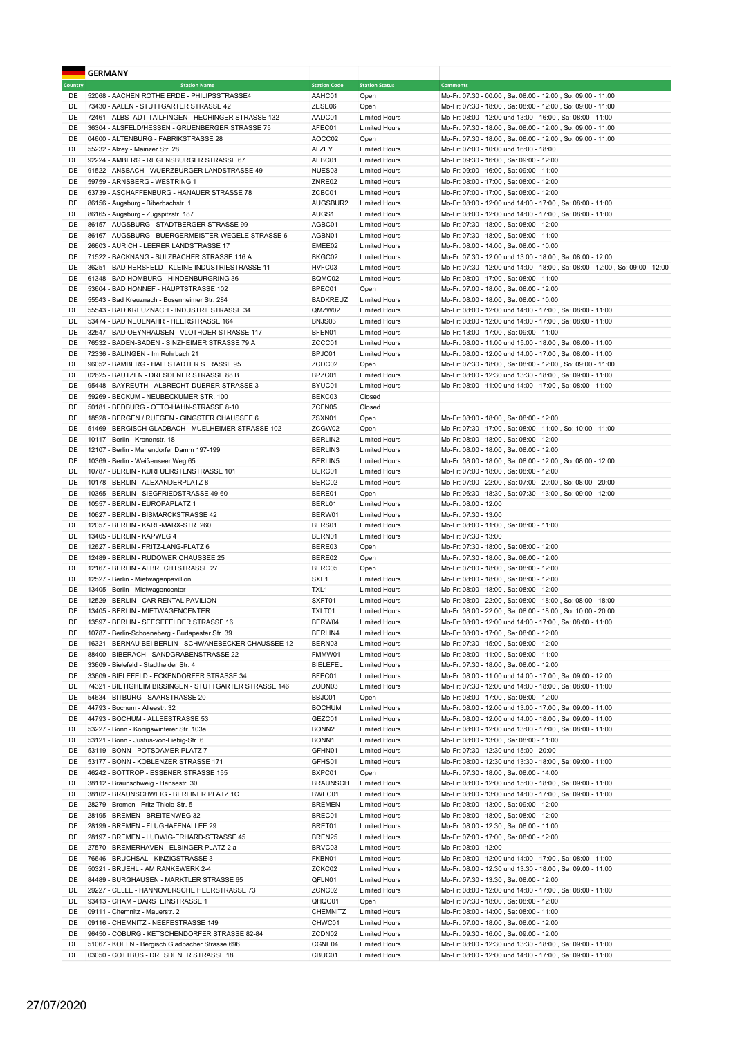## GERMANY

| Country | Station Name | Station Code | Station Status | Comments |
|---|---|---|---|---|
| DE | 52068 - AACHEN ROTHE ERDE - PHILIPSSTRASSE4 | AAHC01 | Open | Mo-Fr: 07:30 - 00:00 , Sa: 08:00 - 12:00 , So: 09:00 - 11:00 |
| DE | 73430 - AALEN - STUTTGARTER STRASSE 42 | ZESE06 | Open | Mo-Fr: 07:30 - 18:00 , Sa: 08:00 - 12:00 , So: 09:00 - 11:00 |
| DE | 72461 - ALBSTADT-TAILFINGEN - HECHINGER STRASSE 132 | AADC01 | Limited Hours | Mo-Fr: 08:00 - 12:00 und 13:00 - 16:00 , Sa: 08:00 - 11:00 |
| DE | 36304 - ALSFELD/HESSEN - GRUENBERGER STRASSE 75 | AFEC01 | Limited Hours | Mo-Fr: 07:30 - 18:00 , Sa: 08:00 - 12:00 , So: 09:00 - 11:00 |
| DE | 04600 - ALTENBURG - FABRIKSTRASSE 28 | AOCC02 | Open | Mo-Fr: 07:30 - 18:00 , Sa: 08:00 - 12:00 , So: 09:00 - 11:00 |
| DE | 55232 - Alzey - Mainzer Str. 28 | ALZEY | Limited Hours | Mo-Fr: 07:00 - 10:00 und 16:00 - 18:00 |
| DE | 92224 - AMBERG - REGENSBURGER STRASSE 67 | AEBC01 | Limited Hours | Mo-Fr: 09:30 - 16:00 , Sa: 09:00 - 12:00 |
| DE | 91522 - ANSBACH - WUERZBURGER LANDSTRASSE 49 | NUES03 | Limited Hours | Mo-Fr: 09:00 - 16:00 , Sa: 09:00 - 11:00 |
| DE | 59759 - ARNSBERG - WESTRING 1 | ZNRE02 | Limited Hours | Mo-Fr: 08:00 - 17:00 , Sa: 08:00 - 12:00 |
| DE | 63739 - ASCHAFFENBURG - HANAUER STRASSE 78 | ZCBC01 | Limited Hours | Mo-Fr: 07:00 - 17:00 , Sa: 08:00 - 12:00 |
| DE | 86156 - Augsburg - Biberbachstr. 1 | AUGSBUR2 | Limited Hours | Mo-Fr: 08:00 - 12:00 und 14:00 - 17:00 , Sa: 08:00 - 11:00 |
| DE | 86165 - Augsburg - Zugspitzstr. 187 | AUGS1 | Limited Hours | Mo-Fr: 08:00 - 12:00 und 14:00 - 17:00 , Sa: 08:00 - 11:00 |
| DE | 86157 - AUGSBURG - STADTBERGER STRASSE 99 | AGBC01 | Limited Hours | Mo-Fr: 07:30 - 18:00 , Sa: 08:00 - 12:00 |
| DE | 86167 - AUGSBURG - BUERGERMEISTER-WEGELE STRASSE 6 | AGBN01 | Limited Hours | Mo-Fr: 07:30 - 18:00 , Sa: 08:00 - 11:00 |
| DE | 26603 - AURICH - LEERER LANDSTRASSE 17 | EMEE02 | Limited Hours | Mo-Fr: 08:00 - 14:00 , Sa: 08:00 - 10:00 |
| DE | 71522 - BACKNANG - SULZBACHER STRASSE 116 A | BKGC02 | Limited Hours | Mo-Fr: 07:30 - 12:00 und 13:00 - 18:00 , Sa: 08:00 - 12:00 |
| DE | 36251 - BAD HERSFELD - KLEINE INDUSTRIESTRASSE 11 | HVFC03 | Limited Hours | Mo-Fr: 07:30 - 12:00 und 14:00 - 18:00 , Sa: 08:00 - 12:00 , So: 09:00 - 12:00 |
| DE | 61348 - BAD HOMBURG - HINDENBURGRING 36 | BQMC02 | Limited Hours | Mo-Fr: 08:00 - 17:00 , Sa: 08:00 - 11:00 |
| DE | 53604 - BAD HONNEF - HAUPTSTRASSE 102 | BPEC01 | Open | Mo-Fr: 07:00 - 18:00 , Sa: 08:00 - 12:00 |
| DE | 55543 - Bad Kreuznach - Bosenheimer Str. 284 | BADKREUZ | Limited Hours | Mo-Fr: 08:00 - 18:00 , Sa: 08:00 - 10:00 |
| DE | 55543 - BAD KREUZNACH - INDUSTRIESTRASSE 34 | QMZW02 | Limited Hours | Mo-Fr: 08:00 - 12:00 und 14:00 - 17:00 , Sa: 08:00 - 11:00 |
| DE | 53474 - BAD NEUENAHR - HEERSTRASSE 164 | BNJS03 | Limited Hours | Mo-Fr: 08:00 - 12:00 und 14:00 - 17:00 , Sa: 08:00 - 11:00 |
| DE | 32547 - BAD OEYNHAUSEN - VLOTHOER STRASSE 117 | BFEN01 | Limited Hours | Mo-Fr: 13:00 - 17:00 , Sa: 09:00 - 11:00 |
| DE | 76532 - BADEN-BADEN - SINZHEIMER STRASSE 79 A | ZCCC01 | Limited Hours | Mo-Fr: 08:00 - 11:00 und 15:00 - 18:00 , Sa: 08:00 - 11:00 |
| DE | 72336 - BALINGEN - Im Rohrbach 21 | BPJC01 | Limited Hours | Mo-Fr: 08:00 - 12:00 und 14:00 - 17:00 , Sa: 08:00 - 11:00 |
| DE | 96052 - BAMBERG - HALLSTADTER STRASSE 95 | ZCDC02 | Open | Mo-Fr: 07:30 - 18:00 , Sa: 08:00 - 12:00 , So: 09:00 - 11:00 |
| DE | 02625 - BAUTZEN - DRESDENER STRASSE 88 B | BPZC01 | Limited Hours | Mo-Fr: 08:00 - 12:30 und 13:30 - 18:00 , Sa: 09:00 - 11:00 |
| DE | 95448 - BAYREUTH - ALBRECHT-DUERER-STRASSE 3 | BYUC01 | Limited Hours | Mo-Fr: 08:00 - 11:00 und 14:00 - 17:00 , Sa: 08:00 - 11:00 |
| DE | 59269 - BECKUM - NEUBECKUMER STR. 100 | BEKC03 | Closed | |
| DE | 50181 - BEDBURG - OTTO-HAHN-STRASSE 8-10 | ZCFN05 | Closed | |
| DE | 18528 - BERGEN / RUEGEN - GINGSTER CHAUSSEE 6 | ZSXN01 | Open | Mo-Fr: 08:00 - 18:00 , Sa: 08:00 - 12:00 |
| DE | 51469 - BERGISCH-GLADBACH - MUELHEIMER STRASSE 102 | ZCGW02 | Open | Mo-Fr: 07:30 - 17:00 , Sa: 08:00 - 11:00 , So: 10:00 - 11:00 |
| DE | 10117 - Berlin - Kronenstr. 18 | BERLIN2 | Limited Hours | Mo-Fr: 08:00 - 18:00 , Sa: 08:00 - 12:00 |
| DE | 12107 - Berlin - Mariendorfer Damm 197-199 | BERLIN3 | Limited Hours | Mo-Fr: 08:00 - 18:00 , Sa: 08:00 - 12:00 |
| DE | 10369 - Berlin - Weißenseer Weg 65 | BERLIN5 | Limited Hours | Mo-Fr: 08:00 - 18:00 , Sa: 08:00 - 12:00 , So: 08:00 - 12:00 |
| DE | 10787 - BERLIN - KURFUERSTENSTRASSE 101 | BERC01 | Limited Hours | Mo-Fr: 07:00 - 18:00 , Sa: 08:00 - 12:00 |
| DE | 10178 - BERLIN - ALEXANDERPLATZ 8 | BERC02 | Limited Hours | Mo-Fr: 07:00 - 22:00 , Sa: 07:00 - 20:00 , So: 08:00 - 20:00 |
| DE | 10365 - BERLIN - SIEGFRIEDSTRASSE 49-60 | BERE01 | Open | Mo-Fr: 06:30 - 18:30 , Sa: 07:30 - 13:00 , So: 09:00 - 12:00 |
| DE | 10557 - BERLIN - EUROPAPLATZ 1 | BERL01 | Limited Hours | Mo-Fr: 08:00 - 12:00 |
| DE | 10627 - BERLIN - BISMARCKSTRASSE 42 | BERW01 | Limited Hours | Mo-Fr: 07:30 - 13:00 |
| DE | 12057 - BERLIN - KARL-MARX-STR. 260 | BERS01 | Limited Hours | Mo-Fr: 08:00 - 11:00 , Sa: 08:00 - 11:00 |
| DE | 13405 - BERLIN - KAPWEG 4 | BERN01 | Limited Hours | Mo-Fr: 07:30 - 13:00 |
| DE | 12627 - BERLIN - FRITZ-LANG-PLATZ 6 | BERE03 | Open | Mo-Fr: 07:30 - 18:00 , Sa: 08:00 - 12:00 |
| DE | 12489 - BERLIN - RUDOWER CHAUSSEE 25 | BERE02 | Open | Mo-Fr: 07:30 - 18:00 , Sa: 08:00 - 12:00 |
| DE | 12167 - BERLIN - ALBRECHTSTRASSE 27 | BERC05 | Open | Mo-Fr: 07:00 - 18:00 , Sa: 08:00 - 12:00 |
| DE | 12527 - Berlin - Mietwagenpavillion | SXF1 | Limited Hours | Mo-Fr: 08:00 - 18:00 , Sa: 08:00 - 12:00 |
| DE | 13405 - Berlin - Mietwagencenter | TXL1 | Limited Hours | Mo-Fr: 08:00 - 18:00 , Sa: 08:00 - 12:00 |
| DE | 12529 - BERLIN - CAR RENTAL PAVILION | SXFT01 | Limited Hours | Mo-Fr: 08:00 - 22:00 , Sa: 08:00 - 18:00 , So: 08:00 - 18:00 |
| DE | 13405 - BERLIN - MIETWAGENCENTER | TXLT01 | Limited Hours | Mo-Fr: 08:00 - 22:00 , Sa: 08:00 - 18:00 , So: 10:00 - 20:00 |
| DE | 13597 - BERLIN - SEEGEFELDER STRASSE 16 | BERW04 | Limited Hours | Mo-Fr: 08:00 - 12:00 und 14:00 - 17:00 , Sa: 08:00 - 11:00 |
| DE | 10787 - Berlin-Schoeneberg - Budapester Str. 39 | BERLIN4 | Limited Hours | Mo-Fr: 08:00 - 17:00 , Sa: 08:00 - 12:00 |
| DE | 16321 - BERNAU BEI BERLIN - SCHWANEBECKER CHAUSSEE 12 | BERN03 | Limited Hours | Mo-Fr: 07:30 - 15:00 , Sa: 08:00 - 12:00 |
| DE | 88400 - BIBERACH - SANDGRABENSTRASSE 22 | FMMW01 | Limited Hours | Mo-Fr: 08:00 - 11:00 , Sa: 08:00 - 11:00 |
| DE | 33609 - Bielefeld - Stadtheider Str. 4 | BIELEFEL | Limited Hours | Mo-Fr: 07:30 - 18:00 , Sa: 08:00 - 12:00 |
| DE | 33609 - BIELEFELD - ECKENDORFER STRASSE 34 | BFEC01 | Limited Hours | Mo-Fr: 08:00 - 11:00 und 14:00 - 17:00 , Sa: 09:00 - 12:00 |
| DE | 74321 - BIETIGHEIM BISSINGEN - STUTTGARTER STRASSE 146 | ZODN03 | Limited Hours | Mo-Fr: 07:30 - 12:00 und 14:00 - 18:00 , Sa: 08:00 - 11:00 |
| DE | 54634 - BITBURG - SAARSTRASSE 20 | BBJC01 | Open | Mo-Fr: 08:00 - 17:00 , Sa: 08:00 - 12:00 |
| DE | 44793 - Bochum - Alleestr. 32 | BOCHUM | Limited Hours | Mo-Fr: 08:00 - 12:00 und 13:00 - 17:00 , Sa: 09:00 - 11:00 |
| DE | 44793 - BOCHUM - ALLEESTRASSE 53 | GEZC01 | Limited Hours | Mo-Fr: 08:00 - 12:00 und 14:00 - 18:00 , Sa: 09:00 - 11:00 |
| DE | 53227 - Bonn - Königswinterer Str. 103a | BONN2 | Limited Hours | Mo-Fr: 08:00 - 12:00 und 13:00 - 17:00 , Sa: 08:00 - 11:00 |
| DE | 53121 - Bonn - Justus-von-Liebig-Str. 6 | BONN1 | Limited Hours | Mo-Fr: 08:00 - 13:00 , Sa: 08:00 - 11:00 |
| DE | 53119 - BONN - POTSDAMER PLATZ 7 | GFHN01 | Limited Hours | Mo-Fr: 07:30 - 12:30 und 15:00 - 20:00 |
| DE | 53177 - BONN - KOBLENZER STRASSE 171 | GFHS01 | Limited Hours | Mo-Fr: 08:00 - 12:30 und 13:30 - 18:00 , Sa: 09:00 - 11:00 |
| DE | 46242 - BOTTROP - ESSENER STRASSE 155 | BXPC01 | Open | Mo-Fr: 07:30 - 18:00 , Sa: 08:00 - 14:00 |
| DE | 38112 - Braunschweig - Hansestr. 30 | BRAUNSCH | Limited Hours | Mo-Fr: 08:00 - 12:00 und 15:00 - 18:00 , Sa: 09:00 - 11:00 |
| DE | 38102 - BRAUNSCHWEIG - BERLINER PLATZ 1C | BWEC01 | Limited Hours | Mo-Fr: 08:00 - 13:00 und 14:00 - 17:00 , Sa: 09:00 - 11:00 |
| DE | 28279 - Bremen - Fritz-Thiele-Str. 5 | BREMEN | Limited Hours | Mo-Fr: 08:00 - 13:00 , Sa: 09:00 - 12:00 |
| DE | 28195 - BREMEN - BREITENWEG 32 | BREC01 | Limited Hours | Mo-Fr: 08:00 - 18:00 , Sa: 08:00 - 12:00 |
| DE | 28199 - BREMEN - FLUGHAFENALLEE 29 | BRET01 | Limited Hours | Mo-Fr: 08:00 - 12:30 , Sa: 08:00 - 11:00 |
| DE | 28197 - BREMEN - LUDWIG-ERHARD-STRASSE 45 | BREN25 | Limited Hours | Mo-Fr: 07:00 - 17:00 , Sa: 08:00 - 12:00 |
| DE | 27570 - BREMERHAVEN - ELBINGER PLATZ 2 a | BRVC03 | Limited Hours | Mo-Fr: 08:00 - 12:00 |
| DE | 76646 - BRUCHSAL - KINZIGSTRASSE 3 | FKBN01 | Limited Hours | Mo-Fr: 08:00 - 12:00 und 14:00 - 17:00 , Sa: 08:00 - 11:00 |
| DE | 50321 - BRUEHL - AM RANKEWERK 2-4 | ZCKC02 | Limited Hours | Mo-Fr: 08:00 - 12:30 und 13:30 - 18:00 , Sa: 09:00 - 11:00 |
| DE | 84489 - BURGHAUSEN - MARKTLER STRASSE 65 | QFLN01 | Limited Hours | Mo-Fr: 07:30 - 13:30 , Sa: 08:00 - 12:00 |
| DE | 29227 - CELLE - HANNOVERSCHE HEERSTRASSE 73 | ZCNC02 | Limited Hours | Mo-Fr: 08:00 - 12:00 und 14:00 - 17:00 , Sa: 08:00 - 11:00 |
| DE | 93413 - CHAM - DARSTEINSTRASSE 1 | QHQC01 | Open | Mo-Fr: 07:30 - 18:00 , Sa: 08:00 - 12:00 |
| DE | 09111 - Chemnitz - Mauerstr. 2 | CHEMNITZ | Limited Hours | Mo-Fr: 08:00 - 14:00 , Sa: 08:00 - 11:00 |
| DE | 09116 - CHEMNITZ - NEEFESTRASSE 149 | CHWC01 | Limited Hours | Mo-Fr: 07:00 - 18:00 , Sa: 08:00 - 12:00 |
| DE | 96450 - COBURG - KETSCHENDORFER STRASSE 82-84 | ZCDN02 | Limited Hours | Mo-Fr: 09:30 - 16:00 , Sa: 09:00 - 12:00 |
| DE | 51067 - KOELN - Bergisch Gladbacher Strasse 696 | CGNE04 | Limited Hours | Mo-Fr: 08:00 - 12:30 und 13:30 - 18:00 , Sa: 09:00 - 11:00 |
| DE | 03050 - COTTBUS - DRESDENER STRASSE 18 | CBUC01 | Limited Hours | Mo-Fr: 08:00 - 12:00 und 14:00 - 17:00 , Sa: 09:00 - 11:00 |

27/07/2020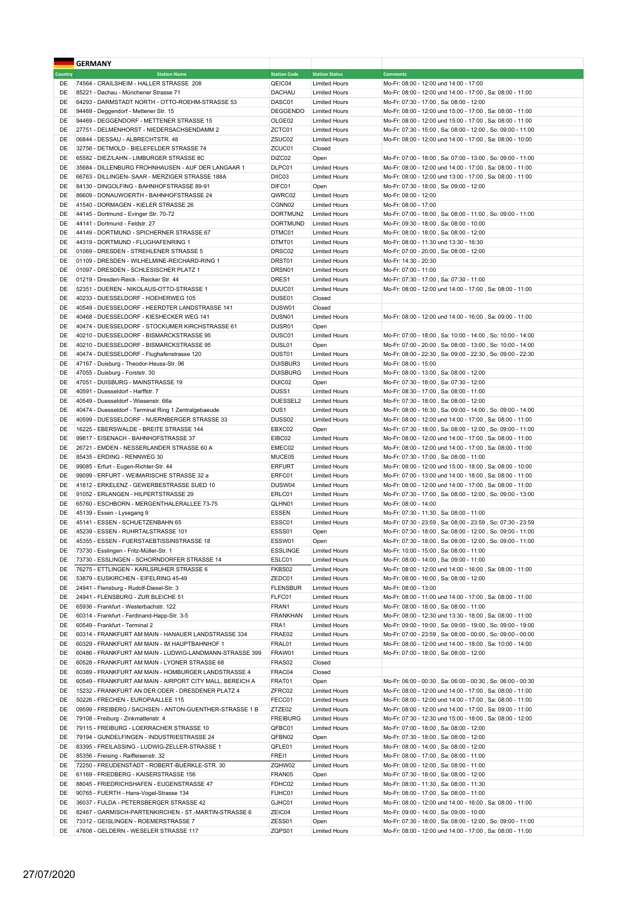## GERMANY

| Country | Station Name | Station Code | Station Status | Comments |
|---|---|---|---|---|
| DE | 74564 - CRAILSHEIM - HALLER STRASSE 208 | QEIC04 | Limited Hours | Mo-Fr: 08:00 - 12:00 und 14:00 - 17:00 |
| DE | 85221 - Dachau - Münchener Strasse 71 | DACHAU | Limited Hours | Mo-Fr: 08:00 - 12:00 und 14:00 - 17:00 , Sa: 08:00 - 11:00 |
| DE | 64293 - DARMSTADT NORTH - OTTO-ROEHM-STRASSE 53 | DASC01 | Limited Hours | Mo-Fr: 07:30 - 17:00 , Sa: 08:00 - 12:00 |
| DE | 94469 - Deggendorf - Mettener Str. 15 | DEGGENDO | Limited Hours | Mo-Fr: 08:00 - 12:00 und 15:00 - 17:00 , Sa: 08:00 - 11:00 |
| DE | 94469 - DEGGENDORF - METTENER STRASSE 15 | OLGE02 | Limited Hours | Mo-Fr: 08:00 - 12:00 und 15:00 - 17:00 , Sa: 08:00 - 11:00 |
| DE | 27751 - DELMENHORST - NIEDERSACHSENDAMM 2 | ZCTC01 | Limited Hours | Mo-Fr: 07:30 - 15:00 , Sa: 08:00 - 12:00 , So: 09:00 - 11:00 |
| DE | 06844 - DESSAU - ALBRECHTSTR. 48 | ZSUC02 | Limited Hours | Mo-Fr: 08:00 - 12:00 und 14:00 - 17:00 , Sa: 08:00 - 10:00 |
| DE | 32756 - DETMOLD - BIELEFELDER STRASSE 74 | ZCUC01 | Closed | |
| DE | 65582 - DIEZ/LAHN - LIMBURGER STRASSE 8C | DIZC02 | Open | Mo-Fr: 07:00 - 18:00 , Sa: 07:00 - 13:00 , So: 09:00 - 11:00 |
| DE | 35684 - DILLENBURG FROHNHAUSEN - AUF DER LANGAAR 1 | DLPC01 | Limited Hours | Mo-Fr: 08:00 - 12:00 und 14:00 - 17:00 , Sa: 08:00 - 11:00 |
| DE | 66763 - DILLINGEN- SAAR - MERZIGER STRASSE 188A | DIIC03 | Limited Hours | Mo-Fr: 08:00 - 12:00 und 13:00 - 17:00 , Sa: 08:00 - 11:00 |
| DE | 84130 - DINGOLFING - BAHNHOFSTRASSE 89-91 | DIFC01 | Open | Mo-Fr: 07:30 - 18:00 , Sa: 09:00 - 12:00 |
| DE | 86609 - DONAUWOERTH - BAHNHOFSTRASSE 24 | QWRC02 | Limited Hours | Mo-Fr: 08:00 - 12:00 |
| DE | 41540 - DORMAGEN - KIELER STRASSE 26 | CGNN02 | Limited Hours | Mo-Fr: 08:00 - 17:00 |
| DE | 44145 - Dortmund - Evinger Str. 70-72 | DORTMUN2 | Limited Hours | Mo-Fr: 07:00 - 18:00 , Sa: 08:00 - 11:00 , So: 09:00 - 11:00 |
| DE | 44141 - Dortmund - Feldstr. 27 | DORTMUND | Limited Hours | Mo-Fr: 09:30 - 18:00 , Sa: 08:00 - 10:00 |
| DE | 44149 - DORTMUND - SPICHERNER STRASSE 67 | DTMC01 | Limited Hours | Mo-Fr: 08:00 - 18:00 , Sa: 08:00 - 12:00 |
| DE | 44319 - DORTMUND - FLUGHAFENRING 1 | DTMT01 | Limited Hours | Mo-Fr: 08:00 - 11:30 und 13:30 - 16:30 |
| DE | 01069 - DRESDEN - STREHLENER STRASSE 5 | DRSC02 | Limited Hours | Mo-Fr: 07:00 - 20:00 , Sa: 08:00 - 12:00 |
| DE | 01109 - DRESDEN - WILHELMINE-REICHARD-RING 1 | DRST01 | Limited Hours | Mo-Fr: 14:30 - 20:30 |
| DE | 01097 - DRESDEN - SCHLESISCHER PLATZ 1 | DRSN01 | Limited Hours | Mo-Fr: 07:00 - 11:00 |
| DE | 01219 - Dresden-Reick - Reicker Str. 44 | DRES1 | Limited Hours | Mo-Fr: 07:30 - 17:00 , Sa: 07:30 - 11:00 |
| DE | 52351 - DUEREN - NIKOLAUS-OTTO-STRASSE 1 | DUUC01 | Limited Hours | Mo-Fr: 08:00 - 12:00 und 14:00 - 17:00 , Sa: 08:00 - 11:00 |
| DE | 40233 - DUESSELDORF - HOEHERWEG 105 | DUSE01 | Closed | |
| DE | 40549 - DUESSELDORF - HEERDTER LANDSTRASSE 141 | DUSW01 | Closed | |
| DE | 40468 - DUESSELDORF - KIESHECKER WEG 141 | DUSN01 | Limited Hours | Mo-Fr: 08:00 - 12:00 und 14:00 - 16:00 , Sa: 09:00 - 11:00 |
| DE | 40474 - DUESSELDORF - STOCKUMER KIRCHSTRASSE 61 | DUSR01 | Open | |
| DE | 40210 - DUESSELDORF - BISMARCKSTRASSE 95 | DUSC01 | Limited Hours | Mo-Fr: 07:00 - 18:00 , Sa: 10:00 - 14:00 , So: 10:00 - 14:00 |
| DE | 40210 - DUESSELDORF - BISMARCKSTRASSE 95 | DUSL01 | Open | Mo-Fr: 07:00 - 20:00 , Sa: 08:00 - 13:00 , So: 10:00 - 14:00 |
| DE | 40474 - DUESSELDORF - Flughafenstrasse 120 | DUST01 | Limited Hours | Mo-Fr: 08:00 - 22:30 , Sa: 09:00 - 22:30 , So: 09:00 - 22:30 |
| DE | 47167 - Duisburg - Theodor-Heuss-Str. 96 | DUISBUR3 | Limited Hours | Mo-Fr: 08:00 - 15:00 |
| DE | 47055 - Duisburg - Forststr. 30 | DUISBURG | Limited Hours | Mo-Fr: 08:00 - 13:00 , Sa: 08:00 - 12:00 |
| DE | 47051 - DUISBURG - MAINSTRASSE 19 | DUIC02 | Open | Mo-Fr: 07:30 - 18:00 , Sa: 07:30 - 12:00 |
| DE | 40591 - Duesseldorf - Harffstr. 7 | DUSS1 | Limited Hours | Mo-Fr: 08:30 - 17:00 , Sa: 08:00 - 11:00 |
| DE | 40549 - Duesseldorf - Wiesenstr. 66a | DUESSEL2 | Limited Hours | Mo-Fr: 07:30 - 18:00 , Sa: 08:00 - 12:00 |
| DE | 40474 - Duesseldorf - Terminal Ring 1 Zentralgebaeude | DUS1 | Limited Hours | Mo-Fr: 08:00 - 16:30 , Sa: 09:00 - 14:00 , So: 09:00 - 14:00 |
| DE | 40599 - DUESSELDORF - NUERNBERGER STRASSE 33 | DUSS02 | Limited Hours | Mo-Fr: 08:00 - 12:00 und 14:00 - 17:00 , Sa: 08:00 - 11:00 |
| DE | 16225 - EBERSWALDE - BREITE STRASSE 144 | EBXC02 | Open | Mo-Fr: 07:30 - 18:00 , Sa: 08:00 - 12:00 , So: 09:00 - 11:00 |
| DE | 99817 - EISENACH - BAHNHOFSTRASSE 37 | EIBC02 | Limited Hours | Mo-Fr: 08:00 - 12:00 und 14:00 - 17:00 , Sa: 08:00 - 11:00 |
| DE | 26721 - EMDEN - NESSERLANDER STRASSE 60 A | EMEC02 | Limited Hours | Mo-Fr: 08:00 - 12:00 und 14:00 - 17:00 , Sa: 08:00 - 11:00 |
| DE | 85435 - ERDING - RENNWEG 30 | MUCE05 | Limited Hours | Mo-Fr: 07:30 - 17:00 , Sa: 08:00 - 11:00 |
| DE | 99085 - Erfurt - Eugen-Richter-Str. 44 | ERFURT | Limited Hours | Mo-Fr: 08:00 - 12:00 und 15:00 - 18:00 , Sa: 08:00 - 10:00 |
| DE | 99099 - ERFURT - WEIMARISCHE STRASSE 32 a | ERFC01 | Limited Hours | Mo-Fr: 07:00 - 13:00 und 14:00 - 18:00 , Sa: 08:00 - 11:00 |
| DE | 41812 - ERKELENZ - GEWERBESTRASSE SUED 10 | DUSW04 | Limited Hours | Mo-Fr: 08:00 - 12:00 und 14:00 - 17:00 , Sa: 08:00 - 11:00 |
| DE | 91052 - ERLANGEN - HILPERTSTRASSE 29 | ERLC01 | Limited Hours | Mo-Fr: 07:30 - 17:00 , Sa: 08:00 - 12:00 , So: 09:00 - 13:00 |
| DE | 65760 - ESCHBORN - MERGENTHALERALLEE 73-75 | QLHN01 | Limited Hours | Mo-Fr: 08:00 - 14:00 |
| DE | 45139 - Essen - Lysegang 9 | ESSEN | Limited Hours | Mo-Fr: 07:30 - 11:30 , Sa: 08:00 - 11:00 |
| DE | 45141 - ESSEN - SCHUETZENBAHN 65 | ESSC01 | Limited Hours | Mo-Fr: 07:30 - 23:59 , Sa: 08:00 - 23:59 , So: 07:30 - 23:59 |
| DE | 45239 - ESSEN - RUHRTALSTRASSE 101 | ESSS01 | Open | Mo-Fr: 07:30 - 18:00 , Sa: 08:00 - 12:00 , So: 09:00 - 11:00 |
| DE | 45355 - ESSEN - FUERSTAEBTISSINSTRASSE 18 | ESSW01 | Open | Mo-Fr: 07:30 - 18:00 , Sa: 08:00 - 12:00 , So: 09:00 - 11:00 |
| DE | 73730 - Esslingen - Fritz-Müller-Str. 1 | ESSLINGE | Limited Hours | Mo-Fr: 10:00 - 15:00 , Sa: 08:00 - 11:00 |
| DE | 73730 - ESSLINGEN - SCHORNDORFER STRASSE 14 | ESLC01 | Limited Hours | Mo-Fr: 08:00 - 14:00 , Sa: 09:00 - 11:00 |
| DE | 76275 - ETTLINGEN - KARLSRUHER STRASSE 6 | FKBS02 | Limited Hours | Mo-Fr: 08:00 - 12:00 und 14:00 - 16:00 , Sa: 08:00 - 11:00 |
| DE | 53879 - EUSKIRCHEN - EIFELRING 45-49 | ZEDC01 | Limited Hours | Mo-Fr: 08:00 - 16:00 , Sa: 08:00 - 12:00 |
| DE | 24941 - Flensburg - Rudolf-Diesel-Str. 3 | FLENSBUR | Limited Hours | Mo-Fr: 08:00 - 13:00 |
| DE | 24941 - FLENSBURG - ZUR BLEICHE 51 | FLFC01 | Limited Hours | Mo-Fr: 08:00 - 11:00 und 14:00 - 17:00 , Sa: 08:00 - 11:00 |
| DE | 65936 - Frankfurt - Westerbachstr. 122 | FRAN1 | Limited Hours | Mo-Fr: 08:00 - 18:00 , Sa: 08:00 - 11:00 |
| DE | 60314 - Frankfurt - Ferdinand-Happ-Str. 3-5 | FRANKHAN | Limited Hours | Mo-Fr: 08:00 - 12:30 und 13:30 - 18:00 , Sa: 08:00 - 11:00 |
| DE | 60549 - Frankfurt - Terminal 2 | FRA1 | Limited Hours | Mo-Fr: 09:00 - 19:00 , Sa: 09:00 - 19:00 , So: 09:00 - 19:00 |
| DE | 60314 - FRANKFURT AM MAIN - HANAUER LANDSTRASSE 334 | FRAE02 | Limited Hours | Mo-Fr: 07:00 - 23:59 , Sa: 08:00 - 00:00 , So: 09:00 - 00:00 |
| DE | 60329 - FRANKFURT AM MAIN - IM HAUPTBAHNHOF 1 | FRAL01 | Limited Hours | Mo-Fr: 08:00 - 12:00 und 14:00 - 18:00 , Sa: 10:00 - 14:00 |
| DE | 60486 - FRANKFURT AM MAIN - LUDWIG-LANDMANN-STRASSE 399 | FRAW01 | Limited Hours | Mo-Fr: 07:00 - 18:00 , Sa: 08:00 - 12:00 |
| DE | 60528 - FRANKFURT AM MAIN - LYONER STRASSE 68 | FRAS02 | Closed | |
| DE | 60389 - FRANKFURT AM MAIN - HOMBURGER LANDSTRASSE 4 | FRAC04 | Closed | |
| DE | 60549 - FRANKFURT AM MAIN - AIRPORT CITY MALL, BEREICH A | FRAT01 | Open | Mo-Fr: 06:00 - 00:30 , Sa: 06:00 - 00:30 , So: 06:00 - 00:30 |
| DE | 15232 - FRANKFURT AN DER ODER - DRESDENER PLATZ 4 | ZFRC02 | Limited Hours | Mo-Fr: 08:00 - 12:00 und 14:00 - 17:00 , Sa: 08:00 - 11:00 |
| DE | 50226 - FRECHEN - EUROPAALLEE 115 | FECC01 | Limited Hours | Mo-Fr: 08:00 - 12:00 und 14:00 - 17:00 , Sa: 08:00 - 11:00 |
| DE | 09599 - FREIBERG / SACHSEN - ANTON-GUENTHER-STRASSE 1 B | ZTZE02 | Limited Hours | Mo-Fr: 08:00 - 12:00 und 14:00 - 17:00 , Sa: 09:00 - 11:00 |
| DE | 79108 - Freiburg - Zinkmattenstr. 4 | FREIBURG | Limited Hours | Mo-Fr: 07:30 - 12:30 und 15:00 - 18:00 , Sa: 08:00 - 12:00 |
| DE | 79115 - FREIBURG - LOERRACHER STRASSE 10 | QFBC01 | Limited Hours | Mo-Fr: 07:00 - 18:00 , Sa: 08:00 - 12:00 |
| DE | 79194 - GUNDELFINGEN - INDUSTRIESTRASSE 24 | QFBN02 | Open | Mo-Fr: 07:30 - 18:00 , Sa: 08:00 - 12:00 |
| DE | 83395 - FREILASSING - LUDWIG-ZELLER-STRASSE 1 | QFLE01 | Limited Hours | Mo-Fr: 08:00 - 14:00 , Sa: 08:00 - 12:00 |
| DE | 85356 - Freising - Raiffeisenstr. 32 | FREI1 | Limited Hours | Mo-Fr: 08:00 - 17:00 , Sa: 08:00 - 11:00 |
| DE | 72250 - FREUDENSTADT - ROBERT-BUERKLE-STR. 30 | ZOHW02 | Limited Hours | Mo-Fr: 08:00 - 12:00 , Sa: 08:00 - 11:00 |
| DE | 61169 - FRIEDBERG - KAISERSTRASSE 156 | FRAN05 | Open | Mo-Fr: 07:30 - 18:00 , Sa: 08:00 - 12:00 |
| DE | 88045 - FRIEDRICHSHAFEN - EUGENSTRASSE 47 | FDHC02 | Limited Hours | Mo-Fr: 08:00 - 11:30 , Sa: 08:00 - 11:30 |
| DE | 90765 - FUERTH - Hans-Vogel-Strasse 134 | FUHC01 | Limited Hours | Mo-Fr: 08:00 - 17:00 , Sa: 08:00 - 11:00 |
| DE | 36037 - FULDA - PETERSBERGER STRASSE 42 | GJHC01 | Limited Hours | Mo-Fr: 08:00 - 12:00 und 14:00 - 16:00 , Sa: 08:00 - 11:00 |
| DE | 82467 - GARMISCH-PARTENKIRCHEN - ST.-MARTIN-STRASSE 6 | ZEIC04 | Limited Hours | Mo-Fr: 09:00 - 14:00 , Sa: 09:00 - 10:00 |
| DE | 73312 - GEISLINGEN - ROEMERSTRASSE 7 | ZESS01 | Open | Mo-Fr: 07:30 - 18:00 , Sa: 08:00 - 12:00 , So: 09:00 - 11:00 |
| DE | 47608 - GELDERN - WESELER STRASSE 117 | ZQPS01 | Limited Hours | Mo-Fr: 08:00 - 12:00 und 14:00 - 17:00 , Sa: 08:00 - 11:00 |

27/07/2020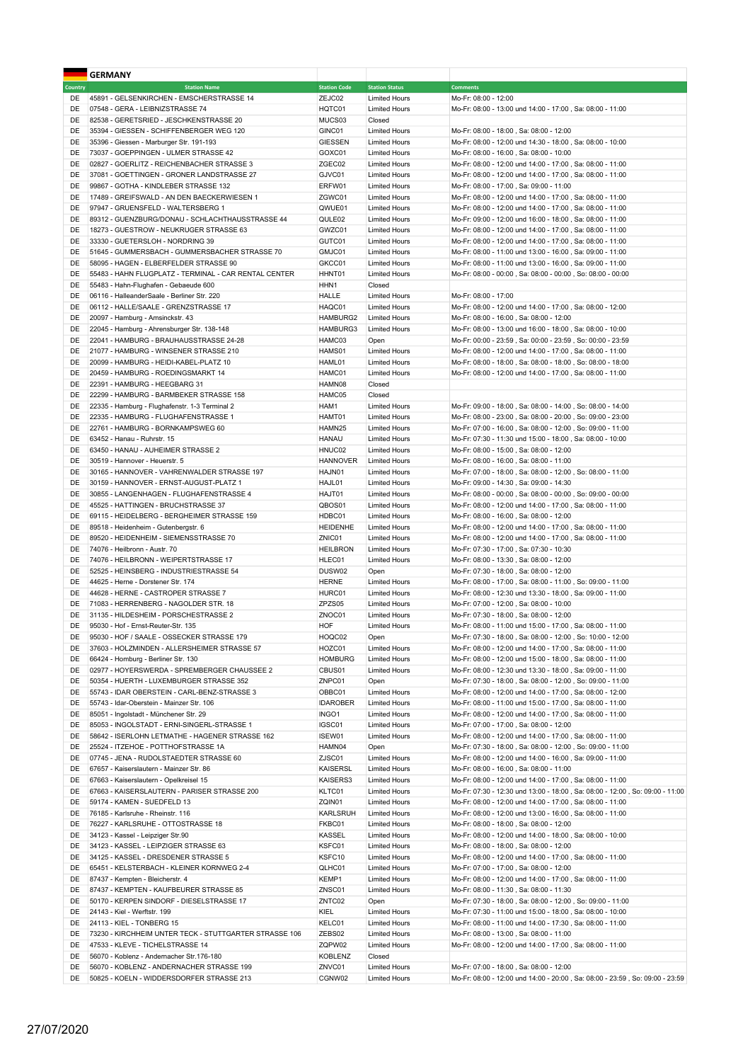# GERMANY

| Country | Station Name | Station Code | Station Status | Comments |
|---|---|---|---|---|
| DE | 45891 - GELSENKIRCHEN - EMSCHERSTRASSE 14 | ZEJC02 | Limited Hours | Mo-Fr: 08:00 - 12:00 |
| DE | 07548 - GERA - LEIBNIZSTRASSE 74 | HQTC01 | Limited Hours | Mo-Fr: 08:00 - 13:00 und 14:00 - 17:00 , Sa: 08:00 - 11:00 |
| DE | 82538 - GERETSRIED - JESCHKENSTRASSE 20 | MUCS03 | Closed | |
| DE | 35394 - GIESSEN - SCHIFFENBERGER WEG 120 | GINC01 | Limited Hours | Mo-Fr: 08:00 - 18:00 , Sa: 08:00 - 12:00 |
| DE | 35396 - Giessen - Marburger Str. 191-193 | GIESSEN | Limited Hours | Mo-Fr: 08:00 - 12:00 und 14:30 - 18:00 , Sa: 08:00 - 10:00 |
| DE | 73037 - GOEPPINGEN - ULMER STRASSE 42 | GOXC01 | Limited Hours | Mo-Fr: 08:00 - 16:00 , Sa: 08:00 - 10:00 |
| DE | 02827 - GOERLITZ - REICHENBACHER STRASSE 3 | ZGEC02 | Limited Hours | Mo-Fr: 08:00 - 12:00 und 14:00 - 17:00 , Sa: 08:00 - 11:00 |
| DE | 37081 - GOETTINGEN - GRONER LANDSTRASSE 27 | GJVC01 | Limited Hours | Mo-Fr: 08:00 - 12:00 und 14:00 - 17:00 , Sa: 08:00 - 11:00 |
| DE | 99867 - GOTHA - KINDLEBER STRASSE 132 | ERFW01 | Limited Hours | Mo-Fr: 08:00 - 17:00 , Sa: 09:00 - 11:00 |
| DE | 17489 - GREIFSWALD - AN DEN BAECKERWIESEN 1 | ZGWC01 | Limited Hours | Mo-Fr: 08:00 - 12:00 und 14:00 - 17:00 , Sa: 08:00 - 11:00 |
| DE | 97947 - GRUENSFELD - WALTERSBERG 1 | QWUE01 | Limited Hours | Mo-Fr: 08:00 - 12:00 und 14:00 - 17:00 , Sa: 08:00 - 11:00 |
| DE | 89312 - GUENZBURG/DONAU - SCHLACHTHAUSSTRASSE 44 | QULE02 | Limited Hours | Mo-Fr: 09:00 - 12:00 und 16:00 - 18:00 , Sa: 08:00 - 11:00 |
| DE | 18273 - GUESTROW - NEUKRUGER STRASSE 63 | GWZC01 | Limited Hours | Mo-Fr: 08:00 - 12:00 und 14:00 - 17:00 , Sa: 08:00 - 11:00 |
| DE | 33330 - GUETERSLOH - NORDRING 39 | GUTC01 | Limited Hours | Mo-Fr: 08:00 - 12:00 und 14:00 - 17:00 , Sa: 08:00 - 11:00 |
| DE | 51645 - GUMMERSBACH - GUMMERSBACHER STRASSE 70 | GMJC01 | Limited Hours | Mo-Fr: 08:00 - 11:00 und 13:00 - 16:00 , Sa: 09:00 - 11:00 |
| DE | 58095 - HAGEN - ELBERFELDER STRASSE 90 | GKCC01 | Limited Hours | Mo-Fr: 08:00 - 11:00 und 13:00 - 16:00 , Sa: 09:00 - 11:00 |
| DE | 55483 - HAHN FLUGPLATZ - TERMINAL - CAR RENTAL CENTER | HHNT01 | Limited Hours | Mo-Fr: 08:00 - 00:00 , Sa: 08:00 - 00:00 , So: 08:00 - 00:00 |
| DE | 55483 - Hahn-Flughafen - Gebaeude 600 | HHN1 | Closed | |
| DE | 06116 - HalleanderSaale - Berliner Str. 220 | HALLE | Limited Hours | Mo-Fr: 08:00 - 17:00 |
| DE | 06112 - HALLE/SAALE - GRENZSTRASSE 17 | HAQC01 | Limited Hours | Mo-Fr: 08:00 - 12:00 und 14:00 - 17:00 , Sa: 08:00 - 12:00 |
| DE | 20097 - Hamburg - Amsinckstr. 43 | HAMBURG2 | Limited Hours | Mo-Fr: 08:00 - 16:00 , Sa: 08:00 - 12:00 |
| DE | 22045 - Hamburg - Ahrensburger Str. 138-148 | HAMBURG3 | Limited Hours | Mo-Fr: 08:00 - 13:00 und 16:00 - 18:00 , Sa: 08:00 - 10:00 |
| DE | 22041 - HAMBURG - BRAUHAUSSTRASSE 24-28 | HAMC03 | Open | Mo-Fr: 00:00 - 23:59 , Sa: 00:00 - 23:59 , So: 00:00 - 23:59 |
| DE | 21077 - HAMBURG - WINSENER STRASSE 210 | HAMS01 | Limited Hours | Mo-Fr: 08:00 - 12:00 und 14:00 - 17:00 , Sa: 08:00 - 11:00 |
| DE | 20099 - HAMBURG - HEIDI-KABEL-PLATZ 10 | HAML01 | Limited Hours | Mo-Fr: 08:00 - 18:00 , Sa: 08:00 - 18:00 , So: 08:00 - 18:00 |
| DE | 20459 - HAMBURG - ROEDINGSMARKT 14 | HAMC01 | Limited Hours | Mo-Fr: 08:00 - 12:00 und 14:00 - 17:00 , Sa: 08:00 - 11:00 |
| DE | 22391 - HAMBURG - HEEGBARG 31 | HAMN08 | Closed | |
| DE | 22299 - HAMBURG - BARMBEKER STRASSE 158 | HAMC05 | Closed | |
| DE | 22335 - Hamburg - Flughafenstr. 1-3 Terminal 2 | HAM1 | Limited Hours | Mo-Fr: 09:00 - 18:00 , Sa: 08:00 - 14:00 , So: 08:00 - 14:00 |
| DE | 22335 - HAMBURG - FLUGHAFENSTRASSE 1 | HAMT01 | Limited Hours | Mo-Fr: 08:00 - 23:00 , Sa: 08:00 - 20:00 , So: 09:00 - 23:00 |
| DE | 22761 - HAMBURG - BORNKAMPSWEG 60 | HAMN25 | Limited Hours | Mo-Fr: 07:00 - 16:00 , Sa: 08:00 - 12:00 , So: 09:00 - 11:00 |
| DE | 63452 - Hanau - Ruhrstr. 15 | HANAU | Limited Hours | Mo-Fr: 07:30 - 11:30 und 15:00 - 18:00 , Sa: 08:00 - 10:00 |
| DE | 63450 - HANAU - AUHEIMER STRASSE 2 | HNUC02 | Limited Hours | Mo-Fr: 08:00 - 15:00 , Sa: 08:00 - 12:00 |
| DE | 30519 - Hannover - Heuerstr. 5 | HANNOVER | Limited Hours | Mo-Fr: 08:00 - 16:00 , Sa: 08:00 - 11:00 |
| DE | 30165 - HANNOVER - VAHRENWALDER STRASSE 197 | HAJN01 | Limited Hours | Mo-Fr: 07:00 - 18:00 , Sa: 08:00 - 12:00 , So: 08:00 - 11:00 |
| DE | 30159 - HANNOVER - ERNST-AUGUST-PLATZ 1 | HAJL01 | Limited Hours | Mo-Fr: 09:00 - 14:30 , Sa: 09:00 - 14:30 |
| DE | 30855 - LANGENHAGEN - FLUGHAFENSTRASSE 4 | HAJT01 | Limited Hours | Mo-Fr: 08:00 - 00:00 , Sa: 08:00 - 00:00 , So: 09:00 - 00:00 |
| DE | 45525 - HATTINGEN - BRUCHSTRASSE 37 | QBOS01 | Limited Hours | Mo-Fr: 08:00 - 12:00 und 14:00 - 17:00 , Sa: 08:00 - 11:00 |
| DE | 69115 - HEIDELBERG - BERGHEIMER STRASSE 159 | HDBC01 | Limited Hours | Mo-Fr: 08:00 - 16:00 , Sa: 08:00 - 12:00 |
| DE | 89518 - Heidenheim - Gutenbergstr. 6 | HEIDENHE | Limited Hours | Mo-Fr: 08:00 - 12:00 und 14:00 - 17:00 , Sa: 08:00 - 11:00 |
| DE | 89520 - HEIDENHEIM - SIEMENSSTRASSE 70 | ZNIC01 | Limited Hours | Mo-Fr: 08:00 - 12:00 und 14:00 - 17:00 , Sa: 08:00 - 11:00 |
| DE | 74076 - Heilbronn - Austr. 70 | HEILBRON | Limited Hours | Mo-Fr: 07:30 - 17:00 , Sa: 07:30 - 10:30 |
| DE | 74076 - HEILBRONN - WEIPERTSTRASSE 17 | HLEC01 | Limited Hours | Mo-Fr: 08:00 - 13:30 , Sa: 08:00 - 12:00 |
| DE | 52525 - HEINSBERG - INDUSTRIESTRASSE 54 | DUSW02 | Open | Mo-Fr: 07:30 - 18:00 , Sa: 08:00 - 12:00 |
| DE | 44625 - Herne - Dorstener Str. 174 | HERNE | Limited Hours | Mo-Fr: 08:00 - 17:00 , Sa: 08:00 - 11:00 , So: 09:00 - 11:00 |
| DE | 44628 - HERNE - CASTROPER STRASSE 7 | HURC01 | Limited Hours | Mo-Fr: 08:00 - 12:30 und 13:30 - 18:00 , Sa: 09:00 - 11:00 |
| DE | 71083 - HERRENBERG - NAGOLDER STR. 18 | ZPZS05 | Limited Hours | Mo-Fr: 07:00 - 12:00 , Sa: 08:00 - 10:00 |
| DE | 31135 - HILDESHEIM - PORSCHESTRASSE 2 | ZNOC01 | Limited Hours | Mo-Fr: 07:30 - 18:00 , Sa: 08:00 - 12:00 |
| DE | 95030 - Hof - Ernst-Reuter-Str. 135 | HOF | Limited Hours | Mo-Fr: 08:00 - 11:00 und 15:00 - 17:00 , Sa: 08:00 - 11:00 |
| DE | 95030 - HOF / SAALE - OSSECKER STRASSE 179 | HOQC02 | Open | Mo-Fr: 07:30 - 18:00 , Sa: 08:00 - 12:00 , So: 10:00 - 12:00 |
| DE | 37603 - HOLZMINDEN - ALLERSHEIMER STRASSE 57 | HOZC01 | Limited Hours | Mo-Fr: 08:00 - 12:00 und 14:00 - 17:00 , Sa: 08:00 - 11:00 |
| DE | 66424 - Homburg - Berliner Str. 130 | HOMBURG | Limited Hours | Mo-Fr: 08:00 - 12:00 und 15:00 - 18:00 , Sa: 08:00 - 11:00 |
| DE | 02977 - HOYERSWERDA - SPREMBERGER CHAUSSEE 2 | CBUS01 | Limited Hours | Mo-Fr: 08:00 - 12:30 und 13:30 - 18:00 , Sa: 09:00 - 11:00 |
| DE | 50354 - HUERTH - LUXEMBURGER STRASSE 352 | ZNPC01 | Open | Mo-Fr: 07:30 - 18:00 , Sa: 08:00 - 12:00 , So: 09:00 - 11:00 |
| DE | 55743 - IDAR OBERSTEIN - CARL-BENZ-STRASSE 3 | OBBC01 | Limited Hours | Mo-Fr: 08:00 - 12:00 und 14:00 - 17:00 , Sa: 08:00 - 12:00 |
| DE | 55743 - Idar-Oberstein - Mainzer Str. 106 | IDAROBER | Limited Hours | Mo-Fr: 08:00 - 11:00 und 15:00 - 17:00 , Sa: 08:00 - 11:00 |
| DE | 85051 - Ingolstadt - Münchener Str. 29 | INGO1 | Limited Hours | Mo-Fr: 08:00 - 12:00 und 14:00 - 17:00 , Sa: 08:00 - 11:00 |
| DE | 85053 - INGOLSTADT - ERNI-SINGERL-STRASSE 1 | IGSC01 | Limited Hours | Mo-Fr: 07:00 - 17:00 , Sa: 08:00 - 12:00 |
| DE | 58642 - ISERLOHN LETMATHE - HAGENER STRASSE 162 | ISEW01 | Limited Hours | Mo-Fr: 08:00 - 12:00 und 14:00 - 17:00 , Sa: 08:00 - 11:00 |
| DE | 25524 - ITZEHOE - POTTHOFSTRASSE 1A | HAMN04 | Open | Mo-Fr: 07:30 - 18:00 , Sa: 08:00 - 12:00 , So: 09:00 - 11:00 |
| DE | 07745 - JENA - RUDOLSTAEDTER STRASSE 60 | ZJSC01 | Limited Hours | Mo-Fr: 08:00 - 12:00 und 14:00 - 16:00 , Sa: 09:00 - 11:00 |
| DE | 67657 - Kaiserslautern - Mainzer Str. 86 | KAISERSL | Limited Hours | Mo-Fr: 08:00 - 16:00 , Sa: 08:00 - 11:00 |
| DE | 67663 - Kaiserslautern - Opelkreisel 15 | KAISERS3 | Limited Hours | Mo-Fr: 08:00 - 12:00 und 14:00 - 17:00 , Sa: 08:00 - 11:00 |
| DE | 67663 - KAISERSLAUTERN - PARISER STRASSE 200 | KLTC01 | Limited Hours | Mo-Fr: 07:30 - 12:30 und 13:00 - 18:00 , Sa: 08:00 - 12:00 , So: 09:00 - 11:00 |
| DE | 59174 - KAMEN - SUEDFELD 13 | ZQIN01 | Limited Hours | Mo-Fr: 08:00 - 12:00 und 14:00 - 17:00 , Sa: 08:00 - 11:00 |
| DE | 76185 - Karlsruhe - Rheinstr. 116 | KARLSRUH | Limited Hours | Mo-Fr: 08:00 - 12:00 und 13:00 - 16:00 , Sa: 08:00 - 11:00 |
| DE | 76227 - KARLSRUHE - OTTOSTRASSE 18 | FKBC01 | Limited Hours | Mo-Fr: 08:00 - 18:00 , Sa: 08:00 - 12:00 |
| DE | 34123 - Kassel - Leipziger Str.90 | KASSEL | Limited Hours | Mo-Fr: 08:00 - 12:00 und 14:00 - 18:00 , Sa: 08:00 - 10:00 |
| DE | 34123 - KASSEL - LEIPZIGER STRASSE 63 | KSFC01 | Limited Hours | Mo-Fr: 08:00 - 18:00 , Sa: 08:00 - 12:00 |
| DE | 34125 - KASSEL - DRESDENER STRASSE 5 | KSFC10 | Limited Hours | Mo-Fr: 08:00 - 12:00 und 14:00 - 17:00 , Sa: 08:00 - 11:00 |
| DE | 65451 - KELSTERBACH - KLEINER KORNWEG 2-4 | QLHC01 | Limited Hours | Mo-Fr: 07:00 - 17:00 , Sa: 08:00 - 12:00 |
| DE | 87437 - Kempten - Bleicherstr. 4 | KEMP1 | Limited Hours | Mo-Fr: 08:00 - 12:00 und 14:00 - 17:00 , Sa: 08:00 - 11:00 |
| DE | 87437 - KEMPTEN - KAUFBEURER STRASSE 85 | ZNSC01 | Limited Hours | Mo-Fr: 08:00 - 11:30 , Sa: 08:00 - 11:30 |
| DE | 50170 - KERPEN SINDORF - DIESELSTRASSE 17 | ZNTC02 | Open | Mo-Fr: 07:30 - 18:00 , Sa: 08:00 - 12:00 , So: 09:00 - 11:00 |
| DE | 24143 - Kiel - Werftstr. 199 | KIEL | Limited Hours | Mo-Fr: 07:30 - 11:00 und 15:00 - 18:00 , Sa: 08:00 - 10:00 |
| DE | 24113 - KIEL - TONBERG 15 | KELC01 | Limited Hours | Mo-Fr: 08:00 - 11:00 und 14:00 - 17:30 , Sa: 08:00 - 11:00 |
| DE | 73230 - KIRCHHEIM UNTER TECK - STUTTGARTER STRASSE 106 | ZEBS02 | Limited Hours | Mo-Fr: 08:00 - 13:00 , Sa: 08:00 - 11:00 |
| DE | 47533 - KLEVE - TICHELSTRASSE 14 | ZQPW02 | Limited Hours | Mo-Fr: 08:00 - 12:00 und 14:00 - 17:00 , Sa: 08:00 - 11:00 |
| DE | 56070 - Koblenz - Andernacher Str.176-180 | KOBLENZ | Closed | |
| DE | 56070 - KOBLENZ - ANDERNACHER STRASSE 199 | ZNVC01 | Limited Hours | Mo-Fr: 07:00 - 18:00 , Sa: 08:00 - 12:00 |
| DE | 50825 - KOELN - WIDDERSDORFER STRASSE 213 | CGNW02 | Limited Hours | Mo-Fr: 08:00 - 12:00 und 14:00 - 20:00 , Sa: 08:00 - 23:59 , So: 09:00 - 23:59 |

27/07/2020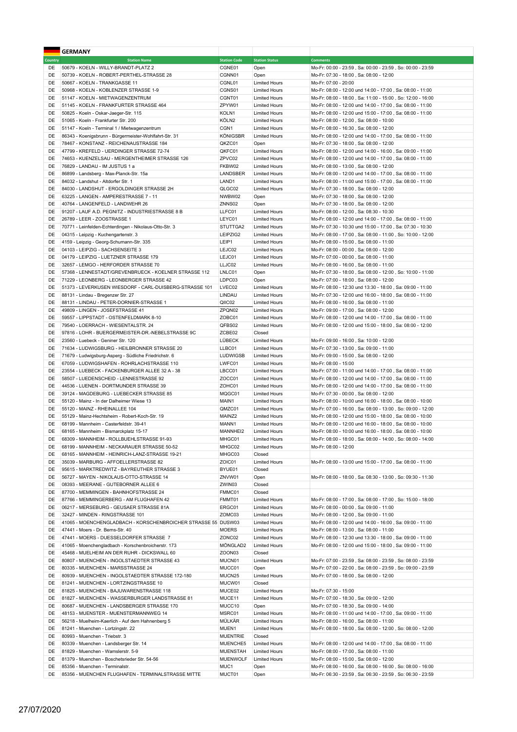## GERMANY

| Country | Station Name | Station Code | Station Status | Comments |
|---|---|---|---|---|
| DE | 50679 - KOELN - WILLY-BRANDT-PLATZ 2 | CGNE01 | Open | Mo-Fr: 00:00 - 23:59 , Sa: 00:00 - 23:59 , So: 00:00 - 23:59 |
| DE | 50739 - KOELN - ROBERT-PERTHEL-STRASSE 28 | CGNN01 | Open | Mo-Fr: 07:30 - 18:00 , Sa: 08:00 - 12:00 |
| DE | 50667 - KOELN - TRANKGASSE 11 | CGNL01 | Limited Hours | Mo-Fr: 07:00 - 20:00 |
| DE | 50968 - KOELN - KOBLENZER STRASSE 1-9 | CGNS01 | Limited Hours | Mo-Fr: 08:00 - 12:00 und 14:00 - 17:00 , Sa: 08:00 - 11:00 |
| DE | 51147 - KOELN - MIETWAGENZENTRUM | CGNT01 | Limited Hours | Mo-Fr: 08:00 - 18:00 , Sa: 11:00 - 15:00 , So: 12:00 - 16:00 |
| DE | 51145 - KOELN - FRANKFURTER STRASSE 464 | ZPYW01 | Limited Hours | Mo-Fr: 08:00 - 12:00 und 14:00 - 17:00 , Sa: 08:00 - 11:00 |
| DE | 50825 - Koeln - Oskar-Jaeger-Str. 115 | KOLN1 | Limited Hours | Mo-Fr: 08:00 - 12:00 und 15:00 - 17:00 , Sa: 08:00 - 11:00 |
| DE | 51065 - Koeln - Frankfurter Str. 200 | KÖLN2 | Limited Hours | Mo-Fr: 08:00 - 12:00 , Sa: 08:00 - 10:00 |
| DE | 51147 - Koeln - Terminal 1 / Mietwagenzentrum | CGN1 | Limited Hours | Mo-Fr: 08:00 - 16:30 , Sa: 08:00 - 12:00 |
| DE | 86343 - Koenigsbrunn - Bürgermeister-Wohlfahrt-Str. 31 | KÖNIGSBR | Limited Hours | Mo-Fr: 08:00 - 12:00 und 14:00 - 17:00 , Sa: 08:00 - 11:00 |
| DE | 78467 - KONSTANZ - REICHENAUSTRASSE 184 | QKZC01 | Open | Mo-Fr: 07:30 - 18:00 , Sa: 08:00 - 12:00 |
| DE | 47799 - KREFELD - UERDINGER STRASSE 72-74 | QKFC01 | Limited Hours | Mo-Fr: 08:00 - 12:00 und 14:00 - 16:00 , Sa: 09:00 - 11:00 |
| DE | 74653 - KUENZELSAU - MERGENTHEIMER STRASSE 126 | ZPVC02 | Limited Hours | Mo-Fr: 08:00 - 12:00 und 14:00 - 17:00 , Sa: 08:00 - 11:00 |
| DE | 76829 - LANDAU - IM JUSTUS 1 a | FKBW02 | Limited Hours | Mo-Fr: 08:00 - 13:00 , Sa: 08:00 - 12:00 |
| DE | 86899 - Landsberg - Max-Planck-Str. 15a | LANDSBER | Limited Hours | Mo-Fr: 08:00 - 12:00 und 14:00 - 17:00 , Sa: 08:00 - 11:00 |
| DE | 84032 - Landshut - Altdorfer Str. 1 | LAND1 | Limited Hours | Mo-Fr: 08:00 - 11:00 und 15:00 - 17:00 , Sa: 08:00 - 11:00 |
| DE | 84030 - LANDSHUT - ERGOLDINGER STRASSE 2H | QLGC02 | Limited Hours | Mo-Fr: 07:30 - 18:00 , Sa: 08:00 - 12:00 |
| DE | 63225 - LANGEN - AMPERESTRASSE 7 - 11 | NWBW02 | Open | Mo-Fr: 07:30 - 18:00 , Sa: 08:00 - 12:00 |
| DE | 40764 - LANGENFELD - LANDWEHR 26 | ZNNS02 | Open | Mo-Fr: 07:30 - 18:00 , Sa: 08:00 - 12:00 |
| DE | 91207 - LAUF A.D. PEGNITZ - INDUSTRIESTRASSE 8 B | LLFC01 | Limited Hours | Mo-Fr: 08:00 - 12:00 , Sa: 08:30 - 10:30 |
| DE | 26789 - LEER - ZOOSTRASSE 1 | LEYC01 | Limited Hours | Mo-Fr: 08:00 - 12:00 und 14:00 - 17:00 , Sa: 08:00 - 11:00 |
| DE | 70771 - Leinfelden-Echterdingen - Nikolaus-Otto-Str. 3 | STUTTGA2 | Limited Hours | Mo-Fr: 07:30 - 10:30 und 15:00 - 17:00 , Sa: 07:30 - 10:30 |
| DE | 04315 - Leipzig - Kuchengartenstr. 3 | LEIPZIG2 | Limited Hours | Mo-Fr: 08:00 - 17:00 , Sa: 08:00 - 11:00 , So: 10:00 - 12:00 |
| DE | 4159 - Leipzig - Georg-Schumann-Str. 335 | LEIP1 | Limited Hours | Mo-Fr: 08:00 - 15:00 , Sa: 08:00 - 11:00 |
| DE | 04103 - LEIPZIG - SACHSENSEITE 3 | LEJC02 | Limited Hours | Mo-Fr: 08:00 - 00:00 , Sa: 08:00 - 12:00 |
| DE | 04179 - LEIPZIG - LUETZNER STRASSE 179 | LEJC01 | Limited Hours | Mo-Fr: 07:00 - 00:00 , Sa: 08:00 - 11:00 |
| DE | 32657 - LEMGO - HERFORDER STRASSE 70 | LLJC02 | Limited Hours | Mo-Fr: 08:00 - 16:00 , Sa: 08:00 - 11:00 |
| DE | 57368 - LENNESTADT/GREVENBRUECK - KOELNER STRASSE 112 | LNLC01 | Open | Mo-Fr: 07:30 - 18:00 , Sa: 08:00 - 12:00 , So: 10:00 - 11:00 |
| DE | 71229 - LEONBERG - LEONBERGER STRASSE 42 | LDPC03 | Open | Mo-Fr: 07:00 - 18:00 , Sa: 08:00 - 12:00 |
| DE | 51373 - LEVERKUSEN WIESDORF - CARL-DUISBERG-STRASSE 101 | LVEC02 | Limited Hours | Mo-Fr: 08:00 - 12:00 und 13:30 - 18:00 , Sa: 09:00 - 11:00 |
| DE | 88131 - Lindau - Bregenzer Str. 27 | LINDAU | Limited Hours | Mo-Fr: 07:30 - 12:00 und 16:00 - 18:00 , Sa: 08:00 - 11:00 |
| DE | 88131 - LINDAU - PETER-DORNIER-STRASSE 1 | QIIC02 | Limited Hours | Mo-Fr: 08:00 - 16:00 , Sa: 08:00 - 11:00 |
| DE | 49809 - LINGEN - JOSEFSTRASSE 41 | ZPQN02 | Limited Hours | Mo-Fr: 09:00 - 17:00 , Sa: 08:00 - 12:00 |
| DE | 59557 - LIPPSTADT - OSTENFELDMARK 8-10 | ZOBC01 | Limited Hours | Mo-Fr: 08:00 - 12:00 und 14:00 - 17:00 , Sa: 08:00 - 11:00 |
| DE | 79540 - LOERRACH - WIESENTALSTR. 24 | QFBS02 | Limited Hours | Mo-Fr: 08:00 - 12:00 und 15:00 - 18:00 , Sa: 08:00 - 12:00 |
| DE | 97816 - LOHR - BUERGERMEISTER-DR.-NEBELSTRASSE 9C | ZCBE02 | Closed | |
| DE | 23560 - Luebeck - Geniner Str. 120 | LÜBECK | Limited Hours | Mo-Fr: 09:00 - 16:00 , Sa: 10:00 - 12:00 |
| DE | 71634 - LUDWIGSBURG - HEILBRONNER STRASSE 20 | LLBC01 | Limited Hours | Mo-Fr: 07:30 - 13:00 , Sa: 09:00 - 11:00 |
| DE | 71679 - Ludwigsburg-Asperg - Südliche Friedrichstr. 6 | LUDWIGSB | Limited Hours | Mo-Fr: 09:00 - 15:00 , Sa: 08:00 - 12:00 |
| DE | 67059 - LUDWIGSHAFEN - ROHRLACHSTRASSE 110 | LWFC01 | Limited Hours | Mo-Fr: 08:00 - 15:00 |
| DE | 23554 - LUEBECK - FACKENBURGER ALLEE 32 A - 38 | LBCC01 | Limited Hours | Mo-Fr: 07:00 - 11:00 und 14:00 - 17:00 , Sa: 08:00 - 11:00 |
| DE | 58507 - LUEDENSCHEID - LENNESTRASSE 92 | ZOCC01 | Limited Hours | Mo-Fr: 08:00 - 12:00 und 14:00 - 17:00 , Sa: 08:00 - 11:00 |
| DE | 44536 - LUENEN - DORTMUNDER STRASSE 39 | ZOHC01 | Limited Hours | Mo-Fr: 08:00 - 12:00 und 14:00 - 17:00 , Sa: 08:00 - 11:00 |
| DE | 39124 - MAGDEBURG - LUEBECKER STRASSE 85 | MQGC01 | Limited Hours | Mo-Fr: 07:30 - 00:00 , Sa: 08:00 - 12:00 |
| DE | 55120 - Mainz - In der Dalheimer Wiese 13 | MAIN1 | Limited Hours | Mo-Fr: 08:00 - 10:00 und 16:00 - 18:00 , Sa: 08:00 - 10:00 |
| DE | 55120 - MAINZ - RHEINALLEE 104 | QMZC01 | Limited Hours | Mo-Fr: 07:00 - 16:00 , Sa: 08:00 - 13:00 , So: 09:00 - 12:00 |
| DE | 55129 - Mainz-Hechtsheim - Robert-Koch-Str. 19 | MAINZ2 | Limited Hours | Mo-Fr: 08:00 - 12:00 und 15:00 - 18:00 , Sa: 08:00 - 10:00 |
| DE | 68199 - Mannheim - Casterfeldstr. 39-41 | MANN1 | Limited Hours | Mo-Fr: 08:00 - 12:00 und 16:00 - 18:00 , Sa: 08:00 - 10:00 |
| DE | 68165 - Mannheim - Bismarckplatz 15-17 | MANNHEI2 | Limited Hours | Mo-Fr: 08:00 - 10:00 und 16:00 - 18:00 , Sa: 08:00 - 10:00 |
| DE | 68309 - MANNHEIM - ROLLBUEHLSTRASSE 91-93 | MHGC01 | Limited Hours | Mo-Fr: 08:00 - 18:00 , Sa: 08:00 - 14:00 , So: 08:00 - 14:00 |
| DE | 68199 - MANNHEIM - NECKARAUER STRASSE 50-52 | MHGC02 | Limited Hours | Mo-Fr: 08:00 - 12:00 |
| DE | 68165 - MANNHEIM - HEINRICH-LANZ-STRASSE 19-21 | MHGC03 | Closed | |
| DE | 35039 - MARBURG - AFFOELLERSTRASSE 82 | ZOIC01 | Limited Hours | Mo-Fr: 08:00 - 13:00 und 15:00 - 17:00 , Sa: 08:00 - 11:00 |
| DE | 95615 - MARKTREDWITZ - BAYREUTHER STRASSE 3 | BYUE01 | Closed | |
| DE | 56727 - MAYEN - NIKOLAUS-OTTO-STRASSE 14 | ZNVW01 | Open | Mo-Fr: 08:00 - 18:00 , Sa: 08:30 - 13:00 , So: 09:30 - 11:30 |
| DE | 08393 - MEERANE - GUTEBORNER ALLEE 6 | ZWIN03 | Closed | |
| DE | 87700 - MEMMINGEN - BAHNHOFSTRASSE 24 | FMMC01 | Closed | |
| DE | 87766 - MEMMINGERBERG - AM FLUGHAFEN 42 | FMMT01 | Limited Hours | Mo-Fr: 08:00 - 17:00 , Sa: 08:00 - 17:00 , So: 15:00 - 18:00 |
| DE | 06217 - MERSEBURG - GEUSAER STRASSE 81A | ERGC01 | Limited Hours | Mo-Fr: 08:00 - 00:00 , Sa: 09:00 - 11:00 |
| DE | 32427 - MINDEN - RINGSTRASSE 101 | ZOMC03 | Limited Hours | Mo-Fr: 08:00 - 12:00 , Sa: 09:00 - 11:00 |
| DE | 41065 - MOENCHENGLADBACH - KORSCHENBROICHER STRASSE 55 | DUSW03 | Limited Hours | Mo-Fr: 08:00 - 12:00 und 14:00 - 16:00 , Sa: 09:00 - 11:00 |
| DE | 47441 - Moers - Dr. Berns-Str. 40 | MOERS | Limited Hours | Mo-Fr: 08:00 - 13:00 , Sa: 08:00 - 11:00 |
| DE | 47441 - MOERS - DUESSELDORFER STRASSE 7 | ZONC02 | Limited Hours | Mo-Fr: 08:00 - 12:30 und 13:30 - 18:00 , Sa: 09:00 - 11:00 |
| DE | 41065 - Moenchengladbach - Korschenbroicherstr. 173 | MÖNGLAD2 | Limited Hours | Mo-Fr: 08:00 - 12:00 und 15:00 - 18:00 , Sa: 09:00 - 11:00 |
| DE | 45468 - MUELHEIM AN DER RUHR - DICKSWALL 60 | ZOON03 | Closed | |
| DE | 80807 - MUENCHEN - INGOLSTAEDTER STRASSE 43 | MUCN01 | Limited Hours | Mo-Fr: 07:00 - 23:59 , Sa: 08:00 - 23:59 , So: 08:00 - 23:59 |
| DE | 80335 - MUENCHEN - MARSSTRASSE 24 | MUCC01 | Open | Mo-Fr: 07:00 - 22:00 , Sa: 08:00 - 23:59 , So: 09:00 - 23:59 |
| DE | 80939 - MUENCHEN - INGOLSTAEDTER STRASSE 172-180 | MUCN25 | Limited Hours | Mo-Fr: 07:00 - 18:00 , Sa: 08:00 - 12:00 |
| DE | 81241 - MUENCHEN - LORTZINGSTRASSE 10 | MUCW01 | Closed | |
| DE | 81825 - MUENCHEN - BAJUWARENSTRASSE 118 | MUCE02 | Limited Hours | Mo-Fr: 07:30 - 15:00 |
| DE | 81827 - MUENCHEN - WASSERBURGER LANDSTRASSE 81 | MUCE11 | Limited Hours | Mo-Fr: 07:00 - 18:30 , Sa: 09:00 - 12:00 |
| DE | 80687 - MUENCHEN - LANDSBERGER STRASSE 170 | MUCC10 | Open | Mo-Fr: 07:00 - 18:30 , Sa: 09:00 - 14:00 |
| DE | 48153 - MUENSTER - MUENSTERMANNWEG 14 | MSRC01 | Limited Hours | Mo-Fr: 08:00 - 11:00 und 14:00 - 17:00 , Sa: 09:00 - 11:00 |
| DE | 56218 - Muelheim-Kaerlich - Auf dem Hahnenberg 5 | MÜLKÄR | Limited Hours | Mo-Fr: 08:00 - 16:00 , Sa: 08:00 - 11:00 |
| DE | 81241 - Muenchen - Lortzingstr. 22 | MUEN1 | Limited Hours | Mo-Fr: 08:00 - 18:00 , Sa: 08:00 - 12:00 , So: 08:00 - 12:00 |
| DE | 80993 - Muenchen - Triebstr. 3 | MUENTRIE | Closed | |
| DE | 80339 - Muenchen - Landsberger Str. 14 | MUENCHE5 | Limited Hours | Mo-Fr: 08:00 - 12:00 und 14:00 - 17:00 , Sa: 08:00 - 11:00 |
| DE | 81829 - Muenchen - Wamslerstr. 5-9 | MUENSTAH | Limited Hours | Mo-Fr: 08:00 - 17:00 , Sa: 08:00 - 11:00 |
| DE | 81379 - Muenchen - Boschetsrieder Str. 54-56 | MUENWOLF | Limited Hours | Mo-Fr: 08:00 - 15:00 , Sa: 08:00 - 12:00 |
| DE | 85356 - Muenchen - Terminalstr. | MUC1 | Open | Mo-Fr: 08:00 - 16:00 , Sa: 08:00 - 16:00 , So: 08:00 - 16:00 |
| DE | 85356 - MUENCHEN FLUGHAFEN - TERMINALSTRASSE MITTE | MUCT01 | Open | Mo-Fr: 06:30 - 23:59 , Sa: 06:30 - 23:59 , So: 06:30 - 23:59 |

27/07/2020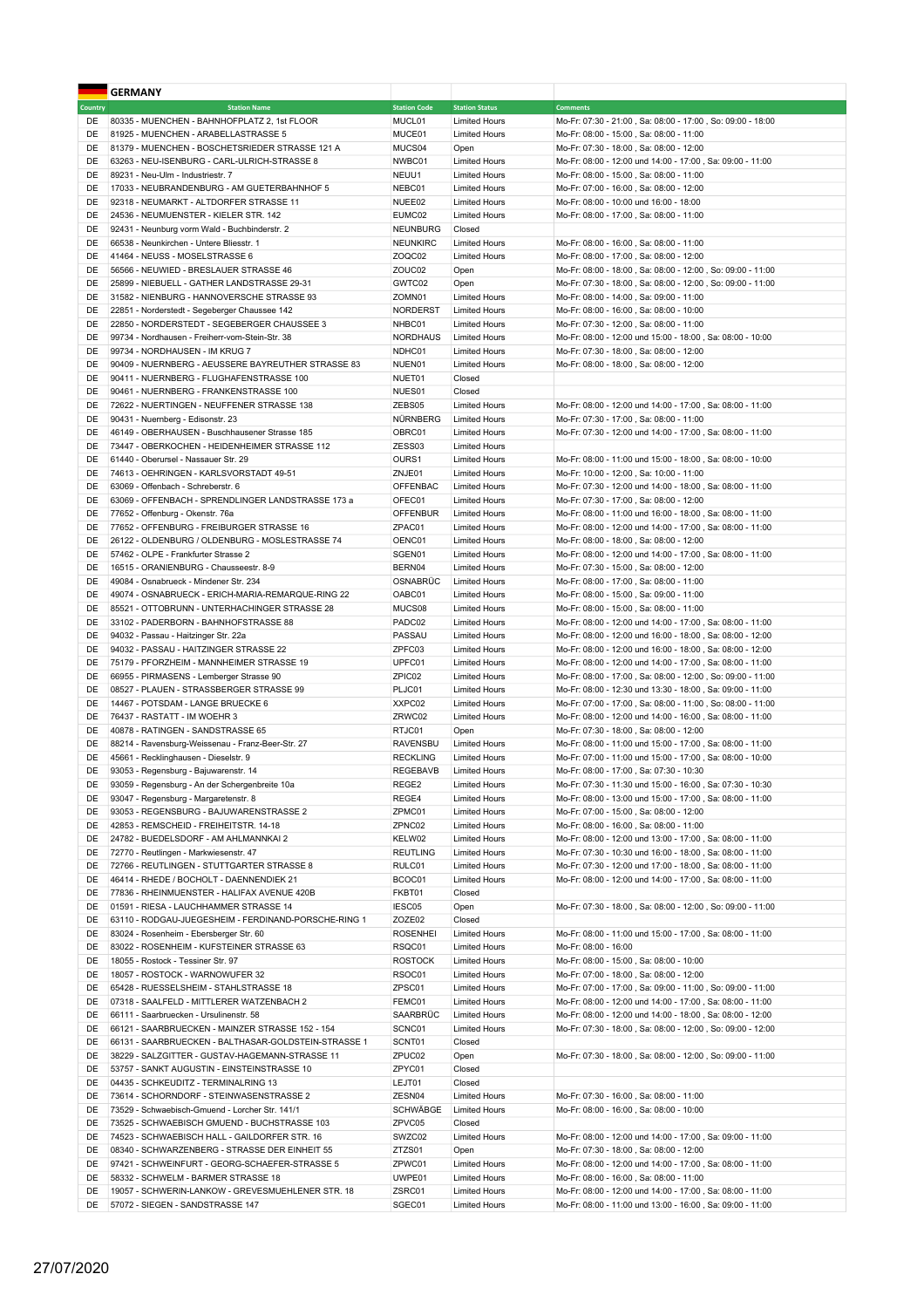## GERMANY

| Country | Station Name | Station Code | Station Status | Comments |
|---|---|---|---|---|
| DE | 80335 - MUENCHEN - BAHNHOFPLATZ 2, 1st FLOOR | MUCL01 | Limited Hours | Mo-Fr: 07:30 - 21:00 , Sa: 08:00 - 17:00 , So: 09:00 - 18:00 |
| DE | 81925 - MUENCHEN - ARABELLASTRASSE 5 | MUCE01 | Limited Hours | Mo-Fr: 08:00 - 15:00 , Sa: 08:00 - 11:00 |
| DE | 81379 - MUENCHEN - BOSCHETSRIEDER STRASSE 121 A | MUCS04 | Open | Mo-Fr: 07:30 - 18:00 , Sa: 08:00 - 12:00 |
| DE | 63263 - NEU-ISENBURG - CARL-ULRICH-STRASSE 8 | NWBC01 | Limited Hours | Mo-Fr: 08:00 - 12:00 und 14:00 - 17:00 , Sa: 09:00 - 11:00 |
| DE | 89231 - Neu-Ulm - Industriestr. 7 | NEUU1 | Limited Hours | Mo-Fr: 08:00 - 15:00 , Sa: 08:00 - 11:00 |
| DE | 17033 - NEUBRANDENBURG - AM GUETERBAHNHOF 5 | NEBC01 | Limited Hours | Mo-Fr: 07:00 - 16:00 , Sa: 08:00 - 12:00 |
| DE | 92318 - NEUMARKT - ALTDORFER STRASSE 11 | NUEE02 | Limited Hours | Mo-Fr: 08:00 - 10:00 und 16:00 - 18:00 |
| DE | 24536 - NEUMUENSTER - KIELER STR. 142 | EUMC02 | Limited Hours | Mo-Fr: 08:00 - 17:00 , Sa: 08:00 - 11:00 |
| DE | 92431 - Neunburg vorm Wald - Buchbinderstr. 2 | NEUNBURG | Closed | |
| DE | 66538 - Neunkirchen - Untere Bliesstr. 1 | NEUNKIRC | Limited Hours | Mo-Fr: 08:00 - 16:00 , Sa: 08:00 - 11:00 |
| DE | 41464 - NEUSS - MOSELSTRASSE 6 | ZOQC02 | Limited Hours | Mo-Fr: 08:00 - 17:00 , Sa: 08:00 - 12:00 |
| DE | 56566 - NEUWIED - BRESLAUER STRASSE 46 | ZOUC02 | Open | Mo-Fr: 08:00 - 18:00 , Sa: 08:00 - 12:00 , So: 09:00 - 11:00 |
| DE | 25899 - NIEBUELL - GATHER LANDSTRASSE 29-31 | GWTC02 | Open | Mo-Fr: 07:30 - 18:00 , Sa: 08:00 - 12:00 , So: 09:00 - 11:00 |
| DE | 31582 - NIENBURG - HANNOVERSCHE STRASSE 93 | ZOMN01 | Limited Hours | Mo-Fr: 08:00 - 14:00 , Sa: 09:00 - 11:00 |
| DE | 22851 - Norderstedt - Segeberger Chaussee 142 | NORDERST | Limited Hours | Mo-Fr: 08:00 - 16:00 , Sa: 08:00 - 10:00 |
| DE | 22850 - NORDERSTEDT - SEGEBERGER CHAUSSEE 3 | NHBC01 | Limited Hours | Mo-Fr: 07:30 - 12:00 , Sa: 08:00 - 11:00 |
| DE | 99734 - Nordhausen - Freiherr-vom-Stein-Str. 38 | NORDHAUS | Limited Hours | Mo-Fr: 08:00 - 12:00 und 15:00 - 18:00 , Sa: 08:00 - 10:00 |
| DE | 99734 - NORDHAUSEN - IM KRUG 7 | NDHC01 | Limited Hours | Mo-Fr: 07:30 - 18:00 , Sa: 08:00 - 12:00 |
| DE | 90409 - NUERNBERG - AEUSSERE BAYREUTHER STRASSE 83 | NUEN01 | Limited Hours | Mo-Fr: 08:00 - 18:00 , Sa: 08:00 - 12:00 |
| DE | 90411 - NUERNBERG - FLUGHAFENSTRASSE 100 | NUET01 | Closed | |
| DE | 90461 - NUERNBERG - FRANKENSTRASSE 100 | NUES01 | Closed | |
| DE | 72622 - NUERTINGEN - NEUFFENER STRASSE 138 | ZEBS05 | Limited Hours | Mo-Fr: 08:00 - 12:00 und 14:00 - 17:00 , Sa: 08:00 - 11:00 |
| DE | 90431 - Nuernberg - Edisonstr. 23 | NÜRNBERG | Limited Hours | Mo-Fr: 07:30 - 17:00 , Sa: 08:00 - 11:00 |
| DE | 46149 - OBERHAUSEN - Buschhausener Strasse 185 | OBRC01 | Limited Hours | Mo-Fr: 07:30 - 12:00 und 14:00 - 17:00 , Sa: 08:00 - 11:00 |
| DE | 73447 - OBERKOCHEN - HEIDENHEIMER STRASSE 112 | ZESS03 | Limited Hours | |
| DE | 61440 - Oberursel - Nassauer Str. 29 | OURS1 | Limited Hours | Mo-Fr: 08:00 - 11:00 und 15:00 - 18:00 , Sa: 08:00 - 10:00 |
| DE | 74613 - OEHRINGEN - KARLSVORSTADT 49-51 | ZNJE01 | Limited Hours | Mo-Fr: 10:00 - 12:00 , Sa: 10:00 - 11:00 |
| DE | 63069 - Offenbach - Schreberstr. 6 | OFFENBAC | Limited Hours | Mo-Fr: 07:30 - 12:00 und 14:00 - 18:00 , Sa: 08:00 - 11:00 |
| DE | 63069 - OFFENBACH - SPRENDLINGER LANDSTRASSE 173 a | OFEC01 | Limited Hours | Mo-Fr: 07:30 - 17:00 , Sa: 08:00 - 12:00 |
| DE | 77652 - Offenburg - Okenstr. 76a | OFFENBUR | Limited Hours | Mo-Fr: 08:00 - 11:00 und 16:00 - 18:00 , Sa: 08:00 - 11:00 |
| DE | 77652 - OFFENBURG - FREIBURGER STRASSE 16 | ZPAC01 | Limited Hours | Mo-Fr: 08:00 - 12:00 und 14:00 - 17:00 , Sa: 08:00 - 11:00 |
| DE | 26122 - OLDENBURG / OLDENBURG - MOSLESTRASSE 74 | OENC01 | Limited Hours | Mo-Fr: 08:00 - 18:00 , Sa: 08:00 - 12:00 |
| DE | 57462 - OLPE - Frankfurter Strasse 2 | SGEN01 | Limited Hours | Mo-Fr: 08:00 - 12:00 und 14:00 - 17:00 , Sa: 08:00 - 11:00 |
| DE | 16515 - ORANIENBURG - Chausseestr. 8-9 | BERN04 | Limited Hours | Mo-Fr: 07:30 - 15:00 , Sa: 08:00 - 12:00 |
| DE | 49084 - Osnabrueck - Mindener Str. 234 | OSNABRÜC | Limited Hours | Mo-Fr: 08:00 - 17:00 , Sa: 08:00 - 11:00 |
| DE | 49074 - OSNABRUECK - ERICH-MARIA-REMARQUE-RING 22 | OABC01 | Limited Hours | Mo-Fr: 08:00 - 15:00 , Sa: 09:00 - 11:00 |
| DE | 85521 - OTTOBRUNN - UNTERHACHINGER STRASSE 28 | MUCS08 | Limited Hours | Mo-Fr: 08:00 - 15:00 , Sa: 08:00 - 11:00 |
| DE | 33102 - PADERBORN - BAHNHOFSTRASSE 88 | PADC02 | Limited Hours | Mo-Fr: 08:00 - 12:00 und 14:00 - 17:00 , Sa: 08:00 - 11:00 |
| DE | 94032 - Passau - Haitzinger Str. 22a | PASSAU | Limited Hours | Mo-Fr: 08:00 - 12:00 und 16:00 - 18:00 , Sa: 08:00 - 12:00 |
| DE | 94032 - PASSAU - HAITZINGER STRASSE 22 | ZPFC03 | Limited Hours | Mo-Fr: 08:00 - 12:00 und 16:00 - 18:00 , Sa: 08:00 - 12:00 |
| DE | 75179 - PFORZHEIM - MANNHEIMER STRASSE 19 | UPFC01 | Limited Hours | Mo-Fr: 08:00 - 12:00 und 14:00 - 17:00 , Sa: 08:00 - 11:00 |
| DE | 66955 - PIRMASENS - Lemberger Strasse 90 | ZPIC02 | Limited Hours | Mo-Fr: 08:00 - 17:00 , Sa: 08:00 - 12:00 , So: 09:00 - 11:00 |
| DE | 08527 - PLAUEN - STRASSBERGER STRASSE 99 | PLJC01 | Limited Hours | Mo-Fr: 08:00 - 12:30 und 13:30 - 18:00 , Sa: 09:00 - 11:00 |
| DE | 14467 - POTSDAM - LANGE BRUECKE 6 | XXPC02 | Limited Hours | Mo-Fr: 07:00 - 17:00 , Sa: 08:00 - 11:00 , So: 08:00 - 11:00 |
| DE | 76437 - RASTATT - IM WOEHR 3 | ZRWC02 | Limited Hours | Mo-Fr: 08:00 - 12:00 und 14:00 - 16:00 , Sa: 08:00 - 11:00 |
| DE | 40878 - RATINGEN - SANDSTRASSE 65 | RTJC01 | Open | Mo-Fr: 07:30 - 18:00 , Sa: 08:00 - 12:00 |
| DE | 88214 - Ravensburg-Weissenau - Franz-Beer-Str. 27 | RAVENSBU | Limited Hours | Mo-Fr: 08:00 - 11:00 und 15:00 - 17:00 , Sa: 08:00 - 11:00 |
| DE | 45661 - Recklinghausen - Dieselstr. 9 | RECKLING | Limited Hours | Mo-Fr: 07:00 - 11:00 und 15:00 - 17:00 , Sa: 08:00 - 10:00 |
| DE | 93053 - Regensburg - Bajuwarenstr. 14 | REGEBAVB | Limited Hours | Mo-Fr: 08:00 - 17:00 , Sa: 07:30 - 10:30 |
| DE | 93059 - Regensburg - An der Schergenbreite 10a | REGE2 | Limited Hours | Mo-Fr: 07:30 - 11:30 und 15:00 - 16:00 , Sa: 07:30 - 10:30 |
| DE | 93047 - Regensburg - Margaretenstr. 8 | REGE4 | Limited Hours | Mo-Fr: 08:00 - 13:00 und 15:00 - 17:00 , Sa: 08:00 - 11:00 |
| DE | 93053 - REGENSBURG - BAJUWARENSTRASSE 2 | ZPMC01 | Limited Hours | Mo-Fr: 07:00 - 15:00 , Sa: 08:00 - 12:00 |
| DE | 42853 - REMSCHEID - FREIHEITSTR. 14-18 | ZPNC02 | Limited Hours | Mo-Fr: 08:00 - 16:00 , Sa: 08:00 - 11:00 |
| DE | 24782 - BUEDELSDORF - AM AHLMANNKAI 2 | KELW02 | Limited Hours | Mo-Fr: 08:00 - 12:00 und 13:00 - 17:00 , Sa: 08:00 - 11:00 |
| DE | 72770 - Reutlingen - Markwiesenstr. 47 | REUTLING | Limited Hours | Mo-Fr: 07:30 - 10:30 und 16:00 - 18:00 , Sa: 08:00 - 11:00 |
| DE | 72766 - REUTLINGEN - STUTTGARTER STRASSE 8 | RULC01 | Limited Hours | Mo-Fr: 07:30 - 12:00 und 17:00 - 18:00 , Sa: 08:00 - 11:00 |
| DE | 46414 - RHEDE / BOCHOLT - DAENNENDIEK 21 | BCOC01 | Limited Hours | Mo-Fr: 08:00 - 12:00 und 14:00 - 17:00 , Sa: 08:00 - 11:00 |
| DE | 77836 - RHEINMUENSTER - HALIFAX AVENUE 420B | FKBT01 | Closed | |
| DE | 01591 - RIESA - LAUCHHAMMER STRASSE 14 | IESC05 | Open | Mo-Fr: 07:30 - 18:00 , Sa: 08:00 - 12:00 , So: 09:00 - 11:00 |
| DE | 63110 - RODGAU-JUEGESHEIM - FERDINAND-PORSCHE-RING 1 | ZOZE02 | Closed | |
| DE | 83024 - Rosenheim - Ebersberger Str. 60 | ROSENHEI | Limited Hours | Mo-Fr: 08:00 - 11:00 und 15:00 - 17:00 , Sa: 08:00 - 11:00 |
| DE | 83022 - ROSENHEIM - KUFSTEINER STRASSE 63 | RSQC01 | Limited Hours | Mo-Fr: 08:00 - 16:00 |
| DE | 18055 - Rostock - Tessiner Str. 97 | ROSTOCK | Limited Hours | Mo-Fr: 08:00 - 15:00 , Sa: 08:00 - 10:00 |
| DE | 18057 - ROSTOCK - WARNOWUFER 32 | RSOC01 | Limited Hours | Mo-Fr: 07:00 - 18:00 , Sa: 08:00 - 12:00 |
| DE | 65428 - RUESSELSHEIM - STAHLSTRASSE 18 | ZPSC01 | Limited Hours | Mo-Fr: 07:00 - 17:00 , Sa: 09:00 - 11:00 , So: 09:00 - 11:00 |
| DE | 07318 - SAALFELD - MITTLERER WATZENBACH 2 | FEMC01 | Limited Hours | Mo-Fr: 08:00 - 12:00 und 14:00 - 17:00 , Sa: 08:00 - 11:00 |
| DE | 66111 - Saarbruecken - Ursulinenstr. 58 | SAARBRÜC | Limited Hours | Mo-Fr: 08:00 - 12:00 und 14:00 - 18:00 , Sa: 08:00 - 12:00 |
| DE | 66121 - SAARBRUECKEN - MAINZER STRASSE 152 - 154 | SCNC01 | Limited Hours | Mo-Fr: 07:30 - 18:00 , Sa: 08:00 - 12:00 , So: 09:00 - 12:00 |
| DE | 66131 - SAARBRUECKEN - BALTHASAR-GOLDSTEIN-STRASSE 1 | SCNT01 | Closed | |
| DE | 38229 - SALZGITTER - GUSTAV-HAGEMANN-STRASSE 11 | ZPUC02 | Open | Mo-Fr: 07:30 - 18:00 , Sa: 08:00 - 12:00 , So: 09:00 - 11:00 |
| DE | 53757 - SANKT AUGUSTIN - EINSTEINSTRASSE 10 | ZPYC01 | Closed | |
| DE | 04435 - SCHKEUDITZ - TERMINALRING 13 | LEJT01 | Closed | |
| DE | 73614 - SCHORNDORF - STEINWASENSTRASSE 2 | ZESN04 | Limited Hours | Mo-Fr: 07:30 - 16:00 , Sa: 08:00 - 11:00 |
| DE | 73529 - Schwaebisch-Gmuend - Lorcher Str. 141/1 | SCHWÄBGE | Limited Hours | Mo-Fr: 08:00 - 16:00 , Sa: 08:00 - 10:00 |
| DE | 73525 - SCHWAEBISCH GMUEND - BUCHSTRASSE 103 | ZPVC05 | Closed | |
| DE | 74523 - SCHWAEBISCH HALL - GAILDORFER STR. 16 | SWZC02 | Limited Hours | Mo-Fr: 08:00 - 12:00 und 14:00 - 17:00 , Sa: 09:00 - 11:00 |
| DE | 08340 - SCHWARZENBERG - STRASSE DER EINHEIT 55 | ZTZS01 | Open | Mo-Fr: 07:30 - 18:00 , Sa: 08:00 - 12:00 |
| DE | 97421 - SCHWEINFURT - GEORG-SCHAEFER-STRASSE 5 | ZPWC01 | Limited Hours | Mo-Fr: 08:00 - 12:00 und 14:00 - 17:00 , Sa: 08:00 - 11:00 |
| DE | 58332 - SCHWELM - BARMER STRASSE 18 | UWPE01 | Limited Hours | Mo-Fr: 08:00 - 16:00 , Sa: 08:00 - 11:00 |
| DE | 19057 - SCHWERIN-LANKOW - GREVESMUEHLENER STR. 18 | ZSRC01 | Limited Hours | Mo-Fr: 08:00 - 12:00 und 14:00 - 17:00 , Sa: 08:00 - 11:00 |
| DE | 57072 - SIEGEN - SANDSTRASSE 147 | SGEC01 | Limited Hours | Mo-Fr: 08:00 - 11:00 und 13:00 - 16:00 , Sa: 09:00 - 11:00 |

27/07/2020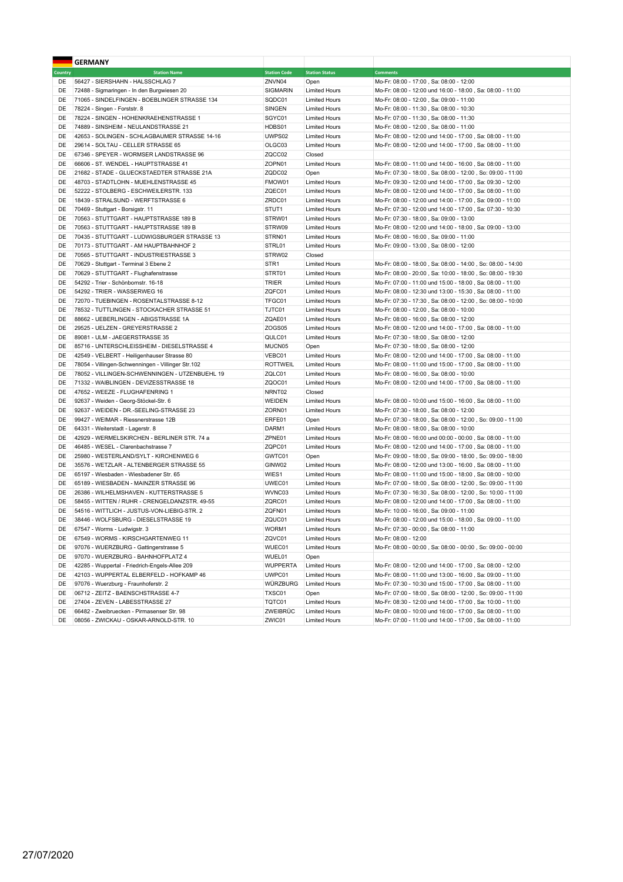## GERMANY

| Country | Station Name | Station Code | Station Status | Comments |
|---|---|---|---|---|
| DE | 56427 - SIERSHAHN - HALSSCHLAG 7 | ZNVN04 | Open | Mo-Fr: 08:00 - 17:00 , Sa: 08:00 - 12:00 |
| DE | 72488 - Sigmaringen - In den Burgwiesen 20 | SIGMARIN | Limited Hours | Mo-Fr: 08:00 - 12:00 und 16:00 - 18:00 , Sa: 08:00 - 11:00 |
| DE | 71065 - SINDELFINGEN - BOEBLINGER STRASSE 134 | SQDC01 | Limited Hours | Mo-Fr: 08:00 - 12:00 , Sa: 09:00 - 11:00 |
| DE | 78224 - Singen - Forststr. 8 | SINGEN | Limited Hours | Mo-Fr: 08:00 - 11:30 , Sa: 08:00 - 10:30 |
| DE | 78224 - SINGEN - HOHENKRAEHENSTRASSE 1 | SGYC01 | Limited Hours | Mo-Fr: 07:00 - 11:30 , Sa: 08:00 - 11:30 |
| DE | 74889 - SINSHEIM - NEULANDSTRASSE 21 | HDBS01 | Limited Hours | Mo-Fr: 08:00 - 12:00 , Sa: 08:00 - 11:00 |
| DE | 42653 - SOLINGEN - SCHLAGBAUMER STRASSE 14-16 | UWPS02 | Limited Hours | Mo-Fr: 08:00 - 12:00 und 14:00 - 17:00 , Sa: 08:00 - 11:00 |
| DE | 29614 - SOLTAU - CELLER STRASSE 65 | OLGC03 | Limited Hours | Mo-Fr: 08:00 - 12:00 und 14:00 - 17:00 , Sa: 08:00 - 11:00 |
| DE | 67346 - SPEYER - WORMSER LANDSTRASSE 96 | ZQCC02 | Closed | |
| DE | 66606 - ST. WENDEL - HAUPTSTRASSE 41 | ZOPN01 | Limited Hours | Mo-Fr: 08:00 - 11:00 und 14:00 - 16:00 , Sa: 08:00 - 11:00 |
| DE | 21682 - STADE - GLUECKSTAEDTER STRASSE 21A | ZQDC02 | Open | Mo-Fr: 07:30 - 18:00 , Sa: 08:00 - 12:00 , So: 09:00 - 11:00 |
| DE | 48703 - STADTLOHN - MUEHLENSTRASSE 45 | FMOW01 | Limited Hours | Mo-Fr: 09:30 - 12:00 und 14:00 - 17:00 , Sa: 09:30 - 12:00 |
| DE | 52222 - STOLBERG - ESCHWEILERSTR. 133 | ZQEC01 | Limited Hours | Mo-Fr: 08:00 - 12:00 und 14:00 - 17:00 , Sa: 08:00 - 11:00 |
| DE | 18439 - STRALSUND - WERFTSTRASSE 6 | ZRDC01 | Limited Hours | Mo-Fr: 08:00 - 12:00 und 14:00 - 17:00 , Sa: 09:00 - 11:00 |
| DE | 70469 - Stuttgart - Borsigstr. 11 | STUT1 | Limited Hours | Mo-Fr: 07:30 - 12:00 und 14:00 - 17:00 , Sa: 07:30 - 10:30 |
| DE | 70563 - STUTTGART - HAUPTSTRASSE 189 B | STRW01 | Limited Hours | Mo-Fr: 07:30 - 18:00 , Sa: 09:00 - 13:00 |
| DE | 70563 - STUTTGART - HAUPTSTRASSE 189 B | STRW09 | Limited Hours | Mo-Fr: 08:00 - 12:00 und 14:00 - 18:00 , Sa: 09:00 - 13:00 |
| DE | 70435 - STUTTGART - LUDWIGSBURGER STRASSE 13 | STRN01 | Limited Hours | Mo-Fr: 08:00 - 16:00 , Sa: 09:00 - 11:00 |
| DE | 70173 - STUTTGART - AM HAUPTBAHNHOF 2 | STRL01 | Limited Hours | Mo-Fr: 09:00 - 13:00 , Sa: 08:00 - 12:00 |
| DE | 70565 - STUTTGART - INDUSTRIESTRASSE 3 | STRW02 | Closed | |
| DE | 70629 - Stuttgart - Terminal 3 Ebene 2 | STR1 | Limited Hours | Mo-Fr: 08:00 - 18:00 , Sa: 08:00 - 14:00 , So: 08:00 - 14:00 |
| DE | 70629 - STUTTGART - Flughafenstrasse | STRT01 | Limited Hours | Mo-Fr: 08:00 - 20:00 , Sa: 10:00 - 18:00 , So: 08:00 - 19:30 |
| DE | 54292 - Trier - Schönbornstr. 16-18 | TRIER | Limited Hours | Mo-Fr: 07:00 - 11:00 und 15:00 - 18:00 , Sa: 08:00 - 11:00 |
| DE | 54292 - TRIER - WASSERWEG 16 | ZQFC01 | Limited Hours | Mo-Fr: 08:00 - 12:30 und 13:00 - 15:30 , Sa: 08:00 - 11:00 |
| DE | 72070 - TUEBINGEN - ROSENTALSTRASSE 8-12 | TFGC01 | Limited Hours | Mo-Fr: 07:30 - 17:30 , Sa: 08:00 - 12:00 , So: 08:00 - 10:00 |
| DE | 78532 - TUTTLINGEN - STOCKACHER STRASSE 51 | TJTC01 | Limited Hours | Mo-Fr: 08:00 - 12:00 , Sa: 08:00 - 10:00 |
| DE | 88662 - UEBERLINGEN - ABIGSTRASSE 1A | ZQAE01 | Limited Hours | Mo-Fr: 08:00 - 16:00 , Sa: 08:00 - 12:00 |
| DE | 29525 - UELZEN - GREYERSTRASSE 2 | ZOGS05 | Limited Hours | Mo-Fr: 08:00 - 12:00 und 14:00 - 17:00 , Sa: 08:00 - 11:00 |
| DE | 89081 - ULM - JAEGERSTRASSE 35 | QULC01 | Limited Hours | Mo-Fr: 07:30 - 18:00 , Sa: 08:00 - 12:00 |
| DE | 85716 - UNTERSCHLEISSHEIM - DIESELSTRASSE 4 | MUCN05 | Open | Mo-Fr: 07:30 - 18:00 , Sa: 08:00 - 12:00 |
| DE | 42549 - VELBERT - Heiligenhauser Strasse 80 | VEBC01 | Limited Hours | Mo-Fr: 08:00 - 12:00 und 14:00 - 17:00 , Sa: 08:00 - 11:00 |
| DE | 78054 - Villingen-Schwenningen - Villinger Str.102 | ROTTWEIL | Limited Hours | Mo-Fr: 08:00 - 11:00 und 15:00 - 17:00 , Sa: 08:00 - 11:00 |
| DE | 78052 - VILLINGEN-SCHWENNINGEN - UTZENBUEHL 19 | ZQLC01 | Limited Hours | Mo-Fr: 08:00 - 16:00 , Sa: 08:00 - 10:00 |
| DE | 71332 - WAIBLINGEN - DEVIZESSTRASSE 18 | ZQOC01 | Limited Hours | Mo-Fr: 08:00 - 12:00 und 14:00 - 17:00 , Sa: 08:00 - 11:00 |
| DE | 47652 - WEEZE - FLUGHAFENRING 1 | NRNT02 | Closed | |
| DE | 92637 - Weiden - Georg-Stöckel-Str. 6 | WEIDEN | Limited Hours | Mo-Fr: 08:00 - 10:00 und 15:00 - 16:00 , Sa: 08:00 - 11:00 |
| DE | 92637 - WEIDEN - DR.-SEELING-STRASSE 23 | ZORN01 | Limited Hours | Mo-Fr: 07:30 - 18:00 , Sa: 08:00 - 12:00 |
| DE | 99427 - WEIMAR - Riessnerstrasse 12B | ERFE01 | Open | Mo-Fr: 07:30 - 18:00 , Sa: 08:00 - 12:00 , So: 09:00 - 11:00 |
| DE | 64331 - Weiterstadt - Lagerstr. 8 | DARM1 | Limited Hours | Mo-Fr: 08:00 - 18:00 , Sa: 08:00 - 10:00 |
| DE | 42929 - WERMELSKIRCHEN - BERLINER STR. 74 a | ZPNE01 | Limited Hours | Mo-Fr: 08:00 - 16:00 und 00:00 - 00:00 , Sa: 08:00 - 11:00 |
| DE | 46485 - WESEL - Clarenbachstrasse 7 | ZQPC01 | Limited Hours | Mo-Fr: 08:00 - 12:00 und 14:00 - 17:00 , Sa: 08:00 - 11:00 |
| DE | 25980 - WESTERLAND/SYLT - KIRCHENWEG 6 | GWTC01 | Open | Mo-Fr: 09:00 - 18:00 , Sa: 09:00 - 18:00 , So: 09:00 - 18:00 |
| DE | 35576 - WETZLAR - ALTENBERGER STRASSE 55 | GINW02 | Limited Hours | Mo-Fr: 08:00 - 12:00 und 13:00 - 16:00 , Sa: 08:00 - 11:00 |
| DE | 65197 - Wiesbaden - Wiesbadener Str. 65 | WIES1 | Limited Hours | Mo-Fr: 08:00 - 11:00 und 15:00 - 18:00 , Sa: 08:00 - 10:00 |
| DE | 65189 - WIESBADEN - MAINZER STRASSE 96 | UWEC01 | Limited Hours | Mo-Fr: 07:00 - 18:00 , Sa: 08:00 - 12:00 , So: 09:00 - 11:00 |
| DE | 26386 - WILHELMSHAVEN - KUTTERSTRASSE 5 | WVNC03 | Limited Hours | Mo-Fr: 07:30 - 16:30 , Sa: 08:00 - 12:00 , So: 10:00 - 11:00 |
| DE | 58455 - WITTEN / RUHR - CRENGELDANZSTR. 49-55 | ZQRC01 | Limited Hours | Mo-Fr: 08:00 - 12:00 und 14:00 - 17:00 , Sa: 08:00 - 11:00 |
| DE | 54516 - WITTLICH - JUSTUS-VON-LIEBIG-STR. 2 | ZQFN01 | Limited Hours | Mo-Fr: 10:00 - 16:00 , Sa: 09:00 - 11:00 |
| DE | 38446 - WOLFSBURG - DIESELSTRASSE 19 | ZQUC01 | Limited Hours | Mo-Fr: 08:00 - 12:00 und 15:00 - 18:00 , Sa: 09:00 - 11:00 |
| DE | 67547 - Worms - Ludwigstr. 3 | WORM1 | Limited Hours | Mo-Fr: 07:30 - 00:00 , Sa: 08:00 - 11:00 |
| DE | 67549 - WORMS - KIRSCHGARTENWEG 11 | ZQVC01 | Limited Hours | Mo-Fr: 08:00 - 12:00 |
| DE | 97076 - WUERZBURG - Gattingerstrasse 5 | WUEC01 | Limited Hours | Mo-Fr: 08:00 - 00:00 , Sa: 08:00 - 00:00 , So: 09:00 - 00:00 |
| DE | 97070 - WUERZBURG - BAHNHOFPLATZ 4 | WUEL01 | Open | |
| DE | 42285 - Wuppertal - Friedrich-Engels-Allee 209 | WUPPERTA | Limited Hours | Mo-Fr: 08:00 - 12:00 und 14:00 - 17:00 , Sa: 08:00 - 12:00 |
| DE | 42103 - WUPPERTAL ELBERFELD - HOFKAMP 46 | UWPC01 | Limited Hours | Mo-Fr: 08:00 - 11:00 und 13:00 - 16:00 , Sa: 09:00 - 11:00 |
| DE | 97076 - Wuerzburg - Fraunhoferstr. 2 | WÜRZBURG | Limited Hours | Mo-Fr: 07:30 - 10:30 und 15:00 - 17:00 , Sa: 08:00 - 11:00 |
| DE | 06712 - ZEITZ - BAENSCHSTRASSE 4-7 | TXSC01 | Open | Mo-Fr: 07:00 - 18:00 , Sa: 08:00 - 12:00 , So: 09:00 - 11:00 |
| DE | 27404 - ZEVEN - LABESSTRASSE 27 | TQTC01 | Limited Hours | Mo-Fr: 08:30 - 12:00 und 14:00 - 17:00 , Sa: 10:00 - 11:00 |
| DE | 66482 - Zweibruecken - Pirmasenser Str. 98 | ZWEIBRÜC | Limited Hours | Mo-Fr: 08:00 - 10:00 und 16:00 - 17:00 , Sa: 08:00 - 11:00 |
| DE | 08056 - ZWICKAU - OSKAR-ARNOLD-STR. 10 | ZWIC01 | Limited Hours | Mo-Fr: 07:00 - 11:00 und 14:00 - 17:00 , Sa: 08:00 - 11:00 |

27/07/2020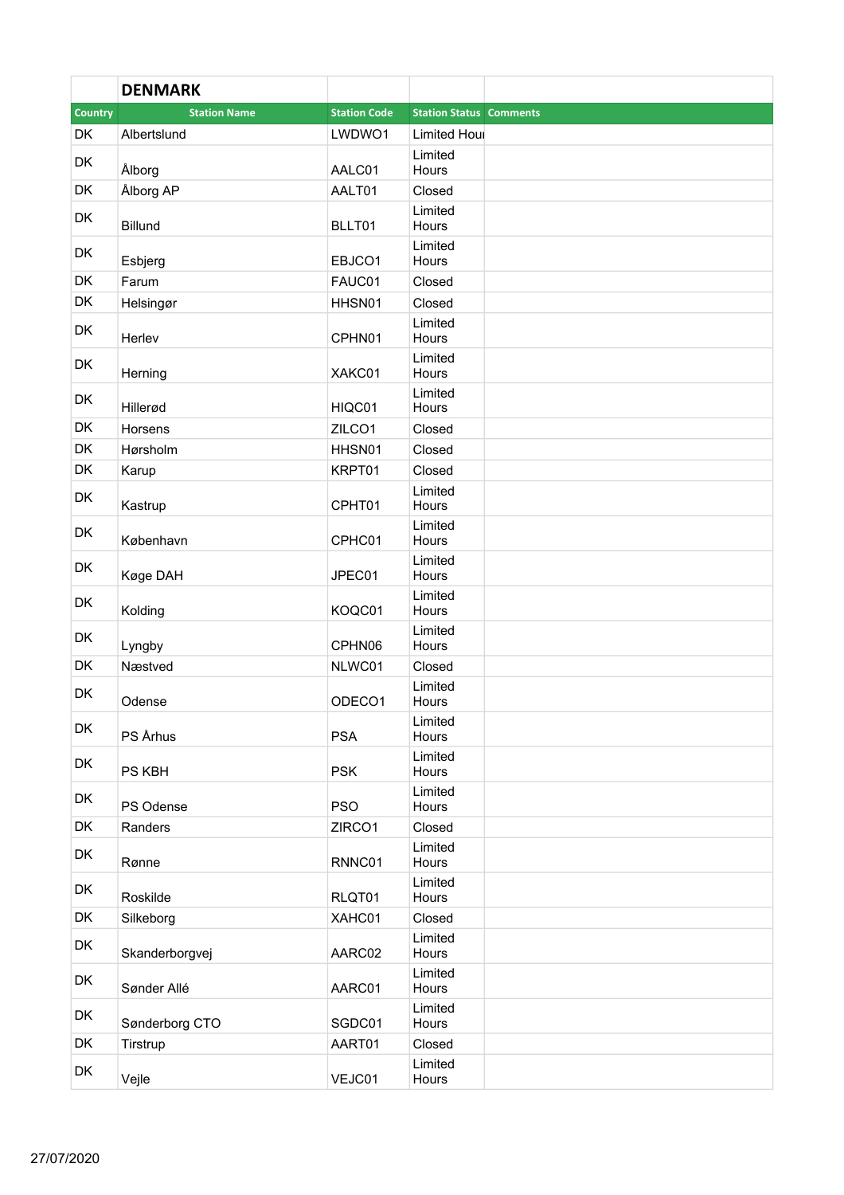## DENMARK

| Country | Station Name | Station Code | Station Status | Comments |
|---|---|---|---|---|
| DK | Albertslund | LWDWO1 | Limited Hours | |
| DK | Ålborg | AALC01 | Limited Hours | |
| DK | Ålborg AP | AALT01 | Closed | |
| DK | Billund | BLLT01 | Limited Hours | |
| DK | Esbjerg | EBJCO1 | Limited Hours | |
| DK | Farum | FAUC01 | Closed | |
| DK | Helsingør | HHSN01 | Closed | |
| DK | Herlev | CPHN01 | Limited Hours | |
| DK | Herning | XAKC01 | Limited Hours | |
| DK | Hillerød | HIQC01 | Limited Hours | |
| DK | Horsens | ZILCO1 | Closed | |
| DK | Hørsholm | HHSN01 | Closed | |
| DK | Karup | KRPT01 | Closed | |
| DK | Kastrup | CPHT01 | Limited Hours | |
| DK | København | CPHC01 | Limited Hours | |
| DK | Køge DAH | JPEC01 | Limited Hours | |
| DK | Kolding | KOQC01 | Limited Hours | |
| DK | Lyngby | CPHN06 | Limited Hours | |
| DK | Næstved | NLWC01 | Closed | |
| DK | Odense | ODECO1 | Limited Hours | |
| DK | PS Århus | PSA | Limited Hours | |
| DK | PS KBH | PSK | Limited Hours | |
| DK | PS Odense | PSO | Limited Hours | |
| DK | Randers | ZIRCO1 | Closed | |
| DK | Rønne | RNNC01 | Limited Hours | |
| DK | Roskilde | RLQT01 | Limited Hours | |
| DK | Silkeborg | XAHC01 | Closed | |
| DK | Skanderborgvej | AARC02 | Limited Hours | |
| DK | Sønder Allé | AARC01 | Limited Hours | |
| DK | Sønderborg CTO | SGDC01 | Limited Hours | |
| DK | Tirstrup | AART01 | Closed | |
| DK | Vejle | VEJC01 | Limited Hours | |

27/07/2020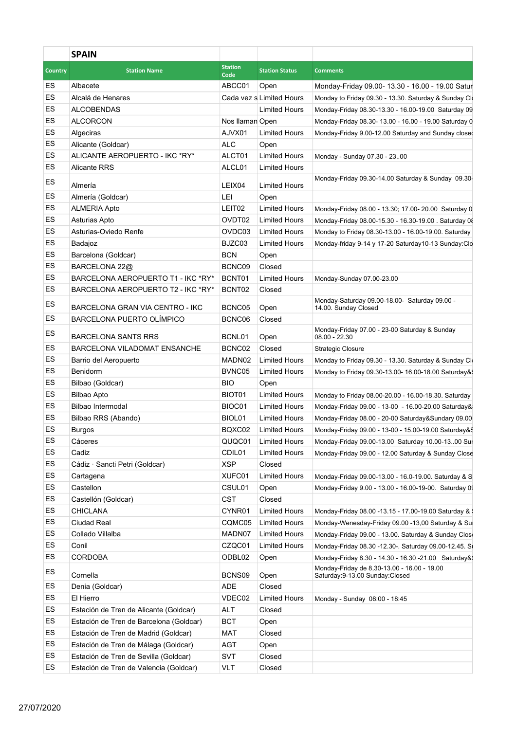## SPAIN

| Country | Station Name | Station Code | Station Status | Comments |
|---|---|---|---|---|
| ES | Albacete | ABCC01 | Open | Monday-Friday 09.00- 13.30 - 16.00 - 19.00 Satur |
| ES | Alcalá de Henares | Cada vez s | Limited Hours | Monday to Friday 09.30 - 13.30. Saturday & Sunday Cl |
| ES | ALCOBENDAS | | Limited Hours | Monday-Friday 08.30-13.30 - 16.00-19.00 Saturday 09 |
| ES | ALCORCON | Nos llaman | Open | Monday-Friday 08.30- 13.00 - 16.00 - 19.00 Saturday 0 |
| ES | Algeciras | AJVX01 | Limited Hours | Monday-Friday 9.00-12.00 Saturday and Sunday close |
| ES | Alicante (Goldcar) | ALC | Open | |
| ES | ALICANTE AEROPUERTO - IKC *RY* | ALCT01 | Limited Hours | Monday - Sunday 07.30 - 23..00 |
| ES | Alicante RRS | ALCL01 | Limited Hours | |
| ES | Almería | LEIX04 | Limited Hours | Monday-Friday 09.30-14.00 Saturday & Sunday 09.30- |
| ES | Almería (Goldcar) | LEI | Open | |
| ES | ALMERIA Apto | LEIT02 | Limited Hours | Monday-Friday 08.00 - 13.30; 17.00- 20.00 Saturday 0 |
| ES | Asturias Apto | OVDT02 | Limited Hours | Monday-Friday 08.00-15.30 - 16.30-19.00 . Saturday 0 |
| ES | Asturias-Oviedo Renfe | OVDC03 | Limited Hours | Monday to Friday 08.30-13.00 - 16.00-19.00. Saturday |
| ES | Badajoz | BJZC03 | Limited Hours | Monday-friday 9-14 y 17-20 Saturday10-13 Sunday:Clo |
| ES | Barcelona (Goldcar) | BCN | Open | |
| ES | BARCELONA 22@ | BCNC09 | Closed | |
| ES | BARCELONA AEROPUERTO T1 - IKC *RY* | BCNT01 | Limited Hours | Monday-Sunday 07.00-23.00 |
| ES | BARCELONA AEROPUERTO T2 - IKC *RY* | BCNT02 | Closed | |
| ES | BARCELONA GRAN VIA CENTRO - IKC | BCNC05 | Open | Monday-Saturday 09.00-18.00- Saturday 09.00 - 14.00. Sunday Closed |
| ES | BARCELONA PUERTO OLÍMPICO | BCNC06 | Closed | |
| ES | BARCELONA SANTS RRS | BCNL01 | Open | Monday-Friday 07.00 - 23-00 Saturday & Sunday 08.00 - 22.30 |
| ES | BARCELONA VILADOMAT ENSANCHE | BCNC02 | Closed | Strategic Closure |
| ES | Barrio del Aeropuerto | MADN02 | Limited Hours | Monday to Friday 09.30 - 13.30. Saturday & Sunday Cl |
| ES | Benidorm | BVNC05 | Limited Hours | Monday to Friday 09.30-13.00- 16.00-18.00 Saturday& |
| ES | Bilbao (Goldcar) | BIO | Open | |
| ES | Bilbao Apto | BIOT01 | Limited Hours | Monday to Friday 08.00-20.00 - 16.00-18.30. Saturday |
| ES | Bilbao Intermodal | BIOC01 | Limited Hours | Monday-Friday 09.00 - 13-00 - 16.00-20.00 Saturday& |
| ES | Bilbao RRS (Abando) | BIOL01 | Limited Hours | Monday-Friday 08.00 - 20-00 Saturday&Sundary 09.00 |
| ES | Burgos | BQXC02 | Limited Hours | Monday-Friday 09.00 - 13-00 - 15.00-19.00 Saturday& |
| ES | Cáceres | QUQC01 | Limited Hours | Monday-Friday 09.00-13.00 Saturday 10.00-13..00 Su |
| ES | Cadiz | CDIL01 | Limited Hours | Monday-Friday 09.00 - 12.00 Saturday & Sunday Close |
| ES | Cádiz · Sancti Petri (Goldcar) | XSP | Closed | |
| ES | Cartagena | XUFC01 | Limited Hours | Monday-Friday 09.00-13.00 - 16.0-19.00. Saturday & S |
| ES | Castellon | CSUL01 | Open | Monday-Friday 9.00 - 13.00 - 16.00-19-00. Saturday 0 |
| ES | Castellón (Goldcar) | CST | Closed | |
| ES | CHICLANA | CYNR01 | Limited Hours | Monday-Friday 08.00 -13.15 - 17.00-19.00 Saturday & |
| ES | Ciudad Real | CQMC05 | Limited Hours | Monday-Wenesday-Friday 09.00 -13,00 Saturday & Su |
| ES | Collado Villalba | MADN07 | Limited Hours | Monday-Friday 09.00 - 13.00. Saturday & Sunday Clos |
| ES | Conil | CZQC01 | Limited Hours | Monday-Friday 08.30 -12.30-. Saturday 09.00-12.45. S |
| ES | CORDOBA | ODBL02 | Open | Monday-Friday 8.30 - 14.30 - 16.30 -21.00 Saturday& |
| ES | Cornella | BCNS09 | Open | Monday-Friday de 8,30-13.00 - 16.00 - 19.00 Saturday:9-13.00 Sunday:Closed |
| ES | Denia (Goldcar) | ADE | Closed | |
| ES | El Hierro | VDEC02 | Limited Hours | Monday - Sunday 08:00 - 18:45 |
| ES | Estación de Tren de Alicante (Goldcar) | ALT | Closed | |
| ES | Estación de Tren de Barcelona (Goldcar) | BCT | Open | |
| ES | Estación de Tren de Madrid (Goldcar) | MAT | Closed | |
| ES | Estación de Tren de Málaga (Goldcar) | AGT | Open | |
| ES | Estación de Tren de Sevilla (Goldcar) | SVT | Closed | |
| ES | Estación de Tren de Valencia (Goldcar) | VLT | Closed | |

27/07/2020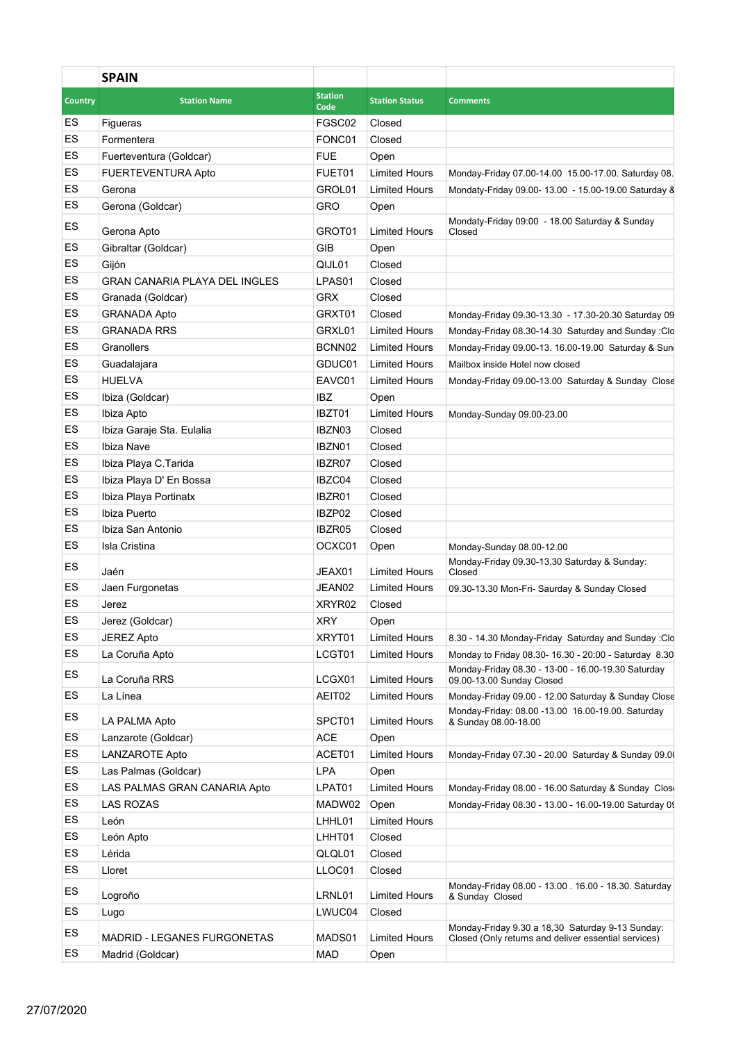| | SPAIN | | | |
|---|---|---|---|---|
| Country | Station Name | Station Code | Station Status | Comments |
| ES | Figueras | FGSC02 | Closed | |
| ES | Formentera | FONC01 | Closed | |
| ES | Fuerteventura (Goldcar) | FUE | Open | |
| ES | FUERTEVENTURA Apto | FUET01 | Limited Hours | Monday-Friday 07.00-14.00 15.00-17.00. Saturday 08. |
| ES | Gerona | GROL01 | Limited Hours | Mondaty-Friday 09.00- 13.00 - 15.00-19.00 Saturday & |
| ES | Gerona (Goldcar) | GRO | Open | |
| ES | Gerona Apto | GROT01 | Limited Hours | Mondaty-Friday 09:00 - 18.00 Saturday & Sunday Closed |
| ES | Gibraltar (Goldcar) | GIB | Open | |
| ES | Gijón | QIJL01 | Closed | |
| ES | GRAN CANARIA PLAYA DEL INGLES | LPAS01 | Closed | |
| ES | Granada (Goldcar) | GRX | Closed | |
| ES | GRANADA Apto | GRXT01 | Closed | Monday-Friday 09.30-13.30 - 17.30-20.30 Saturday 09 |
| ES | GRANADA RRS | GRXL01 | Limited Hours | Monday-Friday 08.30-14.30 Saturday and Sunday :Clo |
| ES | Granollers | BCNN02 | Limited Hours | Monday-Friday 09.00-13. 16.00-19.00 Saturday & Sun |
| ES | Guadalajara | GDUC01 | Limited Hours | Mailbox inside Hotel now closed |
| ES | HUELVA | EAVC01 | Limited Hours | Monday-Friday 09.00-13.00 Saturday & Sunday Close |
| ES | Ibiza (Goldcar) | IBZ | Open | |
| ES | Ibiza Apto | IBZT01 | Limited Hours | Monday-Sunday 09.00-23.00 |
| ES | Ibiza Garaje Sta. Eulalia | IBZN03 | Closed | |
| ES | Ibiza Nave | IBZN01 | Closed | |
| ES | Ibiza Playa C.Tarida | IBZR07 | Closed | |
| ES | Ibiza Playa D' En Bossa | IBZC04 | Closed | |
| ES | Ibiza Playa Portinatx | IBZR01 | Closed | |
| ES | Ibiza Puerto | IBZP02 | Closed | |
| ES | Ibiza San Antonio | IBZR05 | Closed | |
| ES | Isla Cristina | OCXC01 | Open | Monday-Sunday 08.00-12.00 |
| ES | Jaén | JEAX01 | Limited Hours | Monday-Friday 09.30-13.30 Saturday & Sunday: Closed |
| ES | Jaen Furgonetas | JEAN02 | Limited Hours | 09.30-13.30 Mon-Fri- Saurday & Sunday Closed |
| ES | Jerez | XRYR02 | Closed | |
| ES | Jerez (Goldcar) | XRY | Open | |
| ES | JEREZ Apto | XRYT01 | Limited Hours | 8.30 - 14.30 Monday-Friday Saturday and Sunday :Clo |
| ES | La Coruña Apto | LCGT01 | Limited Hours | Monday to Friday 08.30- 16.30 - 20:00 - Saturday 8.30 |
| ES | La Coruña RRS | LCGX01 | Limited Hours | Monday-Friday 08.30 - 13-00 - 16.00-19.30 Saturday 09.00-13.00 Sunday Closed |
| ES | La Línea | AEIT02 | Limited Hours | Monday-Friday 09.00 - 12.00 Saturday & Sunday Close |
| ES | LA PALMA Apto | SPCT01 | Limited Hours | Monday-Friday: 08.00 -13.00 16.00-19.00. Saturday & Sunday 08.00-18.00 |
| ES | Lanzarote (Goldcar) | ACE | Open | |
| ES | LANZAROTE Apto | ACET01 | Limited Hours | Monday-Friday 07.30 - 20.00 Saturday & Sunday 09.0 |
| ES | Las Palmas (Goldcar) | LPA | Open | |
| ES | LAS PALMAS GRAN CANARIA Apto | LPAT01 | Limited Hours | Monday-Friday 08.00 - 16.00 Saturday & Sunday Clos |
| ES | LAS ROZAS | MADW02 | Open | Monday-Friday 08.30 - 13.00 - 16.00-19.00 Saturday 0 |
| ES | León | LHHL01 | Limited Hours | |
| ES | León Apto | LHHT01 | Closed | |
| ES | Lérida | QLQL01 | Closed | |
| ES | Lloret | LLOC01 | Closed | |
| ES | Logroño | LRNL01 | Limited Hours | Monday-Friday 08.00 - 13.00 . 16.00 - 18.30. Saturday & Sunday Closed |
| ES | Lugo | LWUC04 | Closed | |
| ES | MADRID - LEGANES FURGONETAS | MADS01 | Limited Hours | Monday-Friday 9.30 a 18,30 Saturday 9-13 Sunday: Closed (Only returns and deliver essential services) |
| ES | Madrid (Goldcar) | MAD | Open | |

27/07/2020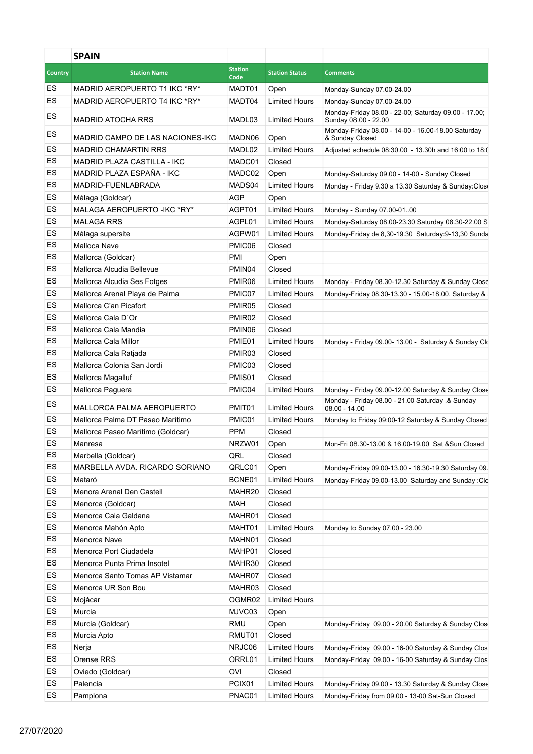## SPAIN

| Country | Station Name | Station Code | Station Status | Comments |
|---|---|---|---|---|
| ES | MADRID AEROPUERTO T1 IKC *RY* | MADT01 | Open | Monday-Sunday 07.00-24.00 |
| ES | MADRID AEROPUERTO T4 IKC *RY* | MADT04 | Limited Hours | Monday-Sunday 07.00-24.00 |
| ES | MADRID ATOCHA RRS | MADL03 | Limited Hours | Monday-Friday 08.00 - 22-00; Saturday 09.00 - 17.00; Sunday 08.00 - 22.00 |
| ES | MADRID CAMPO DE LAS NACIONES-IKC | MADN06 | Open | Monday-Friday 08.00 - 14-00 - 16.00-18.00 Saturday & Sunday Closed |
| ES | MADRID CHAMARTIN RRS | MADL02 | Limited Hours | Adjusted schedule 08:30.00 - 13.30h and 16:00 to 18:0 |
| ES | MADRID PLAZA CASTILLA - IKC | MADC01 | Closed | |
| ES | MADRID PLAZA ESPAÑA - IKC | MADC02 | Open | Monday-Saturday 09.00 - 14-00 - Sunday Closed |
| ES | MADRID-FUENLABRADA | MADS04 | Limited Hours | Monday - Friday 9.30 a 13.30 Saturday & Sunday:Close |
| ES | Málaga (Goldcar) | AGP | Open | |
| ES | MALAGA AEROPUERTO -IKC *RY* | AGPT01 | Limited Hours | Monday - Sunday 07.00-01..00 |
| ES | MALAGA RRS | AGPL01 | Limited Hours | Monday-Saturday 08.00-23.30 Saturday 08.30-22.00 S |
| ES | Málaga supersite | AGPW01 | Limited Hours | Monday-Friday de 8,30-19.30 Saturday:9-13,30 Sunda |
| ES | Malloca Nave | PMIC06 | Closed | |
| ES | Mallorca (Goldcar) | PMI | Open | |
| ES | Mallorca Alcudia Bellevue | PMIN04 | Closed | |
| ES | Mallorca Alcudia Ses Fotges | PMIR06 | Limited Hours | Monday - Friday 08.30-12.30 Saturday & Sunday Close |
| ES | Mallorca Arenal Playa de Palma | PMIC07 | Limited Hours | Monday-Friday 08.30-13.30 - 15.00-18.00. Saturday & S |
| ES | Mallorca C'an Picafort | PMIR05 | Closed | |
| ES | Mallorca Cala D´Or | PMIR02 | Closed | |
| ES | Mallorca Cala Mandia | PMIN06 | Closed | |
| ES | Mallorca Cala Millor | PMIE01 | Limited Hours | Monday - Friday 09.00- 13.00 - Saturday & Sunday Clo |
| ES | Mallorca Cala Ratjada | PMIR03 | Closed | |
| ES | Mallorca Colonia San Jordi | PMIC03 | Closed | |
| ES | Mallorca Magalluf | PMIS01 | Closed | |
| ES | Mallorca Paguera | PMIC04 | Limited Hours | Monday - Friday 09.00-12.00 Saturday & Sunday Close |
| ES | MALLORCA PALMA AEROPUERTO | PMIT01 | Limited Hours | Monday - Friday 08.00 - 21.00 Saturday .& Sunday 08.00 - 14.00 |
| ES | Mallorca Palma DT Paseo Marítimo | PMIC01 | Limited Hours | Monday to Friday 09:00-12 Saturday & Sunday Closed |
| ES | Mallorca Paseo Marítimo (Goldcar) | PPM | Closed | |
| ES | Manresa | NRZW01 | Open | Mon-Fri 08.30-13.00 & 16.00-19.00 Sat &Sun Closed |
| ES | Marbella (Goldcar) | QRL | Closed | |
| ES | MARBELLA AVDA. RICARDO SORIANO | QRLC01 | Open | Monday-Friday 09.00-13.00 - 16.30-19.30 Saturday 09. |
| ES | Mataró | BCNE01 | Limited Hours | Monday-Friday 09.00-13.00 Saturday and Sunday :Clo |
| ES | Menora Arenal Den Castell | MAHR20 | Closed | |
| ES | Menorca (Goldcar) | MAH | Closed | |
| ES | Menorca Cala Galdana | MAHR01 | Closed | |
| ES | Menorca Mahón Apto | MAHT01 | Limited Hours | Monday to Sunday 07.00 - 23.00 |
| ES | Menorca Nave | MAHN01 | Closed | |
| ES | Menorca Port Ciudadela | MAHP01 | Closed | |
| ES | Menorca Punta Prima Insotel | MAHR30 | Closed | |
| ES | Menorca Santo Tomas AP Vistamar | MAHR07 | Closed | |
| ES | Menorca UR Son Bou | MAHR03 | Closed | |
| ES | Mojácar | OGMR02 | Limited Hours | |
| ES | Murcia | MJVC03 | Open | |
| ES | Murcia (Goldcar) | RMU | Open | Monday-Friday 09.00 - 20.00 Saturday & Sunday Clos |
| ES | Murcia Apto | RMUT01 | Closed | |
| ES | Nerja | NRJC06 | Limited Hours | Monday-Friday 09.00 - 16-00 Saturday & Sunday Clos |
| ES | Orense RRS | ORRL01 | Limited Hours | Monday-Friday 09.00 - 16-00 Saturday & Sunday Clos |
| ES | Oviedo (Goldcar) | OVI | Closed | |
| ES | Palencia | PCIX01 | Limited Hours | Monday-Friday 09.00 - 13.30 Saturday & Sunday Close |
| ES | Pamplona | PNAC01 | Limited Hours | Monday-Friday from 09.00 - 13-00 Sat-Sun Closed |

27/07/2020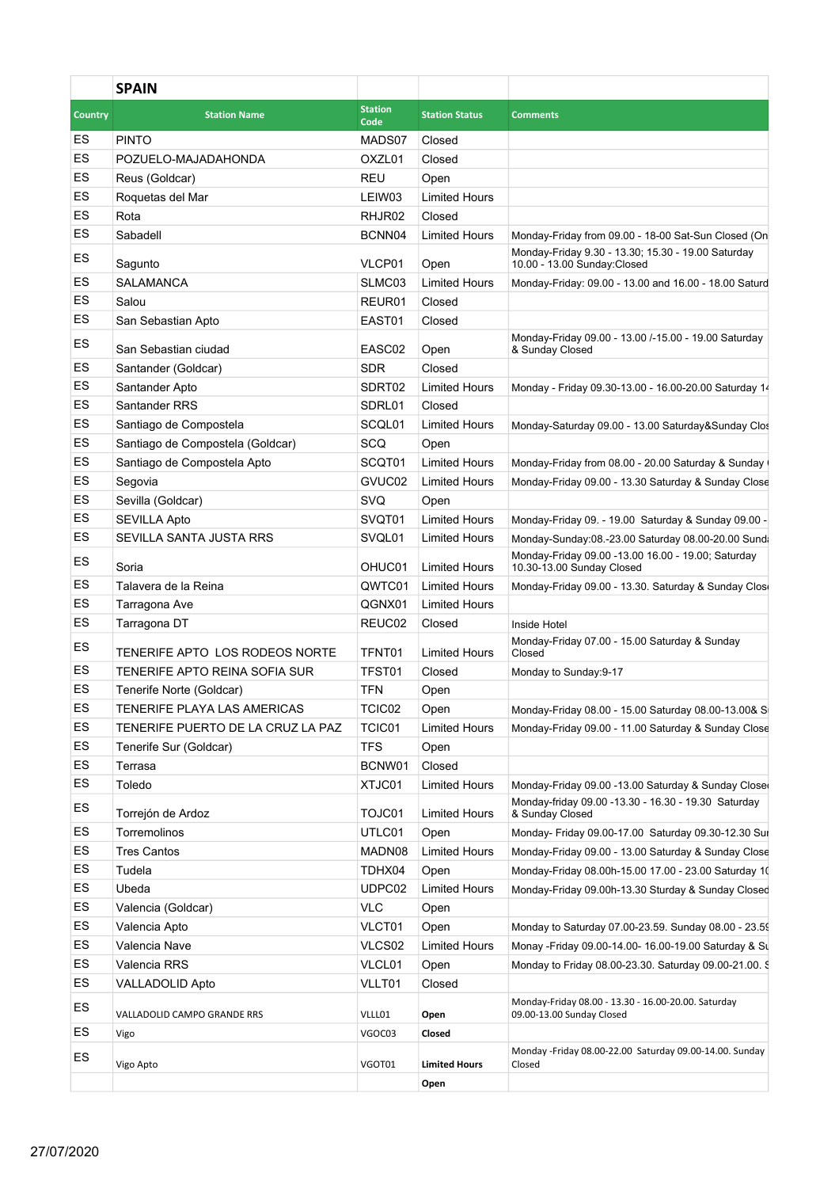| | SPAIN | | | |
|---|---|---|---|---|
| Country | Station Name | Station Code | Station Status | Comments |
| ES | PINTO | MADS07 | Closed | |
| ES | POZUELO-MAJADAHONDA | OXZL01 | Closed | |
| ES | Reus (Goldcar) | REU | Open | |
| ES | Roquetas del Mar | LEIW03 | Limited Hours | |
| ES | Rota | RHJR02 | Closed | |
| ES | Sabadell | BCNN04 | Limited Hours | Monday-Friday from 09.00 - 18-00 Sat-Sun Closed (On |
| ES | Sagunto | VLCP01 | Open | Monday-Friday 9.30 - 13.30; 15.30 - 19.00 Saturday 10.00 - 13.00 Sunday:Closed |
| ES | SALAMANCA | SLMC03 | Limited Hours | Monday-Friday: 09.00 - 13.00 and 16.00 - 18.00 Saturd |
| ES | Salou | REUR01 | Closed | |
| ES | San Sebastian Apto | EAST01 | Closed | |
| ES | San Sebastian ciudad | EASC02 | Open | Monday-Friday 09.00 - 13.00 /-15.00 - 19.00 Saturday & Sunday Closed |
| ES | Santander (Goldcar) | SDR | Closed | |
| ES | Santander Apto | SDRT02 | Limited Hours | Monday - Friday 09.30-13.00 - 16.00-20.00 Saturday 1 |
| ES | Santander RRS | SDRL01 | Closed | |
| ES | Santiago de Compostela | SCQL01 | Limited Hours | Monday-Saturday 09.00 - 13.00 Saturday&Sunday Clos |
| ES | Santiago de Compostela (Goldcar) | SCQ | Open | |
| ES | Santiago de Compostela Apto | SCQT01 | Limited Hours | Monday-Friday from 08.00 - 20.00 Saturday & Sunday |
| ES | Segovia | GVUC02 | Limited Hours | Monday-Friday 09.00 - 13.30 Saturday & Sunday Close |
| ES | Sevilla (Goldcar) | SVQ | Open | |
| ES | SEVILLA Apto | SVQT01 | Limited Hours | Monday-Friday 09. - 19.00 Saturday & Sunday 09.00 - |
| ES | SEVILLA SANTA JUSTA RRS | SVQL01 | Limited Hours | Monday-Sunday:08.-23.00 Saturday 08.00-20.00 Sund |
| ES | Soria | OHUC01 | Limited Hours | Monday-Friday 09.00 -13.00 16.00 - 19.00; Saturday 10.30-13.00 Sunday Closed |
| ES | Talavera de la Reina | QWTC01 | Limited Hours | Monday-Friday 09.00 - 13.30. Saturday & Sunday Clos |
| ES | Tarragona Ave | QGNX01 | Limited Hours | |
| ES | Tarragona DT | REUC02 | Closed | Inside Hotel |
| ES | TENERIFE APTO LOS RODEOS NORTE | TFNT01 | Limited Hours | Monday-Friday 07.00 - 15.00 Saturday & Sunday Closed |
| ES | TENERIFE APTO REINA SOFIA SUR | TFST01 | Closed | Monday to Sunday:9-17 |
| ES | Tenerife Norte (Goldcar) | TFN | Open | |
| ES | TENERIFE PLAYA LAS AMERICAS | TCIC02 | Open | Monday-Friday 08.00 - 15.00 Saturday 08.00-13.00& S |
| ES | TENERIFE PUERTO DE LA CRUZ LA PAZ | TCIC01 | Limited Hours | Monday-Friday 09.00 - 11.00 Saturday & Sunday Close |
| ES | Tenerife Sur (Goldcar) | TFS | Open | |
| ES | Terrasa | BCNW01 | Closed | |
| ES | Toledo | XTJC01 | Limited Hours | Monday-Friday 09.00 -13.00 Saturday & Sunday Close |
| ES | Torrejón de Ardoz | TOJC01 | Limited Hours | Monday-friday 09.00 -13.30 - 16.30 - 19.30 Saturday & Sunday Closed |
| ES | Torremolinos | UTLC01 | Open | Monday- Friday 09.00-17.00 Saturday 09.30-12.30 Su |
| ES | Tres Cantos | MADN08 | Limited Hours | Monday-Friday 09.00 - 13.00 Saturday & Sunday Close |
| ES | Tudela | TDHX04 | Open | Monday-Friday 08.00h-15.00 17.00 - 23.00 Saturday 1 |
| ES | Ubeda | UDPC02 | Limited Hours | Monday-Friday 09.00h-13.30 Sturday & Sunday Closed |
| ES | Valencia (Goldcar) | VLC | Open | |
| ES | Valencia Apto | VLCT01 | Open | Monday to Saturday 07.00-23.59. Sunday 08.00 - 23.5 |
| ES | Valencia Nave | VLCS02 | Limited Hours | Monay -Friday 09.00-14.00- 16.00-19.00 Saturday & S |
| ES | Valencia RRS | VLCL01 | Open | Monday to Friday 08.00-23.30. Saturday 09.00-21.00. S |
| ES | VALLADOLID Apto | VLLT01 | Closed | |
| ES | VALLADOLID CAMPO GRANDE RRS | VLLL01 | **Open** | Monday-Friday 08.00 - 13.30 - 16.00-20.00. Saturday 09.00-13.00 Sunday Closed |
| ES | Vigo | VGOC03 | **Closed** | |
| ES | Vigo Apto | VGOT01 | **Limited Hours** | Monday -Friday 08.00-22.00 Saturday 09.00-14.00. Sunday Closed |
| | | | **Open** | |

27/07/2020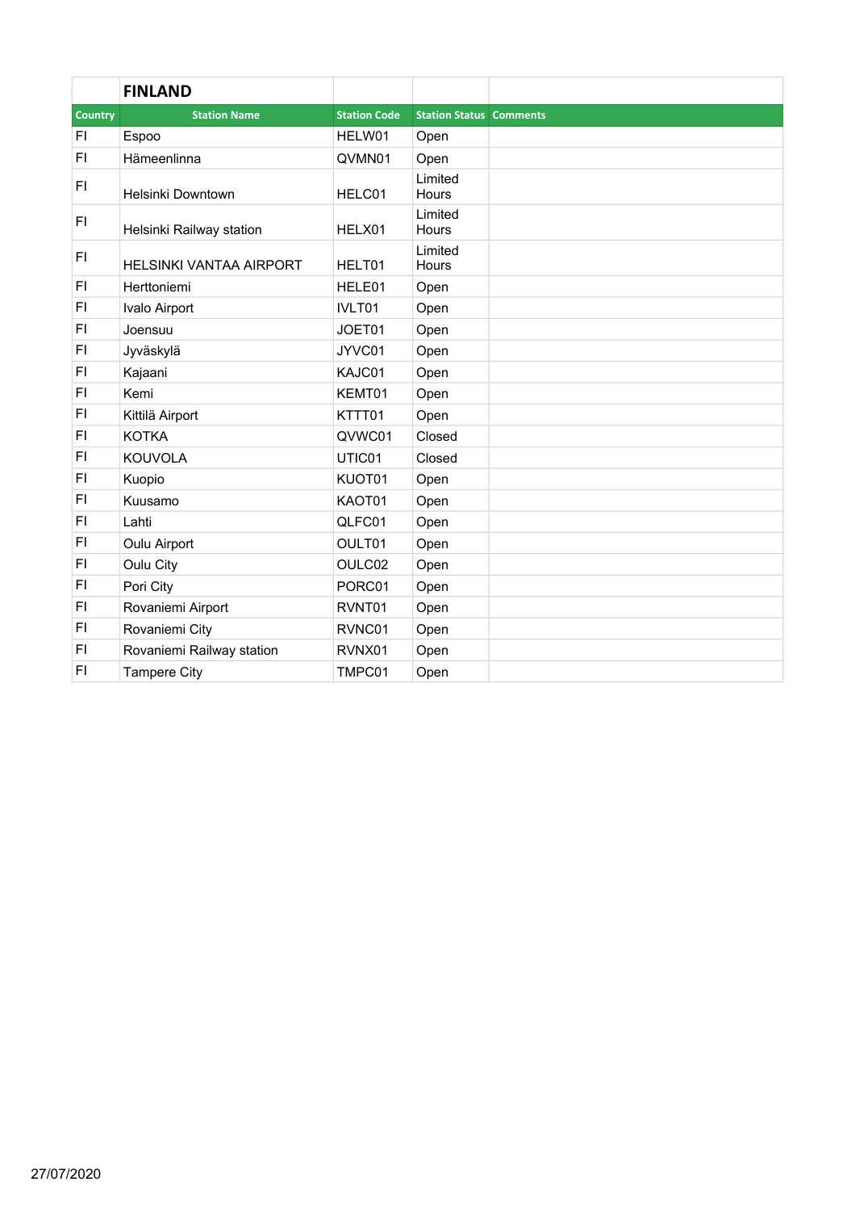| | **FINLAND** | | | |
|---|---|---|---|---|
| **Country** | **Station Name** | **Station Code** | **Station Status** | **Comments** |
| FI | Espoo | HELW01 | Open | |
| FI | Hämeenlinna | QVMN01 | Open | |
| FI | Helsinki Downtown | HELC01 | Limited Hours | |
| FI | Helsinki Railway station | HELX01 | Limited Hours | |
| FI | HELSINKI VANTAA AIRPORT | HELT01 | Limited Hours | |
| FI | Herttoniemi | HELE01 | Open | |
| FI | Ivalo Airport | IVLT01 | Open | |
| FI | Joensuu | JOET01 | Open | |
| FI | Jyväskylä | JYVC01 | Open | |
| FI | Kajaani | KAJC01 | Open | |
| FI | Kemi | KEMT01 | Open | |
| FI | Kittilä Airport | KTTT01 | Open | |
| FI | KOTKA | QVWC01 | Closed | |
| FI | KOUVOLA | UTIC01 | Closed | |
| FI | Kuopio | KUOT01 | Open | |
| FI | Kuusamo | KAOT01 | Open | |
| FI | Lahti | QLFC01 | Open | |
| FI | Oulu Airport | OULT01 | Open | |
| FI | Oulu City | OULC02 | Open | |
| FI | Pori City | PORC01 | Open | |
| FI | Rovaniemi Airport | RVNT01 | Open | |
| FI | Rovaniemi City | RVNC01 | Open | |
| FI | Rovaniemi Railway station | RVNX01 | Open | |
| FI | Tampere City | TMPC01 | Open | |

27/07/2020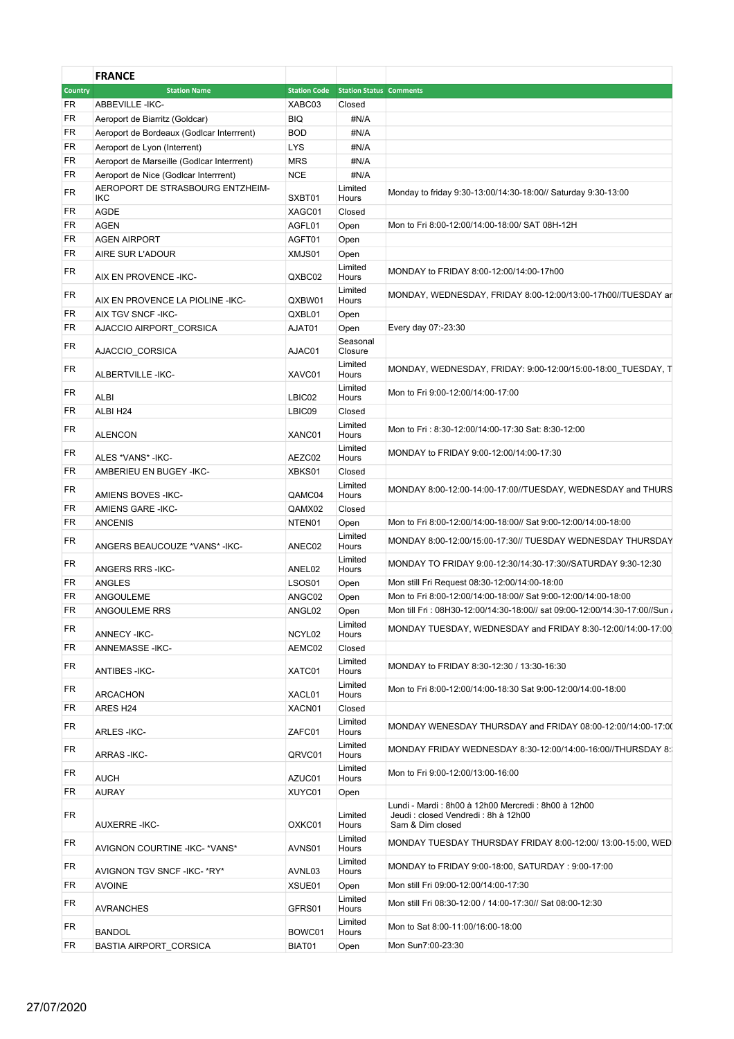## FRANCE

| Country | Station Name | Station Code | Station Status | Comments |
|---|---|---|---|---|
| FR | ABBEVILLE -IKC- | XABC03 | Closed | |
| FR | Aeroport de Biarritz (Goldcar) | BIQ | #N/A | |
| FR | Aeroport de Bordeaux (Godlcar Interrrent) | BOD | #N/A | |
| FR | Aeroport de Lyon (Interrent) | LYS | #N/A | |
| FR | Aeroport de Marseille (Godlcar Interrrent) | MRS | #N/A | |
| FR | Aeroport de Nice (Godlcar Interrrent) | NCE | #N/A | |
| FR | AEROPORT DE STRASBOURG ENTZHEIM-IKC | SXBT01 | Limited Hours | Monday to friday 9:30-13:00/14:30-18:00// Saturday 9:30-13:00 |
| FR | AGDE | XAGC01 | Closed | |
| FR | AGEN | AGFL01 | Open | Mon to Fri 8:00-12:00/14:00-18:00/ SAT 08H-12H |
| FR | AGEN AIRPORT | AGFT01 | Open | |
| FR | AIRE SUR L'ADOUR | XMJS01 | Open | |
| FR | AIX EN PROVENCE -IKC- | QXBC02 | Limited Hours | MONDAY to FRIDAY 8:00-12:00/14:00-17h00 |
| FR | AIX EN PROVENCE LA PIOLINE -IKC- | QXBW01 | Limited Hours | MONDAY, WEDNESDAY, FRIDAY 8:00-12:00/13:00-17h00//TUESDAY ar |
| FR | AIX TGV SNCF -IKC- | QXBL01 | Open | |
| FR | AJACCIO AIRPORT_CORSICA | AJAT01 | Open | Every day 07:-23:30 |
| FR | AJACCIO_CORSICA | AJAC01 | Seasonal Closure | |
| FR | ALBERTVILLE -IKC- | XAVC01 | Limited Hours | MONDAY, WEDNESDAY, FRIDAY: 9:00-12:00/15:00-18:00_TUESDAY, T |
| FR | ALBI | LBIC02 | Limited Hours | Mon to Fri 9:00-12:00/14:00-17:00 |
| FR | ALBI H24 | LBIC09 | Closed | |
| FR | ALENCON | XANC01 | Limited Hours | Mon to Fri : 8:30-12:00/14:00-17:30 Sat: 8:30-12:00 |
| FR | ALES *VANS* -IKC- | AEZC02 | Limited Hours | MONDAY to FRIDAY 9:00-12:00/14:00-17:30 |
| FR | AMBERIEU EN BUGEY -IKC- | XBKS01 | Closed | |
| FR | AMIENS BOVES -IKC- | QAMC04 | Limited Hours | MONDAY 8:00-12:00-14:00-17:00//TUESDAY, WEDNESDAY and THURS |
| FR | AMIENS GARE -IKC- | QAMX02 | Closed | |
| FR | ANCENIS | NTEN01 | Open | Mon to Fri 8:00-12:00/14:00-18:00// Sat 9:00-12:00/14:00-18:00 |
| FR | ANGERS BEAUCOUZE *VANS* -IKC- | ANEC02 | Limited Hours | MONDAY 8:00-12:00/15:00-17:30// TUESDAY WEDNESDAY THURSDAY |
| FR | ANGERS RRS -IKC- | ANEL02 | Limited Hours | MONDAY TO FRIDAY 9:00-12:30/14:30-17:30//SATURDAY 9:30-12:30 |
| FR | ANGLES | LSOS01 | Open | Mon still Fri Request 08:30-12:00/14:00-18:00 |
| FR | ANGOULEME | ANGC02 | Open | Mon to Fri 8:00-12:00/14:00-18:00// Sat 9:00-12:00/14:00-18:00 |
| FR | ANGOULEME RRS | ANGL02 | Open | Mon till Fri : 08H30-12:00/14:30-18:00// sat 09:00-12:00/14:30-17:00//Sun |
| FR | ANNECY -IKC- | NCYL02 | Limited Hours | MONDAY TUESDAY, WEDNESDAY and FRIDAY 8:30-12:00/14:00-17:00 |
| FR | ANNEMASSE -IKC- | AEMC02 | Closed | |
| FR | ANTIBES -IKC- | XATC01 | Limited Hours | MONDAY to FRIDAY 8:30-12:30 / 13:30-16:30 |
| FR | ARCACHON | XACL01 | Limited Hours | Mon to Fri 8:00-12:00/14:00-18:30 Sat 9:00-12:00/14:00-18:00 |
| FR | ARES H24 | XACN01 | Closed | |
| FR | ARLES -IKC- | ZAFC01 | Limited Hours | MONDAY WENESDAY THURSDAY and FRIDAY 08:00-12:00/14:00-17:00 |
| FR | ARRAS -IKC- | QRVC01 | Limited Hours | MONDAY FRIDAY WEDNESDAY 8:30-12:00/14:00-16:00//THURSDAY 8: |
| FR | AUCH | AZUC01 | Limited Hours | Mon to Fri 9:00-12:00/13:00-16:00 |
| FR | AURAY | XUYC01 | Open | |
| FR | AUXERRE -IKC- | OXKC01 | Limited Hours | Lundi - Mardi : 8h00 à 12h00 Mercredi : 8h00 à 12h00 Jeudi : closed Vendredi : 8h à 12h00 Sam & Dim closed |
| FR | AVIGNON COURTINE -IKC- *VANS* | AVNS01 | Limited Hours | MONDAY TUESDAY THURSDAY FRIDAY 8:00-12:00/ 13:00-15:00, WED |
| FR | AVIGNON TGV SNCF -IKC- *RY* | AVNL03 | Limited Hours | MONDAY to FRIDAY 9:00-18:00, SATURDAY : 9:00-17:00 |
| FR | AVOINE | XSUE01 | Open | Mon still Fri 09:00-12:00/14:00-17:30 |
| FR | AVRANCHES | GFRS01 | Limited Hours | Mon still Fri 08:30-12:00 / 14:00-17:30// Sat 08:00-12:30 |
| FR | BANDOL | BOWC01 | Limited Hours | Mon to Sat 8:00-11:00/16:00-18:00 |
| FR | BASTIA AIRPORT_CORSICA | BIAT01 | Open | Mon Sun7:00-23:30 |

27/07/2020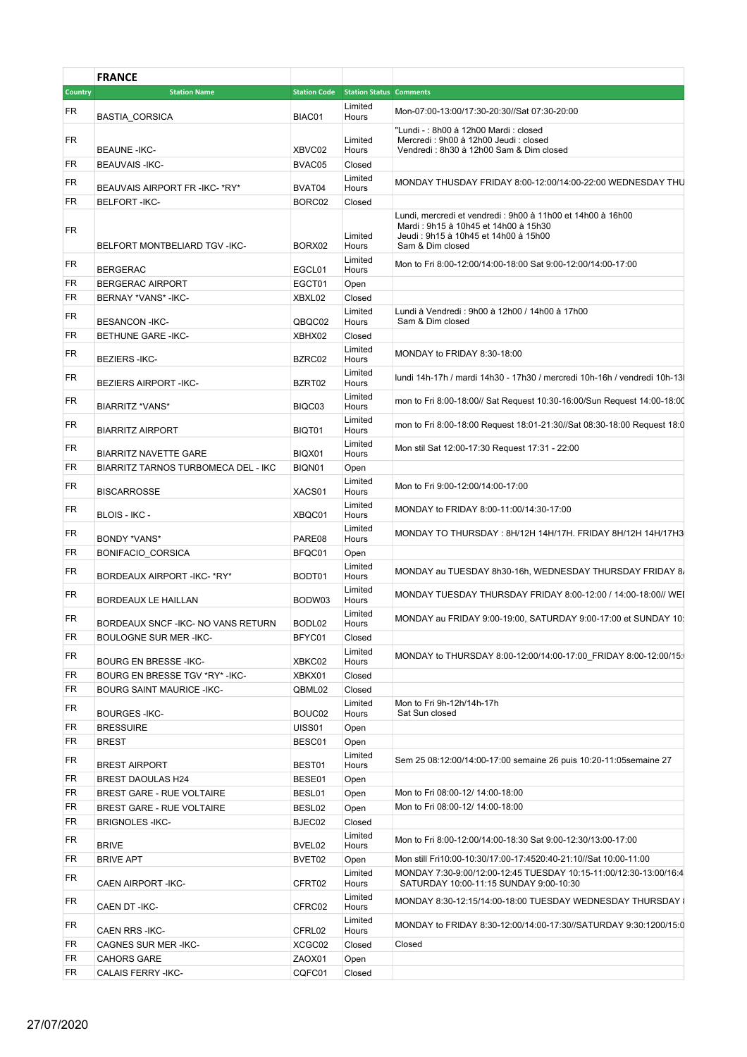## FRANCE

| Country | Station Name | Station Code | Station Status | Comments |
|---|---|---|---|---|
| FR | BASTIA_CORSICA | BIAC01 | Limited Hours | Mon-07:00-13:00/17:30-20:30//Sat 07:30-20:00 |
| FR | BEAUNE -IKC- | XBVC02 | Limited Hours | "Lundi - : 8h00 à 12h00 Mardi : closed<br>Mercredi : 9h00 à 12h00 Jeudi : closed<br>Vendredi : 8h30 à 12h00 Sam & Dim closed |
| FR | BEAUVAIS -IKC- | BVAC05 | Closed | |
| FR | BEAUVAIS AIRPORT FR -IKC- *RY* | BVAT04 | Limited Hours | MONDAY THUSDAY FRIDAY 8:00-12:00/14:00-22:00 WEDNESDAY THU |
| FR | BELFORT -IKC- | BORC02 | Closed | |
| FR | BELFORT MONTBELIARD TGV -IKC- | BORX02 | Limited Hours | Lundi, mercredi et vendredi : 9h00 à 11h00 et 14h00 à 16h00<br>Mardi : 9h15 à 10h45 et 14h00 à 15h30<br>Jeudi : 9h15 à 10h45 et 14h00 à 15h00<br>Sam & Dim closed |
| FR | BERGERAC | EGCL01 | Limited Hours | Mon to Fri 8:00-12:00/14:00-18:00 Sat 9:00-12:00/14:00-17:00 |
| FR | BERGERAC AIRPORT | EGCT01 | Open | |
| FR | BERNAY *VANS* -IKC- | XBXL02 | Closed | |
| FR | BESANCON -IKC- | QBQC02 | Limited Hours | Lundi à Vendredi : 9h00 à 12h00 / 14h00 à 17h00<br>Sam & Dim closed |
| FR | BETHUNE GARE -IKC- | XBHX02 | Closed | |
| FR | BEZIERS -IKC- | BZRC02 | Limited Hours | MONDAY to FRIDAY 8:30-18:00 |
| FR | BEZIERS AIRPORT -IKC- | BZRT02 | Limited Hours | lundi 14h-17h / mardi 14h30 - 17h30 / mercredi 10h-16h / vendredi 10h-13I |
| FR | BIARRITZ *VANS* | BIQC03 | Limited Hours | mon to Fri 8:00-18:00// Sat Request 10:30-16:00/Sun Request 14:00-18:00 |
| FR | BIARRITZ AIRPORT | BIQT01 | Limited Hours | mon to Fri 8:00-18:00 Request 18:01-21:30//Sat 08:30-18:00 Request 18:0 |
| FR | BIARRITZ NAVETTE GARE | BIQX01 | Limited Hours | Mon stil Sat 12:00-17:30 Request 17:31 - 22:00 |
| FR | BIARRITZ TARNOS TURBOMECA DEL - IKC | BIQN01 | Open | |
| FR | BISCARROSSE | XACS01 | Limited Hours | Mon to Fri 9:00-12:00/14:00-17:00 |
| FR | BLOIS - IKC - | XBQC01 | Limited Hours | MONDAY to FRIDAY 8:00-11:00/14:30-17:00 |
| FR | BONDY *VANS* | PARE08 | Limited Hours | MONDAY TO THURSDAY : 8H/12H 14H/17H. FRIDAY 8H/12H 14H/17H3 |
| FR | BONIFACIO_CORSICA | BFQC01 | Open | |
| FR | BORDEAUX AIRPORT -IKC- *RY* | BODT01 | Limited Hours | MONDAY au TUESDAY 8h30-16h, WEDNESDAY THURSDAY FRIDAY 8 |
| FR | BORDEAUX LE HAILLAN | BODW03 | Limited Hours | MONDAY TUESDAY THURSDAY FRIDAY 8:00-12:00 / 14:00-18:00// WEI |
| FR | BORDEAUX SNCF -IKC- NO VANS RETURN | BODL02 | Limited Hours | MONDAY au FRIDAY 9:00-19:00, SATURDAY 9:00-17:00 et SUNDAY 10: |
| FR | BOULOGNE SUR MER -IKC- | BFYC01 | Closed | |
| FR | BOURG EN BRESSE -IKC- | XBKC02 | Limited Hours | MONDAY to THURSDAY 8:00-12:00/14:00-17:00_FRIDAY 8:00-12:00/15: |
| FR | BOURG EN BRESSE TGV *RY* -IKC- | XBKX01 | Closed | |
| FR | BOURG SAINT MAURICE -IKC- | QBML02 | Closed | |
| FR | BOURGES -IKC- | BOUC02 | Limited Hours | Mon to Fri 9h-12h/14h-17h<br>Sat Sun closed |
| FR | BRESSUIRE | UISS01 | Open | |
| FR | BREST | BESC01 | Open | |
| FR | BREST AIRPORT | BEST01 | Limited Hours | Sem 25 08:12:00/14:00-17:00 semaine 26 puis 10:20-11:05semaine 27 |
| FR | BREST DAOULAS H24 | BESE01 | Open | |
| FR | BREST GARE - RUE VOLTAIRE | BESL01 | Open | Mon to Fri 08:00-12/ 14:00-18:00 |
| FR | BREST GARE - RUE VOLTAIRE | BESL02 | Open | Mon to Fri 08:00-12/ 14:00-18:00 |
| FR | BRIGNOLES -IKC- | BJEC02 | Closed | |
| FR | BRIVE | BVEL02 | Limited Hours | Mon to Fri 8:00-12:00/14:00-18:30 Sat 9:00-12:30/13:00-17:00 |
| FR | BRIVE APT | BVET02 | Open | Mon still Fri10:00-10:30/17:00-17:4520:40-21:10//Sat 10:00-11:00 |
| FR | CAEN AIRPORT -IKC- | CFRT02 | Limited Hours | MONDAY 7:30-9:00/12:00-12:45 TUESDAY 10:15-11:00/12:30-13:00/16:4<br>SATURDAY 10:00-11:15 SUNDAY 9:00-10:30 |
| FR | CAEN DT -IKC- | CFRC02 | Limited Hours | MONDAY 8:30-12:15/14:00-18:00 TUESDAY WEDNESDAY THURSDAY |
| FR | CAEN RRS -IKC- | CFRL02 | Limited Hours | MONDAY to FRIDAY 8:30-12:00/14:00-17:30//SATURDAY 9:30:1200/15:0 |
| FR | CAGNES SUR MER -IKC- | XCGC02 | Closed | Closed |
| FR | CAHORS GARE | ZAOX01 | Open | |
| FR | CALAIS FERRY -IKC- | CQFC01 | Closed | |

27/07/2020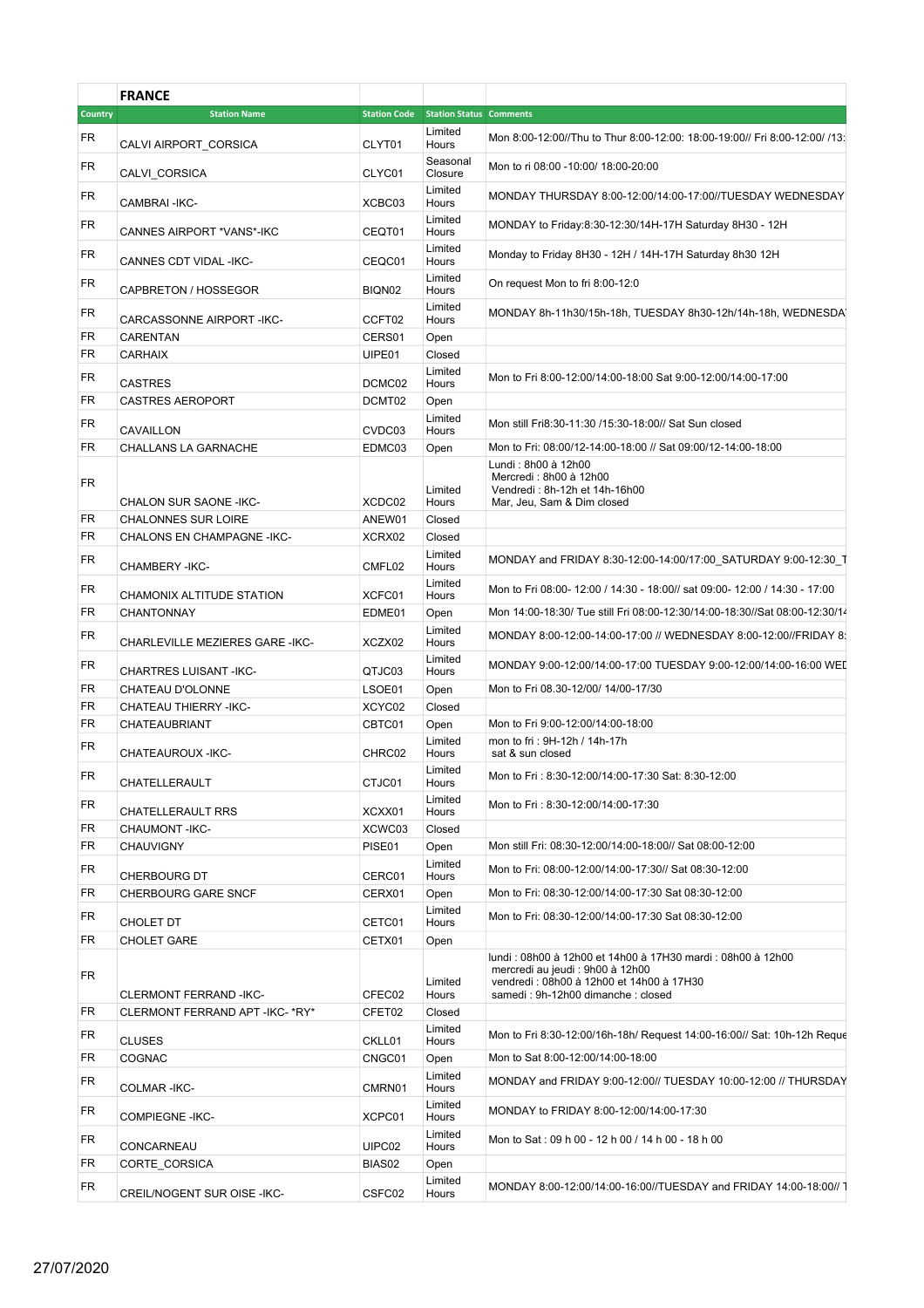## FRANCE

| Country | Station Name | Station Code | Station Status | Comments |
|---|---|---|---|---|
| FR | CALVI AIRPORT_CORSICA | CLYT01 | Limited Hours | Mon 8:00-12:00//Thu to Thur 8:00-12:00: 18:00-19:00// Fri 8:00-12:00/ /13: |
| FR | CALVI_CORSICA | CLYC01 | Seasonal Closure | Mon to ri 08:00 -10:00/ 18:00-20:00 |
| FR | CAMBRAI -IKC- | XCBC03 | Limited Hours | MONDAY THURSDAY 8:00-12:00/14:00-17:00//TUESDAY WEDNESDAY |
| FR | CANNES AIRPORT *VANS*-IKC | CEQT01 | Limited Hours | MONDAY to Friday:8:30-12:30/14H-17H Saturday 8H30 - 12H |
| FR | CANNES CDT VIDAL -IKC- | CEQC01 | Limited Hours | Monday to Friday 8H30 - 12H / 14H-17H Saturday 8h30 12H |
| FR | CAPBRETON / HOSSEGOR | BIQN02 | Limited Hours | On request Mon to fri 8:00-12:0 |
| FR | CARCASSONNE AIRPORT -IKC- | CCFT02 | Limited Hours | MONDAY 8h-11h30/15h-18h, TUESDAY 8h30-12h/14h-18h, WEDNESDA |
| FR | CARENTAN | CERS01 | Open | |
| FR | CARHAIX | UIPE01 | Closed | |
| FR | CASTRES | DCMC02 | Limited Hours | Mon to Fri 8:00-12:00/14:00-18:00 Sat 9:00-12:00/14:00-17:00 |
| FR | CASTRES AEROPORT | DCMT02 | Open | |
| FR | CAVAILLON | CVDC03 | Limited Hours | Mon still Fri8:30-11:30 /15:30-18:00// Sat Sun closed |
| FR | CHALLANS LA GARNACHE | EDMC03 | Open | Mon to Fri: 08:00/12-14:00-18:00 // Sat 09:00/12-14:00-18:00 |
| FR | CHALON SUR SAONE -IKC- | XCDC02 | Limited Hours | Lundi : 8h00 à 12h00<br>Mercredi : 8h00 à 12h00<br>Vendredi : 8h-12h et 14h-16h00<br>Mar, Jeu, Sam & Dim closed |
| FR | CHALONNES SUR LOIRE | ANEW01 | Closed | |
| FR | CHALONS EN CHAMPAGNE -IKC- | XCRX02 | Closed | |
| FR | CHAMBERY -IKC- | CMFL02 | Limited Hours | MONDAY and FRIDAY 8:30-12:00-14:00/17:00_SATURDAY 9:00-12:30_T |
| FR | CHAMONIX ALTITUDE STATION | XCFC01 | Limited Hours | Mon to Fri 08:00- 12:00 / 14:30 - 18:00// sat 09:00- 12:00 / 14:30 - 17:00 |
| FR | CHANTONNAY | EDME01 | Open | Mon 14:00-18:30/ Tue still Fri 08:00-12:30/14:00-18:30//Sat 08:00-12:30/14 |
| FR | CHARLEVILLE MEZIERES GARE -IKC- | XCZX02 | Limited Hours | MONDAY 8:00-12:00-14:00-17:00 // WEDNESDAY 8:00-12:00//FRIDAY 8: |
| FR | CHARTRES LUISANT -IKC- | QTJC03 | Limited Hours | MONDAY 9:00-12:00/14:00-17:00 TUESDAY 9:00-12:00/14:00-16:00 WED |
| FR | CHATEAU D'OLONNE | LSOE01 | Open | Mon to Fri 08.30-12/00/ 14/00-17/30 |
| FR | CHATEAU THIERRY -IKC- | XCYC02 | Closed | |
| FR | CHATEAUBRIANT | CBTC01 | Open | Mon to Fri 9:00-12:00/14:00-18:00 |
| FR | CHATEAUROUX -IKC- | CHRC02 | Limited Hours | mon to fri : 9H-12h / 14h-17h<br>sat & sun closed |
| FR | CHATELLERAULT | CTJC01 | Limited Hours | Mon to Fri : 8:30-12:00/14:00-17:30 Sat: 8:30-12:00 |
| FR | CHATELLERAULT RRS | XCXX01 | Limited Hours | Mon to Fri : 8:30-12:00/14:00-17:30 |
| FR | CHAUMONT -IKC- | XCWC03 | Closed | |
| FR | CHAUVIGNY | PISE01 | Open | Mon still Fri: 08:30-12:00/14:00-18:00// Sat 08:00-12:00 |
| FR | CHERBOURG DT | CERC01 | Limited Hours | Mon to Fri: 08:00-12:00/14:00-17:30// Sat 08:30-12:00 |
| FR | CHERBOURG GARE SNCF | CERX01 | Open | Mon to Fri: 08:30-12:00/14:00-17:30 Sat 08:30-12:00 |
| FR | CHOLET DT | CETC01 | Limited Hours | Mon to Fri: 08:30-12:00/14:00-17:30 Sat 08:30-12:00 |
| FR | CHOLET GARE | CETX01 | Open | |
| FR | CLERMONT FERRAND -IKC- | CFEC02 | Limited Hours | lundi : 08h00 à 12h00 et 14h00 à 17H30 mardi : 08h00 à 12h00<br>mercredi au jeudi : 9h00 à 12h00<br>vendredi : 08h00 à 12h00 et 14h00 à 17H30<br>samedi : 9h-12h00 dimanche : closed |
| FR | CLERMONT FERRAND APT -IKC- *RY* | CFET02 | Closed | |
| FR | CLUSES | CKLL01 | Limited Hours | Mon to Fri 8:30-12:00/16h-18h/ Request 14:00-16:00// Sat: 10h-12h Reque |
| FR | COGNAC | CNGC01 | Open | Mon to Sat 8:00-12:00/14:00-18:00 |
| FR | COLMAR -IKC- | CMRN01 | Limited Hours | MONDAY and FRIDAY 9:00-12:00// TUESDAY 10:00-12:00 // THURSDAY |
| FR | COMPIEGNE -IKC- | XCPC01 | Limited Hours | MONDAY to FRIDAY 8:00-12:00/14:00-17:30 |
| FR | CONCARNEAU | UIPC02 | Limited Hours | Mon to Sat : 09 h 00 - 12 h 00 / 14 h 00 - 18 h 00 |
| FR | CORTE_CORSICA | BIAS02 | Open | |
| FR | CREIL/NOGENT SUR OISE -IKC- | CSFC02 | Limited Hours | MONDAY 8:00-12:00/14:00-16:00//TUESDAY and FRIDAY 14:00-18:00// T |

27/07/2020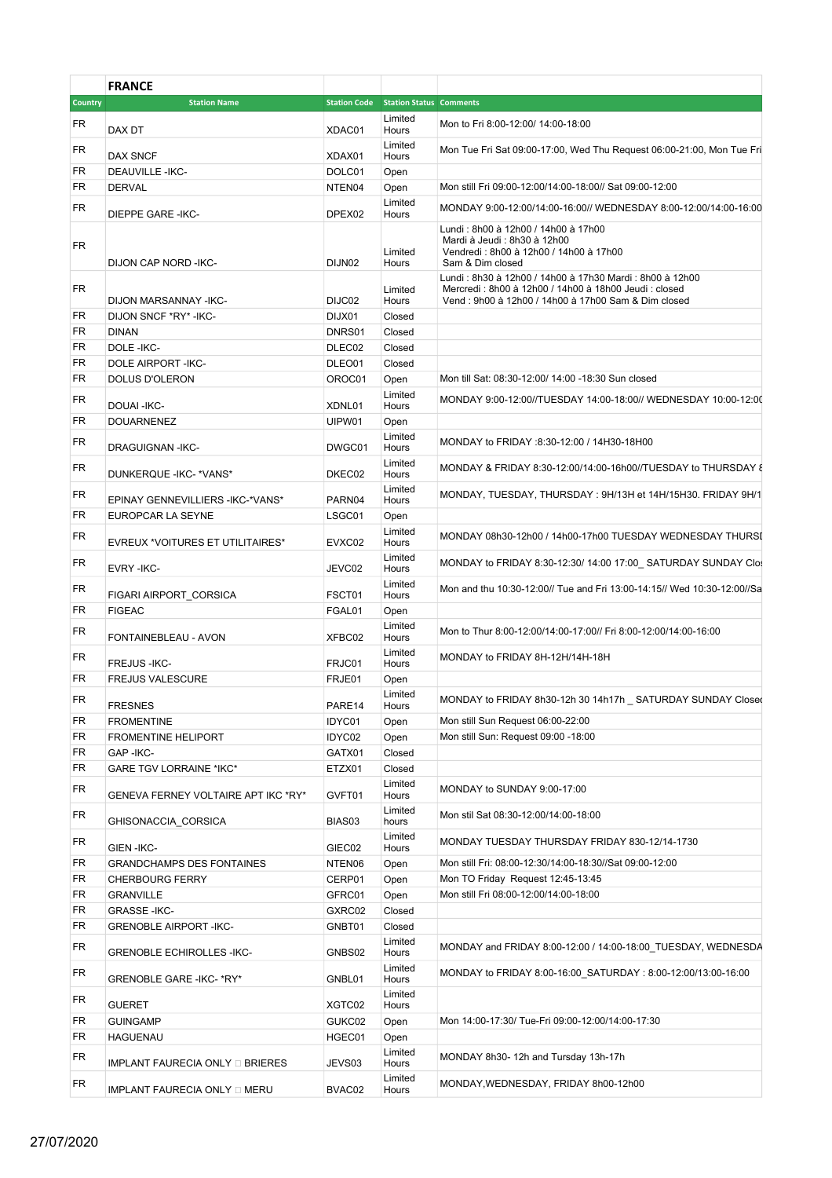| | FRANCE | | | |
|---|---|---|---|---|
| Country | Station Name | Station Code | Station Status | Comments |
| FR | DAX DT | XDAC01 | Limited Hours | Mon to Fri 8:00-12:00/ 14:00-18:00 |
| FR | DAX SNCF | XDAX01 | Limited Hours | Mon Tue Fri Sat 09:00-17:00, Wed Thu Request 06:00-21:00, Mon Tue Fri |
| FR | DEAUVILLE -IKC- | DOLC01 | Open | |
| FR | DERVAL | NTEN04 | Open | Mon still Fri 09:00-12:00/14:00-18:00// Sat 09:00-12:00 |
| FR | DIEPPE GARE -IKC- | DPEX02 | Limited Hours | MONDAY 9:00-12:00/14:00-16:00// WEDNESDAY 8:00-12:00/14:00-16:00 |
| FR | DIJON CAP NORD -IKC- | DIJN02 | Limited Hours | Lundi : 8h00 à 12h00 / 14h00 à 17h00<br>Mardi à Jeudi : 8h30 à 12h00<br>Vendredi : 8h00 à 12h00 / 14h00 à 17h00<br>Sam & Dim closed |
| FR | DIJON MARSANNAY -IKC- | DIJC02 | Limited Hours | Lundi : 8h30 à 12h00 / 14h00 à 17h30 Mardi : 8h00 à 12h00<br>Mercredi : 8h00 à 12h00 / 14h00 à 18h00 Jeudi : closed<br>Vend : 9h00 à 12h00 / 14h00 à 17h00 Sam & Dim closed |
| FR | DIJON SNCF *RY* -IKC- | DIJX01 | Closed | |
| FR | DINAN | DNRS01 | Closed | |
| FR | DOLE -IKC- | DLEC02 | Closed | |
| FR | DOLE AIRPORT -IKC- | DLEO01 | Closed | |
| FR | DOLUS D'OLERON | OROC01 | Open | Mon till Sat: 08:30-12:00/ 14:00 -18:30 Sun closed |
| FR | DOUAI -IKC- | XDNL01 | Limited Hours | MONDAY 9:00-12:00//TUESDAY 14:00-18:00// WEDNESDAY 10:00-12:00 |
| FR | DOUARNENEZ | UIPW01 | Open | |
| FR | DRAGUIGNAN -IKC- | DWGC01 | Limited Hours | MONDAY to FRIDAY :8:30-12:00 / 14H30-18H00 |
| FR | DUNKERQUE -IKC- *VANS* | DKEC02 | Limited Hours | MONDAY & FRIDAY 8:30-12:00/14:00-16h00//TUESDAY to THURSDAY 8 |
| FR | EPINAY GENNEVILLIERS -IKC-*VANS* | PARN04 | Limited Hours | MONDAY, TUESDAY, THURSDAY : 9H/13H et 14H/15H30. FRIDAY 9H/1 |
| FR | EUROPCAR LA SEYNE | LSGC01 | Open | |
| FR | EVREUX *VOITURES ET UTILITAIRES* | EVXC02 | Limited Hours | MONDAY 08h30-12h00 / 14h00-17h00 TUESDAY WEDNESDAY THURSI |
| FR | EVRY -IKC- | JEVC02 | Limited Hours | MONDAY to FRIDAY 8:30-12:30/ 14:00 17:00_ SATURDAY SUNDAY Clos |
| FR | FIGARI AIRPORT_CORSICA | FSCT01 | Limited Hours | Mon and thu 10:30-12:00// Tue and Fri 13:00-14:15// Wed 10:30-12:00//Sa |
| FR | FIGEAC | FGAL01 | Open | |
| FR | FONTAINEBLEAU - AVON | XFBC02 | Limited Hours | Mon to Thur 8:00-12:00/14:00-17:00// Fri 8:00-12:00/14:00-16:00 |
| FR | FREJUS -IKC- | FRJC01 | Limited Hours | MONDAY to FRIDAY 8H-12H/14H-18H |
| FR | FREJUS VALESCURE | FRJE01 | Open | |
| FR | FRESNES | PARE14 | Limited Hours | MONDAY to FRIDAY 8h30-12h 30 14h17h _ SATURDAY SUNDAY Closed |
| FR | FROMENTINE | IDYC01 | Open | Mon still Sun Request 06:00-22:00 |
| FR | FROMENTINE HELIPORT | IDYC02 | Open | Mon still Sun: Request 09:00 -18:00 |
| FR | GAP -IKC- | GATX01 | Closed | |
| FR | GARE TGV LORRAINE *IKC* | ETZX01 | Closed | |
| FR | GENEVA FERNEY VOLTAIRE APT IKC *RY* | GVFT01 | Limited Hours | MONDAY to SUNDAY 9:00-17:00 |
| FR | GHISONACCIA_CORSICA | BIAS03 | Limited hours | Mon stil Sat 08:30-12:00/14:00-18:00 |
| FR | GIEN -IKC- | GIEC02 | Limited Hours | MONDAY TUESDAY THURSDAY FRIDAY 830-12/14-1730 |
| FR | GRANDCHAMPS DES FONTAINES | NTEN06 | Open | Mon still Fri: 08:00-12:30/14:00-18:30//Sat 09:00-12:00 |
| FR | CHERBOURG FERRY | CERP01 | Open | Mon TO Friday Request 12:45-13:45 |
| FR | GRANVILLE | GFRC01 | Open | Mon still Fri 08:00-12:00/14:00-18:00 |
| FR | GRASSE -IKC- | GXRC02 | Closed | |
| FR | GRENOBLE AIRPORT -IKC- | GNBT01 | Closed | |
| FR | GRENOBLE ECHIROLLES -IKC- | GNBS02 | Limited Hours | MONDAY and FRIDAY 8:00-12:00 / 14:00-18:00_TUESDAY, WEDNESDA |
| FR | GRENOBLE GARE -IKC- *RY* | GNBL01 | Limited Hours | MONDAY to FRIDAY 8:00-16:00_SATURDAY : 8:00-12:00/13:00-16:00 |
| FR | GUERET | XGTC02 | Limited Hours | |
| FR | GUINGAMP | GUKC02 | Open | Mon 14:00-17:30/ Tue-Fri 09:00-12:00/14:00-17:30 |
| FR | HAGUENAU | HGEC01 | Open | |
| FR | IMPLANT FAURECIA ONLY  BRIERES | JEVS03 | Limited Hours | MONDAY 8h30- 12h and Tuesday 13h-17h |
| FR | IMPLANT FAURECIA ONLY  MERU | BVAC02 | Limited Hours | MONDAY,WEDNESDAY, FRIDAY 8h00-12h00 |

27/07/2020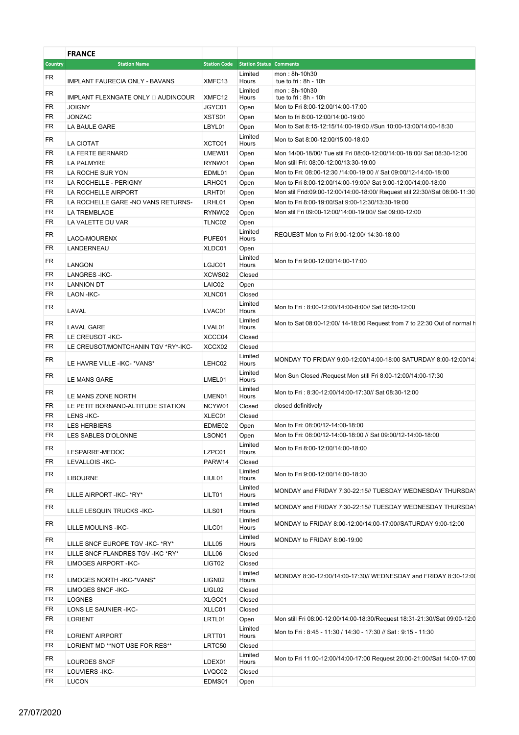## FRANCE

| Country | Station Name | Station Code | Station Status | Comments |
|---|---|---|---|---|
| FR | IMPLANT FAURECIA ONLY - BAVANS | XMFC13 | Limited Hours | mon : 8h-10h30 tue to fri : 8h - 10h |
| FR | IMPLANT FLEXNGATE ONLY  AUDINCOUR | XMFC12 | Limited Hours | mon : 8h-10h30 tue to fri : 8h - 10h |
| FR | JOIGNY | JGYC01 | Open | Mon to Fri 8:00-12:00/14:00-17:00 |
| FR | JONZAC | XSTS01 | Open | Mon to fri 8:00-12:00/14:00-19:00 |
| FR | LA BAULE GARE | LBYL01 | Open | Mon to Sat 8:15-12:15/14:00-19:00 //Sun 10:00-13:00/14:00-18:30 |
| FR | LA CIOTAT | XCTC01 | Limited Hours | Mon to Sat 8:00-12:00/15:00-18:00 |
| FR | LA FERTE BERNARD | LMEW01 | Open | Mon 14/00-18/00/ Tue stil Fri 08:00-12:00/14:00-18:00/ Sat 08:30-12:00 |
| FR | LA PALMYRE | RYNW01 | Open | Mon still Fri: 08:00-12:00/13:30-19:00 |
| FR | LA ROCHE SUR YON | EDML01 | Open | Mon to Fri: 08:00-12:30 /14:00-19:00 // Sat 09:00/12-14:00-18:00 |
| FR | LA ROCHELLE - PERIGNY | LRHC01 | Open | Mon to Fri 8:00-12:00/14:00-19:00// Sat 9:00-12:00/14:00-18:00 |
| FR | LA ROCHELLE AIRPORT | LRHT01 | Open | Mon stil Frid:09:00-12:00/14:00-18:00/ Request stil 22:30//Sat 08:00-11:30 |
| FR | LA ROCHELLE GARE -NO VANS RETURNS- | LRHL01 | Open | Mon to Fri 8:00-19:00/Sat 9:00-12:30/13:30-19:00 |
| FR | LA TREMBLADE | RYNW02 | Open | Mon stil Fri 09:00-12:00/14:00-19:00// Sat 09:00-12:00 |
| FR | LA VALETTE DU VAR | TLNC02 | Open | |
| FR | LACQ-MOURENX | PUFE01 | Limited Hours | REQUEST Mon to Fri 9:00-12:00/ 14:30-18:00 |
| FR | LANDERNEAU | XLDC01 | Open | |
| FR | LANGON | LGJC01 | Limited Hours | Mon to Fri 9:00-12:00/14:00-17:00 |
| FR | LANGRES -IKC- | XCWS02 | Closed | |
| FR | LANNION DT | LAIC02 | Open | |
| FR | LAON -IKC- | XLNC01 | Closed | |
| FR | LAVAL | LVAC01 | Limited Hours | Mon to Fri : 8:00-12:00/14:00-8:00// Sat 08:30-12:00 |
| FR | LAVAL GARE | LVAL01 | Limited Hours | Mon to Sat 08:00-12:00/ 14-18:00 Request from 7 to 22:30 Out of normal h |
| FR | LE CREUSOT -IKC- | XCCC04 | Closed | |
| FR | LE CREUSOT/MONTCHANIN TGV *RY*-IKC- | XCCX02 | Closed | |
| FR | LE HAVRE VILLE -IKC- *VANS* | LEHC02 | Limited Hours | MONDAY TO FRIDAY 9:00-12:00/14:00-18:00 SATURDAY 8:00-12:00/14: |
| FR | LE MANS GARE | LMEL01 | Limited Hours | Mon Sun Closed /Request Mon still Fri 8:00-12:00/14:00-17:30 |
| FR | LE MANS ZONE NORTH | LMEN01 | Limited Hours | Mon to Fri : 8:30-12:00/14:00-17:30// Sat 08:30-12:00 |
| FR | LE PETIT BORNAND-ALTITUDE STATION | NCYW01 | Closed | closed definitively |
| FR | LENS -IKC- | XLEC01 | Closed | |
| FR | LES HERBIERS | EDME02 | Open | Mon to Fri: 08:00/12-14:00-18:00 |
| FR | LES SABLES D'OLONNE | LSON01 | Open | Mon to Fri: 08:00/12-14:00-18:00 // Sat 09:00/12-14:00-18:00 |
| FR | LESPARRE-MEDOC | LZPC01 | Limited Hours | Mon to Fri 8:00-12:00/14:00-18:00 |
| FR | LEVALLOIS -IKC- | PARW14 | Closed | |
| FR | LIBOURNE | LIUL01 | Limited Hours | Mon to Fri 9:00-12:00/14:00-18:30 |
| FR | LILLE AIRPORT -IKC- *RY* | LILT01 | Limited Hours | MONDAY and FRIDAY 7:30-22:15// TUESDAY WEDNESDAY THURSDAY |
| FR | LILLE LESQUIN TRUCKS -IKC- | LILS01 | Limited Hours | MONDAY and FRIDAY 7:30-22:15// TUESDAY WEDNESDAY THURSDAY |
| FR | LILLE MOULINS -IKC- | LILC01 | Limited Hours | MONDAY to FRIDAY 8:00-12:00/14:00-17:00//SATURDAY 9:00-12:00 |
| FR | LILLE SNCF EUROPE TGV -IKC- *RY* | LILL05 | Limited Hours | MONDAY to FRIDAY 8:00-19:00 |
| FR | LILLE SNCF FLANDRES TGV -IKC *RY* | LILL06 | Closed | |
| FR | LIMOGES AIRPORT -IKC- | LIGT02 | Closed | |
| FR | LIMOGES NORTH -IKC-*VANS* | LIGN02 | Limited Hours | MONDAY 8:30-12:00/14:00-17:30// WEDNESDAY and FRIDAY 8:30-12:0 |
| FR | LIMOGES SNCF -IKC- | LIGL02 | Closed | |
| FR | LOGNES | XLGC01 | Closed | |
| FR | LONS LE SAUNIER -IKC- | XLLC01 | Closed | |
| FR | LORIENT | LRTL01 | Open | Mon still Fri 08:00-12:00/14:00-18:30/Request 18:31-21:30//Sat 09:00-12:0 |
| FR | LORIENT AIRPORT | LRTT01 | Limited Hours | Mon to Fri : 8:45 - 11:30 / 14:30 - 17:30 // Sat : 9:15 - 11:30 |
| FR | LORIENT MD **NOT USE FOR RES** | LRTC50 | Closed | |
| FR | LOURDES SNCF | LDEX01 | Limited Hours | Mon to Fri 11:00-12:00/14:00-17:00 Request 20:00-21:00//Sat 14:00-17:00 |
| FR | LOUVIERS -IKC- | LVQC02 | Closed | |
| FR | LUCON | EDMS01 | Open | |

27/07/2020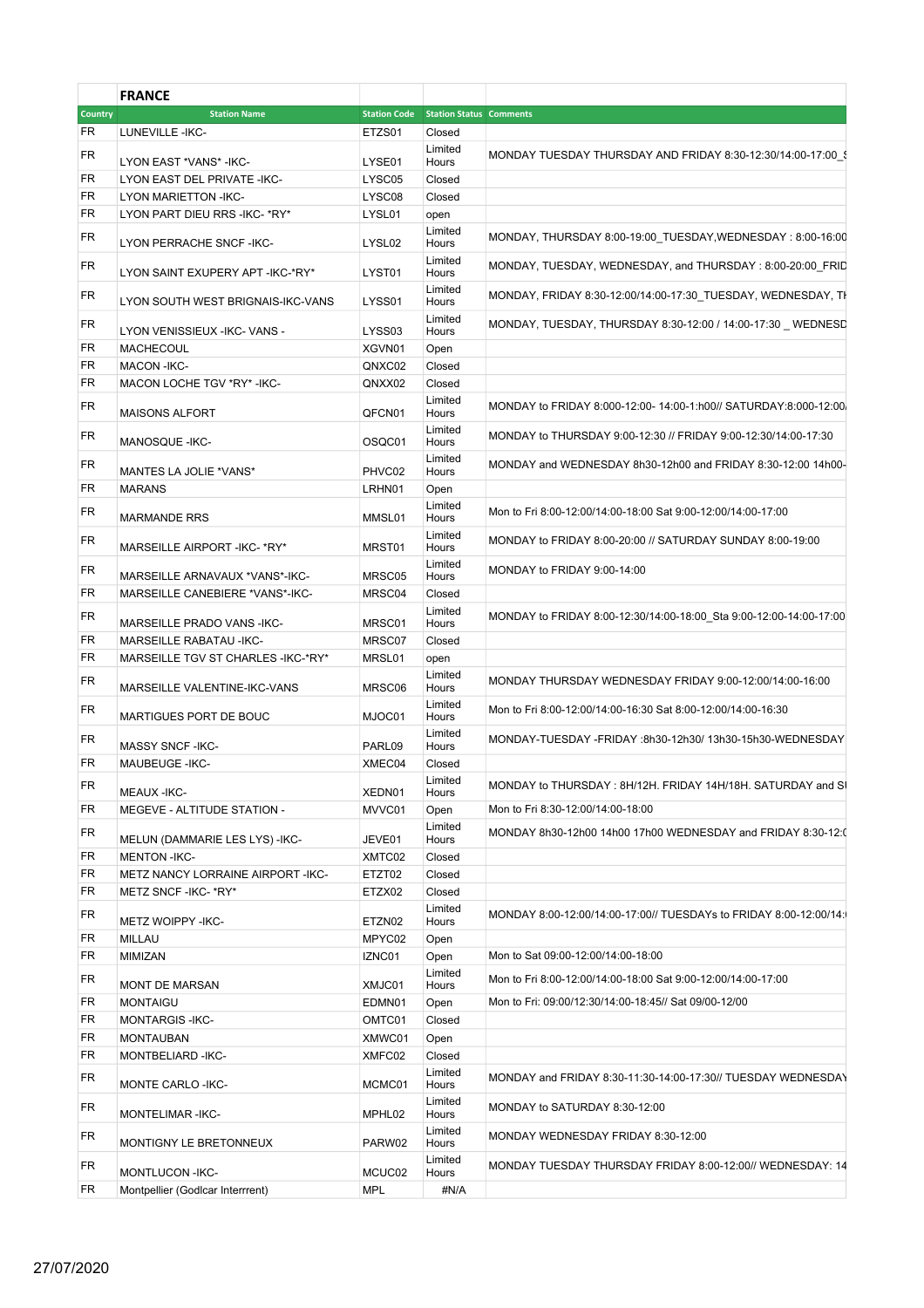| | FRANCE | | | |
|---|---|---|---|---|
| Country | Station Name | Station Code | Station Status | Comments |
| FR | LUNEVILLE -IKC- | ETZS01 | Closed | |
| FR | LYON EAST *VANS* -IKC- | LYSE01 | Limited Hours | MONDAY TUESDAY THURSDAY AND FRIDAY 8:30-12:30/14:00-17:00_S |
| FR | LYON EAST DEL PRIVATE -IKC- | LYSC05 | Closed | |
| FR | LYON MARIETTON -IKC- | LYSC08 | Closed | |
| FR | LYON PART DIEU RRS -IKC- *RY* | LYSL01 | open | |
| FR | LYON PERRACHE SNCF -IKC- | LYSL02 | Limited Hours | MONDAY, THURSDAY 8:00-19:00_TUESDAY,WEDNESDAY : 8:00-16:00 |
| FR | LYON SAINT EXUPERY APT -IKC-*RY* | LYST01 | Limited Hours | MONDAY, TUESDAY, WEDNESDAY, and THURSDAY : 8:00-20:00_FRID |
| FR | LYON SOUTH WEST BRIGNAIS-IKC-VANS | LYSS01 | Limited Hours | MONDAY, FRIDAY 8:30-12:00/14:00-17:30_TUESDAY, WEDNESDAY, TH |
| FR | LYON VENISSIEUX -IKC- VANS - | LYSS03 | Limited Hours | MONDAY, TUESDAY, THURSDAY 8:30-12:00 / 14:00-17:30 _ WEDNESD |
| FR | MACHECOUL | XGVN01 | Open | |
| FR | MACON -IKC- | QNXC02 | Closed | |
| FR | MACON LOCHE TGV *RY* -IKC- | QNXX02 | Closed | |
| FR | MAISONS ALFORT | QFCN01 | Limited Hours | MONDAY to FRIDAY 8:000-12:00- 14:00-1:h00// SATURDAY:8:000-12:00/ |
| FR | MANOSQUE -IKC- | OSQC01 | Limited Hours | MONDAY to THURSDAY 9:00-12:30 // FRIDAY 9:00-12:30/14:00-17:30 |
| FR | MANTES LA JOLIE *VANS* | PHVC02 | Limited Hours | MONDAY and WEDNESDAY 8h30-12h00 and FRIDAY 8:30-12:00 14h00- |
| FR | MARANS | LRHN01 | Open | |
| FR | MARMANDE RRS | MMSL01 | Limited Hours | Mon to Fri 8:00-12:00/14:00-18:00 Sat 9:00-12:00/14:00-17:00 |
| FR | MARSEILLE AIRPORT -IKC- *RY* | MRST01 | Limited Hours | MONDAY to FRIDAY 8:00-20:00 // SATURDAY SUNDAY 8:00-19:00 |
| FR | MARSEILLE ARNAVAUX *VANS*-IKC- | MRSC05 | Limited Hours | MONDAY to FRIDAY 9:00-14:00 |
| FR | MARSEILLE CANEBIERE *VANS*-IKC- | MRSC04 | Closed | |
| FR | MARSEILLE PRADO VANS -IKC- | MRSC01 | Limited Hours | MONDAY to FRIDAY 8:00-12:30/14:00-18:00_Sta 9:00-12:00-14:00-17:00 |
| FR | MARSEILLE RABATAU -IKC- | MRSC07 | Closed | |
| FR | MARSEILLE TGV ST CHARLES -IKC-*RY* | MRSL01 | open | |
| FR | MARSEILLE VALENTINE-IKC-VANS | MRSC06 | Limited Hours | MONDAY THURSDAY WEDNESDAY FRIDAY 9:00-12:00/14:00-16:00 |
| FR | MARTIGUES PORT DE BOUC | MJOC01 | Limited Hours | Mon to Fri 8:00-12:00/14:00-16:30 Sat 8:00-12:00/14:00-16:30 |
| FR | MASSY SNCF -IKC- | PARL09 | Limited Hours | MONDAY-TUESDAY -FRIDAY :8h30-12h30/ 13h30-15h30-WEDNESDAY |
| FR | MAUBEUGE -IKC- | XMEC04 | Closed | |
| FR | MEAUX -IKC- | XEDN01 | Limited Hours | MONDAY to THURSDAY : 8H/12H. FRIDAY 14H/18H. SATURDAY and SU |
| FR | MEGEVE - ALTITUDE STATION - | MVVC01 | Open | Mon to Fri 8:30-12:00/14:00-18:00 |
| FR | MELUN (DAMMARIE LES LYS) -IKC- | JEVE01 | Limited Hours | MONDAY 8h30-12h00 14h00 17h00 WEDNESDAY and FRIDAY 8:30-12:0 |
| FR | MENTON -IKC- | XMTC02 | Closed | |
| FR | METZ NANCY LORRAINE AIRPORT -IKC- | ETZT02 | Closed | |
| FR | METZ SNCF -IKC- *RY* | ETZX02 | Closed | |
| FR | METZ WOIPPY -IKC- | ETZN02 | Limited Hours | MONDAY 8:00-12:00/14:00-17:00// TUESDAYs to FRIDAY 8:00-12:00/14: |
| FR | MILLAU | MPYC02 | Open | |
| FR | MIMIZAN | IZNC01 | Open | Mon to Sat 09:00-12:00/14:00-18:00 |
| FR | MONT DE MARSAN | XMJC01 | Limited Hours | Mon to Fri 8:00-12:00/14:00-18:00 Sat 9:00-12:00/14:00-17:00 |
| FR | MONTAIGU | EDMN01 | Open | Mon to Fri: 09:00/12:30/14:00-18:45// Sat 09/00-12/00 |
| FR | MONTARGIS -IKC- | OMTC01 | Closed | |
| FR | MONTAUBAN | XMWC01 | Open | |
| FR | MONTBELIARD -IKC- | XMFC02 | Closed | |
| FR | MONTE CARLO -IKC- | MCMC01 | Limited Hours | MONDAY and FRIDAY 8:30-11:30-14:00-17:30// TUESDAY WEDNESDAY |
| FR | MONTELIMAR -IKC- | MPHL02 | Limited Hours | MONDAY to SATURDAY 8:30-12:00 |
| FR | MONTIGNY LE BRETONNEUX | PARW02 | Limited Hours | MONDAY WEDNESDAY FRIDAY 8:30-12:00 |
| FR | MONTLUCON -IKC- | MCUC02 | Limited Hours | MONDAY TUESDAY THURSDAY FRIDAY 8:00-12:00// WEDNESDAY: 14 |
| FR | Montpellier (Godlcar Interrrent) | MPL | #N/A | |

27/07/2020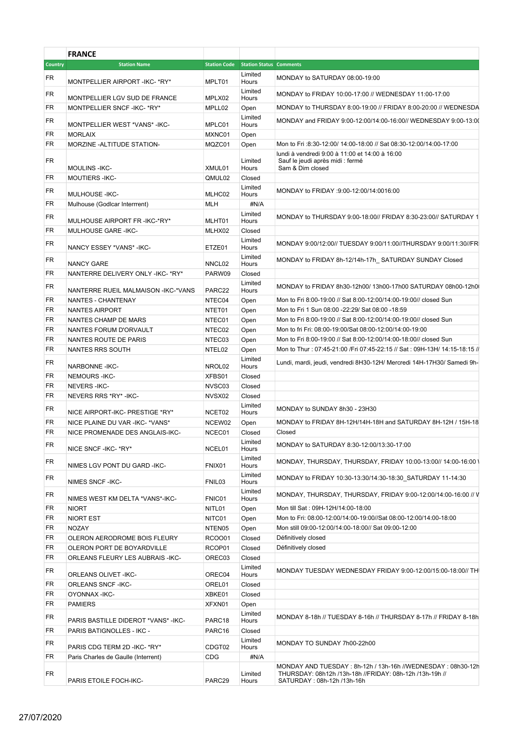## FRANCE

| Country | Station Name | Station Code | Station Status | Comments |
|---|---|---|---|---|
| FR | MONTPELLIER AIRPORT -IKC- *RY* | MPLT01 | Limited Hours | MONDAY to SATURDAY 08:00-19:00 |
| FR | MONTPELLIER LGV SUD DE FRANCE | MPLX02 | Limited Hours | MONDAY to FRIDAY 10:00-17:00 // WEDNESDAY 11:00-17:00 |
| FR | MONTPELLIER SNCF -IKC- *RY* | MPLL02 | Open | MONDAY to THURSDAY 8:00-19:00 // FRIDAY 8:00-20:00 // WEDNESDA |
| FR | MONTPELLIER WEST *VANS* -IKC- | MPLC01 | Limited Hours | MONDAY and FRIDAY 9:00-12:00/14:00-16:00// WEDNESDAY 9:00-13:0( |
| FR | MORLAIX | MXNC01 | Open | |
| FR | MORZINE -ALTITUDE STATION- | MQZC01 | Open | Mon to Fri :8:30-12:00/ 14:00-18:00 // Sat 08:30-12:00/14:00-17:00 |
| FR | MOULINS -IKC- | XMUL01 | Limited Hours | lundi à vendredi 9:00 à 11:00 et 14:00 à 16:00<br>Sauf le jeudi après midi : fermé<br>Sam & Dim closed |
| FR | MOUTIERS -IKC- | QMUL02 | Closed | |
| FR | MULHOUSE -IKC- | MLHC02 | Limited Hours | MONDAY to FRIDAY :9:00-12:00/14:0016:00 |
| FR | Mulhouse (Godlcar Interrrent) | MLH | #N/A | |
| FR | MULHOUSE AIRPORT FR -IKC-*RY* | MLHT01 | Limited Hours | MONDAY to THURSDAY 9:00-18:00// FRIDAY 8:30-23:00// SATURDAY 1 |
| FR | MULHOUSE GARE -IKC- | MLHX02 | Closed | |
| FR | NANCY ESSEY *VANS* -IKC- | ETZE01 | Limited Hours | MONDAY 9:00/12:00// TUESDAY 9:00/11:00//THURSDAY 9:00/11:30//FR |
| FR | NANCY GARE | NNCL02 | Limited Hours | MONDAY to FRIDAY 8h-12/14h-17h_ SATURDAY SUNDAY Closed |
| FR | NANTERRE DELIVERY ONLY -IKC- *RY* | PARW09 | Closed | |
| FR | NANTERRE RUEIL MALMAISON -IKC-*VANS | PARC22 | Limited Hours | MONDAY to FRIDAY 8h30-12h00/ 13h00-17h00 SATURDAY 08h00-12h0( |
| FR | NANTES - CHANTENAY | NTEC04 | Open | Mon to Fri 8:00-19:00 // Sat 8:00-12:00/14:00-19:00// closed Sun |
| FR | NANTES AIRPORT | NTET01 | Open | Mon to Fri 1 Sun 08:00 -22:29/ Sat 08:00 -18:59 |
| FR | NANTES CHAMP DE MARS | NTEC01 | Open | Mon to Fri 8:00-19:00 // Sat 8:00-12:00/14:00-19:00// closed Sun |
| FR | NANTES FORUM D'ORVAULT | NTEC02 | Open | Mon to fri Fri: 08:00-19:00/Sat 08:00-12:00/14:00-19:00 |
| FR | NANTES ROUTE DE PARIS | NTEC03 | Open | Mon to Fri 8:00-19:00 // Sat 8:00-12:00/14:00-18:00// closed Sun |
| FR | NANTES RRS SOUTH | NTEL02 | Open | Mon to Thur : 07:45-21:00 /Fri 07:45-22:15 // Sat : 09H-13H/ 14:15-18:15 // |
| FR | NARBONNE -IKC- | NROL02 | Limited Hours | Lundi, mardi, jeudi, vendredi 8H30-12H/ Mercredi 14H-17H30/ Samedi 9h- |
| FR | NEMOURS -IKC- | XFBS01 | Closed | |
| FR | NEVERS -IKC- | NVSC03 | Closed | |
| FR | NEVERS RRS *RY* -IKC- | NVSX02 | Closed | |
| FR | NICE AIRPORT-IKC- PRESTIGE *RY* | NCET02 | Limited Hours | MONDAY to SUNDAY 8h30 - 23H30 |
| FR | NICE PLAINE DU VAR -IKC- *VANS* | NCEW02 | Open | MONDAY to FRIDAY 8H-12H/14H-18H and SATURDAY 8H-12H / 15H-18 |
| FR | NICE PROMENADE DES ANGLAIS-IKC- | NCEC01 | Closed | Closed |
| FR | NICE SNCF -IKC- *RY* | NCEL01 | Limited Hours | MONDAY to SATURDAY 8:30-12:00/13:30-17:00 |
| FR | NIMES LGV PONT DU GARD -IKC- | FNIX01 | Limited Hours | MONDAY, THURSDAY, THURSDAY, FRIDAY 10:00-13:00// 14:00-16:00 \ |
| FR | NIMES SNCF -IKC- | FNIL03 | Limited Hours | MONDAY to FRIDAY 10:30-13:30/14:30-18:30_SATURDAY 11-14:30 |
| FR | NIMES WEST KM DELTA *VANS*-IKC- | FNIC01 | Limited Hours | MONDAY, THURSDAY, THURSDAY, FRIDAY 9:00-12:00/14:00-16:00 // V |
| FR | NIORT | NITL01 | Open | Mon till Sat : 09H-12H/14:00-18:00 |
| FR | NIORT EST | NITC01 | Open | Mon to Fri: 08:00-12:00/14:00-19:00//Sat 08:00-12:00/14:00-18:00 |
| FR | NOZAY | NTEN05 | Open | Mon still 09:00-12:00/14:00-18:00// Sat 09:00-12:00 |
| FR | OLERON AERODROME BOIS FLEURY | RCOO01 | Closed | Définitively closed |
| FR | OLERON PORT DE BOYARDVILLE | RCOP01 | Closed | Définitively closed |
| FR | ORLEANS FLEURY LES AUBRAIS -IKC- | OREC03 | Closed | |
| FR | ORLEANS OLIVET -IKC- | OREC04 | Limited Hours | MONDAY TUESDAY WEDNESDAY FRIDAY 9:00-12:00/15:00-18:00// TH |
| FR | ORLEANS SNCF -IKC- | OREL01 | Closed | |
| FR | OYONNAX -IKC- | XBKE01 | Closed | |
| FR | PAMIERS | XFXN01 | Open | |
| FR | PARIS BASTILLE DIDEROT *VANS* -IKC- | PARC18 | Limited Hours | MONDAY 8-18h // TUESDAY 8-16h // THURSDAY 8-17h // FRIDAY 8-18h |
| FR | PARIS BATIGNOLLES - IKC - | PARC16 | Closed | |
| FR | PARIS CDG TERM 2D -IKC- *RY* | CDGT02 | Limited Hours | MONDAY TO SUNDAY 7h00-22h00 |
| FR | Paris Charles de Gaulle (Interrent) | CDG | #N/A | |
| FR | PARIS ETOILE FOCH-IKC- | PARC29 | Limited Hours | MONDAY AND TUESDAY : 8h-12h / 13h-16h //WEDNESDAY : 08h30-12h<br>THURSDAY: 08h12h /13h-18h //FRIDAY: 08h-12h /13h-19h //<br>SATURDAY : 08h-12h /13h-16h |

27/07/2020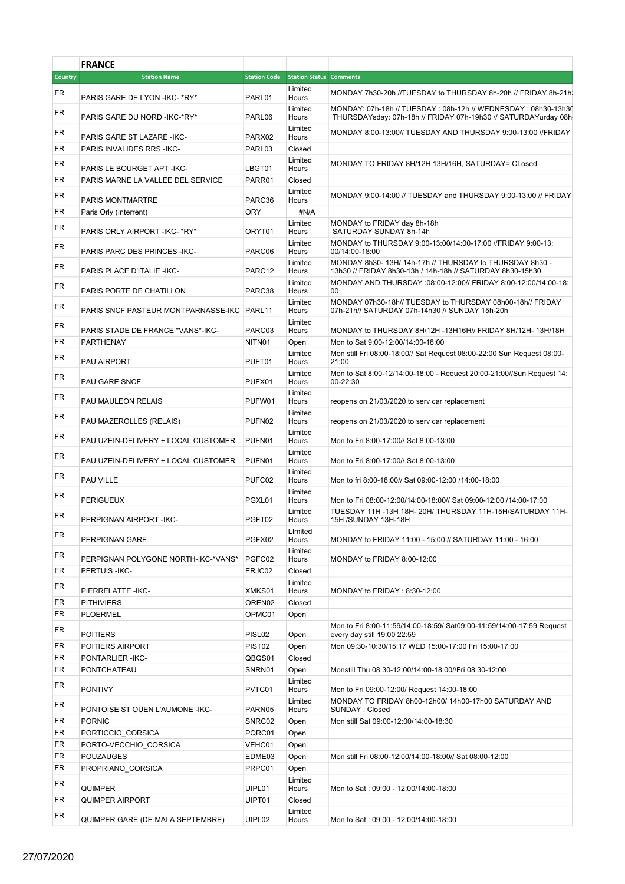| Country | FRANCE<br>Station Name | Station Code | Station Status | Comments |
|---|---|---|---|---|
| FR | PARIS GARE DE LYON -IKC- *RY* | PARL01 | Limited Hours | MONDAY 7h30-20h //TUESDAY to THURSDAY 8h-20h // FRIDAY 8h-21h |
| FR | PARIS GARE DU NORD -IKC-*RY* | PARL06 | Limited Hours | MONDAY: 07h-18h // TUESDAY : 08h-12h // WEDNESDAY : 08h30-13h30 THURSDAYsday: 07h-18h // FRIDAY 07h-19h30 // SATURDAYurday 08h |
| FR | PARIS GARE ST LAZARE -IKC- | PARX02 | Limited Hours | MONDAY 8:00-13:00// TUESDAY AND THURSDAY 9:00-13:00 //FRIDAY |
| FR | PARIS INVALIDES RRS -IKC- | PARL03 | Closed | |
| FR | PARIS LE BOURGET APT -IKC- | LBGT01 | Limited Hours | MONDAY TO FRIDAY 8H/12H 13H/16H, SATURDAY= CLosed |
| FR | PARIS MARNE LA VALLEE DEL SERVICE | PARR01 | Closed | |
| FR | PARIS MONTMARTRE | PARC36 | Limited Hours | MONDAY 9:00-14:00 // TUESDAY and THURSDAY 9:00-13:00 // FRIDAY |
| FR | Paris Orly (Interrent) | ORY | #N/A | |
| FR | PARIS ORLY AIRPORT -IKC- *RY* | ORYT01 | Limited Hours | MONDAY to FRIDAY day 8h-18h SATURDAY SUNDAY 8h-14h |
| FR | PARIS PARC DES PRINCES -IKC- | PARC06 | Limited Hours | MONDAY to THURSDAY 9:00-13:00/14:00-17:00 //FRIDAY 9:00-13:00/14:00-18:00 |
| FR | PARIS PLACE D'ITALIE -IKC- | PARC12 | Limited Hours | MONDAY 8h30- 13H/ 14h-17h // THURSDAY to THURSDAY 8h30 - 13h30 // FRIDAY 8h30-13h / 14h-18h // SATURDAY 8h30-15h30 |
| FR | PARIS PORTE DE CHATILLON | PARC38 | Limited Hours | MONDAY AND THURSDAY :08:00-12:00// FRIDAY 8:00-12:00/14:00-18:00 |
| FR | PARIS SNCF PASTEUR MONTPARNASSE-IKC | PARL11 | Limited Hours | MONDAY 07h30-18h// TUESDAY to THURSDAY 08h00-18h// FRIDAY 07h-21h// SATURDAY 07h-14h30 // SUNDAY 15h-20h |
| FR | PARIS STADE DE FRANCE *VANS*-IKC- | PARC03 | Limited Hours | MONDAY to THURSDAY 8H/12H -13H16H// FRIDAY 8H/12H- 13H/18H |
| FR | PARTHENAY | NITN01 | Open | Mon to Sat 9:00-12:00/14:00-18:00 |
| FR | PAU AIRPORT | PUFT01 | Limited Hours | Mon still Fri 08:00-18:00// Sat Request 08:00-22:00 Sun Request 08:00-21:00 |
| FR | PAU GARE SNCF | PUFX01 | Limited Hours | Mon to Sat 8:00-12/14:00-18:00 - Request 20:00-21:00//Sun Request 14:00-22:30 |
| FR | PAU MAULEON RELAIS | PUFW01 | Limited Hours | reopens on 21/03/2020 to serv car replacement |
| FR | PAU MAZEROLLES (RELAIS) | PUFN02 | Limited Hours | reopens on 21/03/2020 to serv car replacement |
| FR | PAU UZEIN-DELIVERY + LOCAL CUSTOMER | PUFN01 | Limited Hours | Mon to Fri 8:00-17:00// Sat 8:00-13:00 |
| FR | PAU UZEIN-DELIVERY + LOCAL CUSTOMER | PUFN01 | Limited Hours | Mon to Fri 8:00-17:00// Sat 8:00-13:00 |
| FR | PAU VILLE | PUFC02 | Limited Hours | Mon to fri 8:00-18:00// Sat 09:00-12:00 /14:00-18:00 |
| FR | PERIGUEUX | PGXL01 | Limited Hours | Mon to Fri 08:00-12:00/14:00-18:00// Sat 09:00-12:00 /14:00-17:00 |
| FR | PERPIGNAN AIRPORT -IKC- | PGFT02 | Limited Hours | TUESDAY 11H -13H 18H- 20H/ THURSDAY 11H-15H/SATURDAY 11H-15H /SUNDAY 13H-18H |
| FR | PERPIGNAN GARE | PGFX02 | LImited Hours | MONDAY to FRIDAY 11:00 - 15:00 // SATURDAY 11:00 - 16:00 |
| FR | PERPIGNAN POLYGONE NORTH-IKC-*VANS* | PGFC02 | Limited Hours | MONDAY to FRIDAY 8:00-12:00 |
| FR | PERTUIS -IKC- | ERJC02 | Closed | |
| FR | PIERRELATTE -IKC- | XMKS01 | Limited Hours | MONDAY to FRIDAY : 8:30-12:00 |
| FR | PITHIVIERS | OREN02 | Closed | |
| FR | PLOERMEL | OPMC01 | Open | |
| FR | POITIERS | PISL02 | Open | Mon to Fri 8:00-11:59/14:00-18:59/ Sat09:00-11:59/14:00-17:59 Request every day still 19:00 22:59 |
| FR | POITIERS AIRPORT | PIST02 | Open | Mon 09:30-10:30/15:17 WED 15:00-17:00 Fri 15:00-17:00 |
| FR | PONTARLIER -IKC- | QBQS01 | Closed | |
| FR | PONTCHATEAU | SNRN01 | Open | Monstill Thu 08:30-12:00/14:00-18:00//Fri 08:30-12:00 |
| FR | PONTIVY | PVTC01 | Limited Hours | Mon to Fri 09:00-12:00/ Request 14:00-18:00 |
| FR | PONTOISE ST OUEN L'AUMONE -IKC- | PARN05 | Limited Hours | MONDAY TO FRIDAY 8h00-12h00/ 14h00-17h00 SATURDAY AND SUNDAY : Closed |
| FR | PORNIC | SNRC02 | Open | Mon still Sat 09:00-12:00/14:00-18:30 |
| FR | PORTICCIO_CORSICA | PQRC01 | Open | |
| FR | PORTO-VECCHIO_CORSICA | VEHC01 | Open | |
| FR | POUZAUGES | EDME03 | Open | Mon still Fri 08:00-12:00/14:00-18:00// Sat 08:00-12:00 |
| FR | PROPRIANO_CORSICA | PRPC01 | Open | |
| FR | QUIMPER | UIPL01 | Limited Hours | Mon to Sat : 09:00 - 12:00/14:00-18:00 |
| FR | QUIMPER AIRPORT | UIPT01 | Closed | |
| FR | QUIMPER GARE (DE MAI A SEPTEMBRE) | UIPL02 | Limited Hours | Mon to Sat : 09:00 - 12:00/14:00-18:00 |

27/07/2020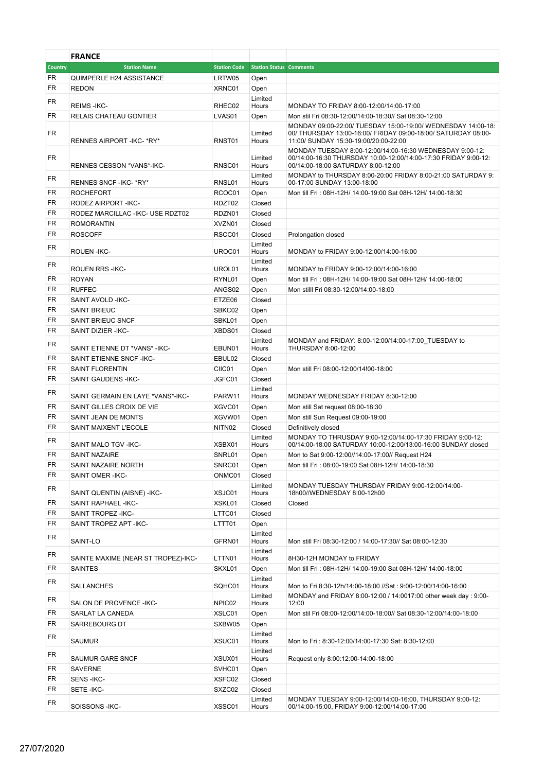| | FRANCE | | | |
|---|---|---|---|---|
| Country | Station Name | Station Code | Station Status | Comments |
| FR | QUIMPERLE H24 ASSISTANCE | LRTW05 | Open | |
| FR | REDON | XRNC01 | Open | |
| FR | REIMS -IKC- | RHEC02 | Limited Hours | MONDAY TO FRIDAY 8:00-12:00/14:00-17:00 |
| FR | RELAIS CHATEAU GONTIER | LVAS01 | Open | Mon stil Fri 08:30-12:00/14:00-18:30// Sat 08:30-12:00 |
| FR | RENNES AIRPORT -IKC- *RY* | RNST01 | Limited Hours | MONDAY 09:00-22:00/ TUESDAY 15:00-19:00/ WEDNESDAY 14:00-18:00/ THURSDAY 13:00-16:00/ FRIDAY 09:00-18:00/ SATURDAY 08:00-11:00/ SUNDAY 15:30-19:00/20:00-22:00 |
| FR | RENNES CESSON *VANS*-IKC- | RNSC01 | Limited Hours | MONDAY TUESDAY 8:00-12:00/14:00-16:30 WEDNESDAY 9:00-12:00/14:00-16:30 THURSDAY 10:00-12:00/14:00-17:30 FRIDAY 9:00-12:00/14:00-18:00 SATURDAY 8:00-12:00 |
| FR | RENNES SNCF -IKC- *RY* | RNSL01 | Limited Hours | MONDAY to THURSDAY 8:00-20:00 FRIDAY 8:00-21:00 SATURDAY 9:00-17:00 SUNDAY 13:00-18:00 |
| FR | ROCHEFORT | RCOC01 | Open | Mon till Fri : 08H-12H/ 14:00-19:00 Sat 08H-12H/ 14:00-18:30 |
| FR | RODEZ AIRPORT -IKC- | RDZT02 | Closed | |
| FR | RODEZ MARCILLAC -IKC- USE RDZT02 | RDZN01 | Closed | |
| FR | ROMORANTIN | XVZN01 | Closed | |
| FR | ROSCOFF | RSCC01 | Closed | Prolongation closed |
| FR | ROUEN -IKC- | UROC01 | Limited Hours | MONDAY to FRIDAY 9:00-12:00/14:00-16:00 |
| FR | ROUEN RRS -IKC- | UROL01 | Limited Hours | MONDAY to FRIDAY 9:00-12:00/14:00-16:00 |
| FR | ROYAN | RYNL01 | Open | Mon till Fri : 08H-12H/ 14:00-19:00 Sat 08H-12H/ 14:00-18:00 |
| FR | RUFFEC | ANGS02 | Open | Mon stilll Fri 08:30-12:00/14:00-18:00 |
| FR | SAINT AVOLD -IKC- | ETZE06 | Closed | |
| FR | SAINT BRIEUC | SBKC02 | Open | |
| FR | SAINT BRIEUC SNCF | SBKL01 | Open | |
| FR | SAINT DIZIER -IKC- | XBDS01 | Closed | |
| FR | SAINT ETIENNE DT *VANS* -IKC- | EBUN01 | Limited Hours | MONDAY and FRIDAY: 8:00-12:00/14:00-17:00_TUESDAY to THURSDAY 8:00-12:00 |
| FR | SAINT ETIENNE SNCF -IKC- | EBUL02 | Closed | |
| FR | SAINT FLORENTIN | CIIC01 | Open | Mon still Fri 08:00-12:00/14!00-18:00 |
| FR | SAINT GAUDENS -IKC- | JGFC01 | Closed | |
| FR | SAINT GERMAIN EN LAYE *VANS*-IKC- | PARW11 | Limited Hours | MONDAY WEDNESDAY FRIDAY 8:30-12:00 |
| FR | SAINT GILLES CROIX DE VIE | XGVC01 | Open | Mon still Sat request 08:00-18:30 |
| FR | SAINT JEAN DE MONTS | XGVW01 | Open | Mon still Sun Request 09:00-19:00 |
| FR | SAINT MAIXENT L'ECOLE | NITN02 | Closed | Definitively closed |
| FR | SAINT MALO TGV -IKC- | XSBX01 | Limited Hours | MONDAY TO THRUSDAY 9:00-12:00/14:00-17:30 FRIDAY 9:00-12:00/14:00-18:00 SATURDAY 10:00-12:00/13:00-16:00 SUNDAY closed |
| FR | SAINT NAZAIRE | SNRL01 | Open | Mon to Sat 9:00-12:00//14:00-17:00// Request H24 |
| FR | SAINT NAZAIRE NORTH | SNRC01 | Open | Mon till Fri : 08:00-19:00 Sat 08H-12H/ 14:00-18:30 |
| FR | SAINT OMER -IKC- | ONMC01 | Closed | |
| FR | SAINT QUENTIN (AISNE) -IKC- | XSJC01 | Limited Hours | MONDAY TUESDAY THURSDAY FRIDAY 9:00-12:00/14:00-18h00//WEDNESDAY 8:00-12h00 |
| FR | SAINT RAPHAEL -IKC- | XSKL01 | Closed | Closed |
| FR | SAINT TROPEZ -IKC- | LTTC01 | Closed | |
| FR | SAINT TROPEZ APT -IKC- | LTTT01 | Open | |
| FR | SAINT-LO | GFRN01 | Limited Hours | Mon still Fri 08:30-12:00 / 14:00-17:30// Sat 08:00-12:30 |
| FR | SAINTE MAXIME (NEAR ST TROPEZ)-IKC- | LTTN01 | Limited Hours | 8H30-12H MONDAY to FRIDAY |
| FR | SAINTES | SKXL01 | Open | Mon till Fri : 08H-12H/ 14:00-19:00 Sat 08H-12H/ 14:00-18:00 |
| FR | SALLANCHES | SQHC01 | Limited Hours | Mon to Fri 8:30-12h/14:00-18:00 //Sat : 9:00-12:00/14:00-16:00 |
| FR | SALON DE PROVENCE -IKC- | NPIC02 | Limited Hours | MONDAY and FRIDAY 8:00-12:00 / 14:0017:00 other week day : 9:00-12:00 |
| FR | SARLAT LA CANEDA | XSLC01 | Open | Mon stil Fri 08:00-12:00/14:00-18:00// Sat 08:30-12:00/14:00-18:00 |
| FR | SARREBOURG DT | SXBW05 | Open | |
| FR | SAUMUR | XSUC01 | Limited Hours | Mon to Fri : 8:30-12:00/14:00-17:30 Sat: 8:30-12:00 |
| FR | SAUMUR GARE SNCF | XSUX01 | Limited Hours | Request only 8:00:12:00-14:00-18:00 |
| FR | SAVERNE | SVHC01 | Open | |
| FR | SENS -IKC- | XSFC02 | Closed | |
| FR | SETE -IKC- | SXZC02 | Closed | |
| FR | SOISSONS -IKC- | XSSC01 | Limited Hours | MONDAY TUESDAY 9:00-12:00/14:00-16:00, THURSDAY 9:00-12:00/14:00-15:00, FRIDAY 9:00-12:00/14:00-17:00 |

27/07/2020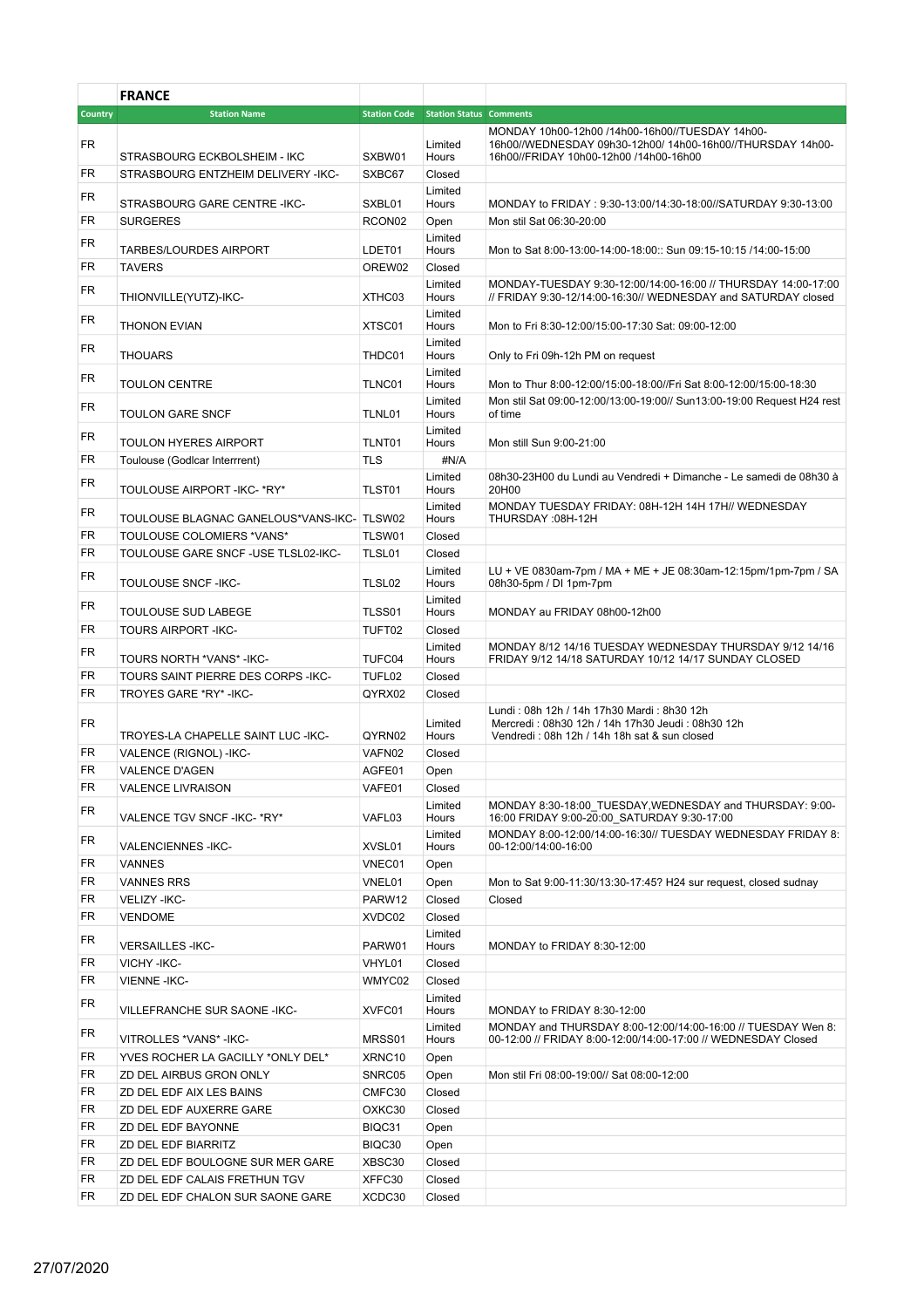| | FRANCE | | | |
|---|---|---|---|---|
| Country | Station Name | Station Code | Station Status | Comments |
| FR | STRASBOURG ECKBOLSHEIM - IKC | SXBW01 | Limited Hours | MONDAY 10h00-12h00 /14h00-16h00//TUESDAY 14h00-16h00//WEDNESDAY 09h30-12h00/ 14h00-16h00//THURSDAY 14h00-16h00//FRIDAY 10h00-12h00 /14h00-16h00 |
| FR | STRASBOURG ENTZHEIM DELIVERY -IKC- | SXBC67 | Closed | |
| FR | STRASBOURG GARE CENTRE -IKC- | SXBL01 | Limited Hours | MONDAY to FRIDAY : 9:30-13:00/14:30-18:00//SATURDAY 9:30-13:00 |
| FR | SURGERES | RCON02 | Open | Mon stil Sat 06:30-20:00 |
| FR | TARBES/LOURDES AIRPORT | LDET01 | Limited Hours | Mon to Sat 8:00-13:00-14:00-18:00:: Sun 09:15-10:15 /14:00-15:00 |
| FR | TAVERS | OREW02 | Closed | |
| FR | THIONVILLE(YUTZ)-IKC- | XTHC03 | Limited Hours | MONDAY-TUESDAY 9:30-12:00/14:00-16:00 // THURSDAY 14:00-17:00 // FRIDAY 9:30-12/14:00-16:30// WEDNESDAY and SATURDAY closed |
| FR | THONON EVIAN | XTSC01 | Limited Hours | Mon to Fri 8:30-12:00/15:00-17:30 Sat: 09:00-12:00 |
| FR | THOUARS | THDC01 | Limited Hours | Only to Fri 09h-12h PM on request |
| FR | TOULON CENTRE | TLNC01 | Limited Hours | Mon to Thur 8:00-12:00/15:00-18:00//Fri Sat 8:00-12:00/15:00-18:30 |
| FR | TOULON GARE SNCF | TLNL01 | Limited Hours | Mon stil Sat 09:00-12:00/13:00-19:00// Sun13:00-19:00 Request H24 rest of time |
| FR | TOULON HYERES AIRPORT | TLNT01 | Limited Hours | Mon still Sun 9:00-21:00 |
| FR | Toulouse (Godlcar Interrrent) | TLS | #N/A | |
| FR | TOULOUSE AIRPORT -IKC- *RY* | TLST01 | Limited Hours | 08h30-23H00 du Lundi au Vendredi + Dimanche - Le samedi de 08h30 à 20H00 |
| FR | TOULOUSE BLAGNAC GANELOUS*VANS-IKC- | TLSW02 | Limited Hours | MONDAY TUESDAY FRIDAY: 08H-12H 14H 17H// WEDNESDAY THURSDAY :08H-12H |
| FR | TOULOUSE COLOMIERS *VANS* | TLSW01 | Closed | |
| FR | TOULOUSE GARE SNCF -USE TLSL02-IKC- | TLSL01 | Closed | |
| FR | TOULOUSE SNCF -IKC- | TLSL02 | Limited Hours | LU + VE 0830am-7pm / MA + ME + JE 08:30am-12:15pm/1pm-7pm / SA 08h30-5pm / DI 1pm-7pm |
| FR | TOULOUSE SUD LABEGE | TLSS01 | Limited Hours | MONDAY au FRIDAY 08h00-12h00 |
| FR | TOURS AIRPORT -IKC- | TUFT02 | Closed | |
| FR | TOURS NORTH *VANS* -IKC- | TUFC04 | Limited Hours | MONDAY 8/12 14/16 TUESDAY WEDNESDAY THURSDAY 9/12 14/16 FRIDAY 9/12 14/18 SATURDAY 10/12 14/17 SUNDAY CLOSED |
| FR | TOURS SAINT PIERRE DES CORPS -IKC- | TUFL02 | Closed | |
| FR | TROYES GARE *RY* -IKC- | QYRX02 | Closed | |
| FR | TROYES-LA CHAPELLE SAINT LUC -IKC- | QYRN02 | Limited Hours | Lundi : 08h 12h / 14h 17h30 Mardi : 8h30 12h Mercredi : 08h30 12h / 14h 17h30 Jeudi : 08h30 12h Vendredi : 08h 12h / 14h 18h sat & sun closed |
| FR | VALENCE (RIGNOL) -IKC- | VAFN02 | Closed | |
| FR | VALENCE D'AGEN | AGFE01 | Open | |
| FR | VALENCE LIVRAISON | VAFE01 | Closed | |
| FR | VALENCE TGV SNCF -IKC- *RY* | VAFL03 | Limited Hours | MONDAY 8:30-18:00_TUESDAY,WEDNESDAY and THURSDAY: 9:00-16:00 FRIDAY 9:00-20:00_SATURDAY 9:30-17:00 |
| FR | VALENCIENNES -IKC- | XVSL01 | Limited Hours | MONDAY 8:00-12:00/14:00-16:30// TUESDAY WEDNESDAY FRIDAY 8:00-12:00/14:00-16:00 |
| FR | VANNES | VNEC01 | Open | |
| FR | VANNES RRS | VNEL01 | Open | Mon to Sat 9:00-11:30/13:30-17:45? H24 sur request, closed sudnay |
| FR | VELIZY -IKC- | PARW12 | Closed | Closed |
| FR | VENDOME | XVDC02 | Closed | |
| FR | VERSAILLES -IKC- | PARW01 | Limited Hours | MONDAY to FRIDAY 8:30-12:00 |
| FR | VICHY -IKC- | VHYL01 | Closed | |
| FR | VIENNE -IKC- | WMYC02 | Closed | |
| FR | VILLEFRANCHE SUR SAONE -IKC- | XVFC01 | Limited Hours | MONDAY to FRIDAY 8:30-12:00 |
| FR | VITROLLES *VANS* -IKC- | MRSS01 | Limited Hours | MONDAY and THURSDAY 8:00-12:00/14:00-16:00 // TUESDAY Wen 8:00-12:00 // FRIDAY 8:00-12:00/14:00-17:00 // WEDNESDAY Closed |
| FR | YVES ROCHER LA GACILLY *ONLY DEL* | XRNC10 | Open | |
| FR | ZD DEL AIRBUS GRON ONLY | SNRC05 | Open | Mon stil Fri 08:00-19:00// Sat 08:00-12:00 |
| FR | ZD DEL EDF AIX LES BAINS | CMFC30 | Closed | |
| FR | ZD DEL EDF AUXERRE GARE | OXKC30 | Closed | |
| FR | ZD DEL EDF BAYONNE | BIQC31 | Open | |
| FR | ZD DEL EDF BIARRITZ | BIQC30 | Open | |
| FR | ZD DEL EDF BOULOGNE SUR MER GARE | XBSC30 | Closed | |
| FR | ZD DEL EDF CALAIS FRETHUN TGV | XFFC30 | Closed | |
| FR | ZD DEL EDF CHALON SUR SAONE GARE | XCDC30 | Closed | |

27/07/2020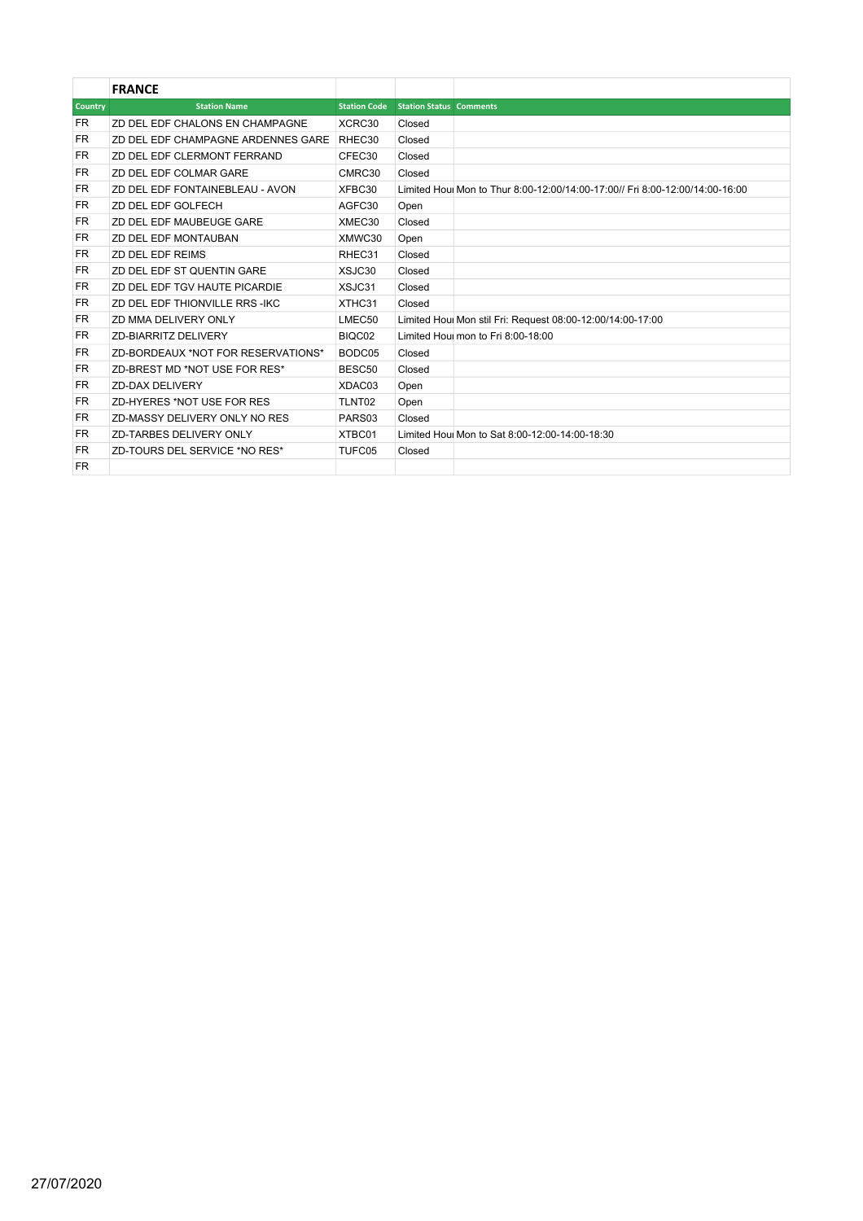| | FRANCE | | | |
|---|---|---|---|---|
| Country | Station Name | Station Code | Station Status | Comments |
| FR | ZD DEL EDF CHALONS EN CHAMPAGNE | XCRC30 | Closed | |
| FR | ZD DEL EDF CHAMPAGNE ARDENNES GARE | RHEC30 | Closed | |
| FR | ZD DEL EDF CLERMONT FERRAND | CFEC30 | Closed | |
| FR | ZD DEL EDF COLMAR GARE | CMRC30 | Closed | |
| FR | ZD DEL EDF FONTAINEBLEAU - AVON | XFBC30 | Limited Hou | Mon to Thur 8:00-12:00/14:00-17:00// Fri 8:00-12:00/14:00-16:00 |
| FR | ZD DEL EDF GOLFECH | AGFC30 | Open | |
| FR | ZD DEL EDF MAUBEUGE GARE | XMEC30 | Closed | |
| FR | ZD DEL EDF MONTAUBAN | XMWC30 | Open | |
| FR | ZD DEL EDF REIMS | RHEC31 | Closed | |
| FR | ZD DEL EDF ST QUENTIN GARE | XSJC30 | Closed | |
| FR | ZD DEL EDF TGV HAUTE PICARDIE | XSJC31 | Closed | |
| FR | ZD DEL EDF THIONVILLE RRS -IKC | XTHC31 | Closed | |
| FR | ZD MMA DELIVERY ONLY | LMEC50 | Limited Hou | Mon stil Fri: Request 08:00-12:00/14:00-17:00 |
| FR | ZD-BIARRITZ DELIVERY | BIQC02 | Limited Hou | mon to Fri 8:00-18:00 |
| FR | ZD-BORDEAUX *NOT FOR RESERVATIONS* | BODC05 | Closed | |
| FR | ZD-BREST MD *NOT USE FOR RES* | BESC50 | Closed | |
| FR | ZD-DAX DELIVERY | XDAC03 | Open | |
| FR | ZD-HYERES *NOT USE FOR RES | TLNT02 | Open | |
| FR | ZD-MASSY DELIVERY ONLY NO RES | PARS03 | Closed | |
| FR | ZD-TARBES DELIVERY ONLY | XTBC01 | Limited Hou | Mon to Sat 8:00-12:00-14:00-18:30 |
| FR | ZD-TOURS DEL SERVICE *NO RES* | TUFC05 | Closed | |
| FR | | | | |

27/07/2020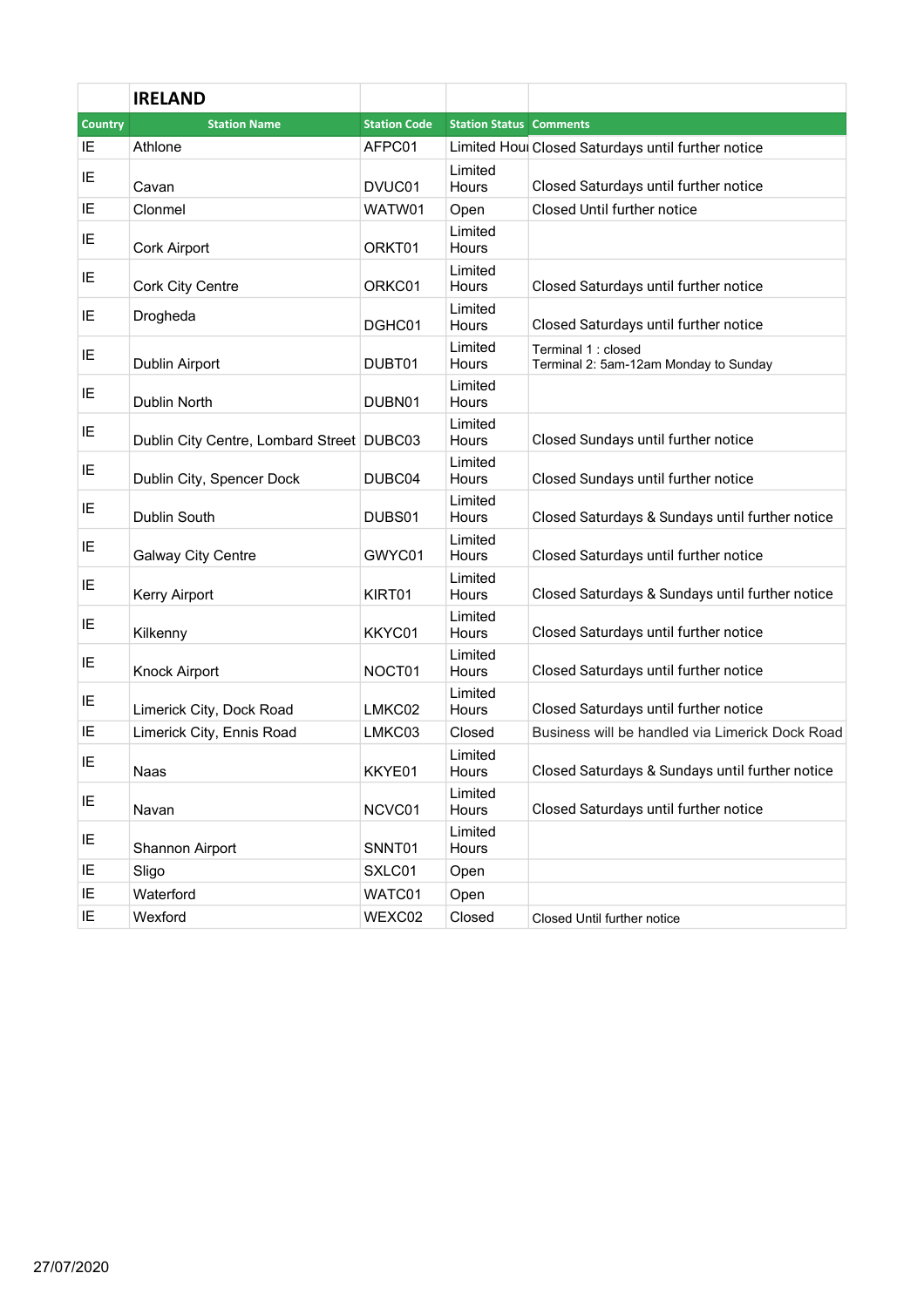| | IRELAND | | | |
|---|---|---|---|---|
| Country | Station Name | Station Code | Station Status | Comments |
| IE | Athlone | AFPC01 | Limited Hou | Closed Saturdays until further notice |
| IE | Cavan | DVUC01 | Limited Hours | Closed Saturdays until further notice |
| IE | Clonmel | WATW01 | Open | Closed Until further notice |
| IE | Cork Airport | ORKT01 | Limited Hours | |
| IE | Cork City Centre | ORKC01 | Limited Hours | Closed Saturdays until further notice |
| IE | Drogheda | DGHC01 | Limited Hours | Closed Saturdays until further notice |
| IE | Dublin Airport | DUBT01 | Limited Hours | Terminal 1 : closed<br>Terminal 2: 5am-12am Monday to Sunday |
| IE | Dublin North | DUBN01 | Limited Hours | |
| IE | Dublin City Centre, Lombard Street | DUBC03 | Limited Hours | Closed Sundays until further notice |
| IE | Dublin City, Spencer Dock | DUBC04 | Limited Hours | Closed Sundays until further notice |
| IE | Dublin South | DUBS01 | Limited Hours | Closed Saturdays & Sundays until further notice |
| IE | Galway City Centre | GWYC01 | Limited Hours | Closed Saturdays until further notice |
| IE | Kerry Airport | KIRT01 | Limited Hours | Closed Saturdays & Sundays until further notice |
| IE | Kilkenny | KKYC01 | Limited Hours | Closed Saturdays until further notice |
| IE | Knock Airport | NOCT01 | Limited Hours | Closed Saturdays until further notice |
| IE | Limerick City, Dock Road | LMKC02 | Limited Hours | Closed Saturdays until further notice |
| IE | Limerick City, Ennis Road | LMKC03 | Closed | Business will be handled via Limerick Dock Road |
| IE | Naas | KKYE01 | Limited Hours | Closed Saturdays & Sundays until further notice |
| IE | Navan | NCVC01 | Limited Hours | Closed Saturdays until further notice |
| IE | Shannon Airport | SNNT01 | Limited Hours | |
| IE | Sligo | SXLC01 | Open | |
| IE | Waterford | WATC01 | Open | |
| IE | Wexford | WEXC02 | Closed | Closed Until further notice |

27/07/2020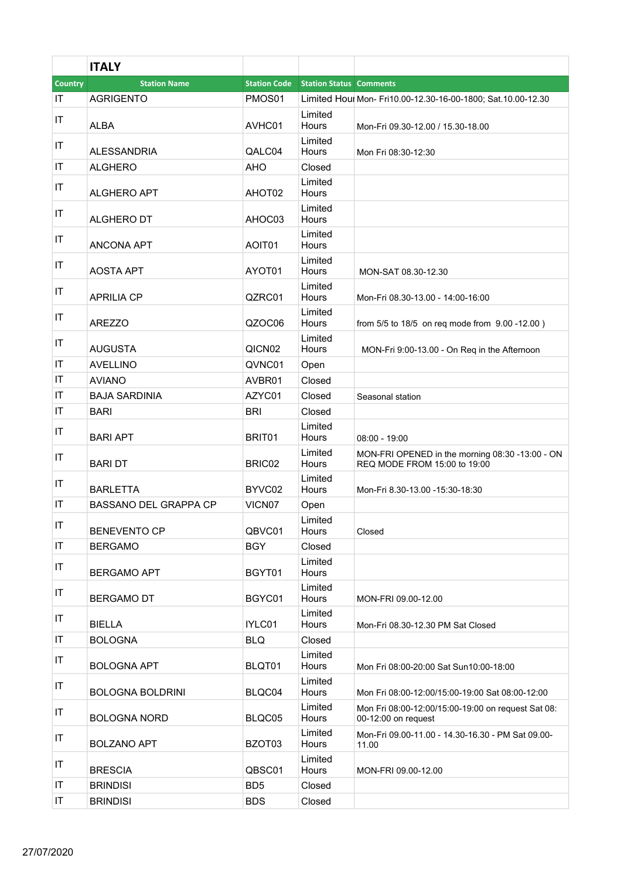## ITALY

| Country | Station Name | Station Code | Station Status | Comments |
|---|---|---|---|---|
| IT | AGRIGENTO | PMOS01 | Limited Hour | Mon- Fri10.00-12.30-16-00-1800; Sat.10.00-12.30 |
| IT | ALBA | AVHC01 | Limited Hours | Mon-Fri 09.30-12.00 / 15.30-18.00 |
| IT | ALESSANDRIA | QALC04 | Limited Hours | Mon Fri 08:30-12:30 |
| IT | ALGHERO | AHO | Closed | |
| IT | ALGHERO APT | AHOT02 | Limited Hours | |
| IT | ALGHERO DT | AHOC03 | Limited Hours | |
| IT | ANCONA APT | AOIT01 | Limited Hours | |
| IT | AOSTA APT | AYOT01 | Limited Hours | MON-SAT 08.30-12.30 |
| IT | APRILIA CP | QZRC01 | Limited Hours | Mon-Fri 08.30-13.00 - 14:00-16:00 |
| IT | AREZZO | QZOC06 | Limited Hours | from 5/5 to 18/5 on req mode from 9.00 -12.00 ) |
| IT | AUGUSTA | QICN02 | Limited Hours | MON-Fri 9:00-13.00 - On Req in the Afternoon |
| IT | AVELLINO | QVNC01 | Open | |
| IT | AVIANO | AVBR01 | Closed | |
| IT | BAJA SARDINIA | AZYC01 | Closed | Seasonal station |
| IT | BARI | BRI | Closed | |
| IT | BARI APT | BRIT01 | Limited Hours | 08:00 - 19:00 |
| IT | BARI DT | BRIC02 | Limited Hours | MON-FRI OPENED in the morning 08:30 -13:00 - ON REQ MODE FROM 15:00 to 19:00 |
| IT | BARLETTA | BYVC02 | Limited Hours | Mon-Fri 8.30-13.00 -15:30-18:30 |
| IT | BASSANO DEL GRAPPA CP | VICN07 | Open | |
| IT | BENEVENTO CP | QBVC01 | Limited Hours | Closed |
| IT | BERGAMO | BGY | Closed | |
| IT | BERGAMO APT | BGYT01 | Limited Hours | |
| IT | BERGAMO DT | BGYC01 | Limited Hours | MON-FRI 09.00-12.00 |
| IT | BIELLA | IYLC01 | Limited Hours | Mon-Fri 08.30-12.30 PM Sat Closed |
| IT | BOLOGNA | BLQ | Closed | |
| IT | BOLOGNA APT | BLQT01 | Limited Hours | Mon Fri 08:00-20:00 Sat Sun10:00-18:00 |
| IT | BOLOGNA BOLDRINI | BLQC04 | Limited Hours | Mon Fri 08:00-12:00/15:00-19:00 Sat 08:00-12:00 |
| IT | BOLOGNA NORD | BLQC05 | Limited Hours | Mon Fri 08:00-12:00/15:00-19:00 on request Sat 08:00-12:00 on request |
| IT | BOLZANO APT | BZOT03 | Limited Hours | Mon-Fri 09.00-11.00 - 14.30-16.30 - PM Sat 09.00-11.00 |
| IT | BRESCIA | QBSC01 | Limited Hours | MON-FRI 09.00-12.00 |
| IT | BRINDISI | BD5 | Closed | |
| IT | BRINDISI | BDS | Closed | |

27/07/2020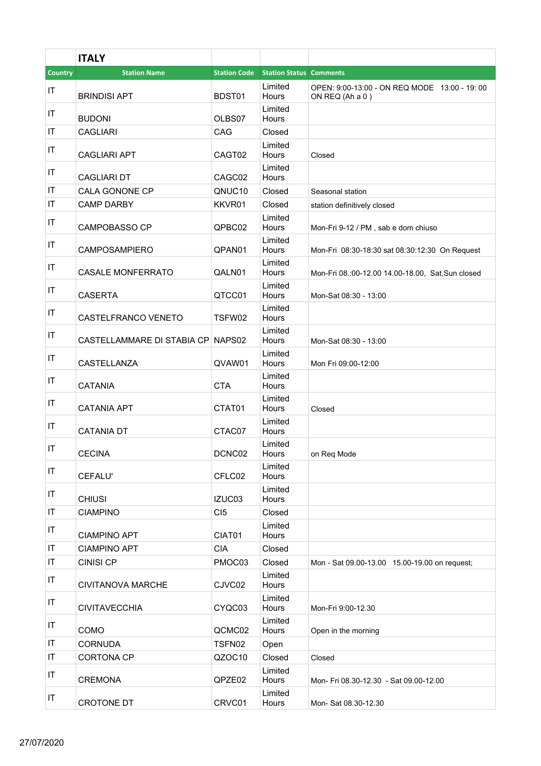| | ITALY | | | |
|---|---|---|---|---|
| **Country** | **Station Name** | **Station Code** | **Station Status** | **Comments** |
| IT | BRINDISI APT | BDST01 | Limited Hours | OPEN: 9:00-13:00 - ON REQ MODE   13:00 - 19: 00 ON REQ (Ah a 0 ) |
| IT | BUDONI | OLBS07 | Limited Hours | |
| IT | CAGLIARI | CAG | Closed | |
| IT | CAGLIARI APT | CAGT02 | Limited Hours | Closed |
| IT | CAGLIARI DT | CAGC02 | Limited Hours | |
| IT | CALA GONONE CP | QNUC10 | Closed | Seasonal station |
| IT | CAMP DARBY | KKVR01 | Closed | station definitively closed |
| IT | CAMPOBASSO CP | QPBC02 | Limited Hours | Mon-Fri 9-12 / PM , sab e dom chiuso |
| IT | CAMPOSAMPIERO | QPAN01 | Limited Hours | Mon-Fri  08:30-18:30 sat 08:30:12:30  On Request |
| IT | CASALE MONFERRATO | QALN01 | Limited Hours | Mon-Fri 08.:00-12.00 14.00-18.00,  Sat,Sun closed |
| IT | CASERTA | QTCC01 | Limited Hours | Mon-Sat 08:30 - 13:00 |
| IT | CASTELFRANCO VENETO | TSFW02 | Limited Hours | |
| IT | CASTELLAMMARE DI STABIA CP | NAPS02 | Limited Hours | Mon-Sat 08:30 - 13:00 |
| IT | CASTELLANZA | QVAW01 | Limited Hours | Mon Fri 09:00-12:00 |
| IT | CATANIA | CTA | Limited Hours | |
| IT | CATANIA APT | CTAT01 | Limited Hours | Closed |
| IT | CATANIA DT | CTAC07 | Limited Hours | |
| IT | CECINA | DCNC02 | Limited Hours | on Req Mode |
| IT | CEFALU' | CFLC02 | Limited Hours | |
| IT | CHIUSI | IZUC03 | Limited Hours | |
| IT | CIAMPINO | CI5 | Closed | |
| IT | CIAMPINO APT | CIAT01 | Limited Hours | |
| IT | CIAMPINO APT | CIA | Closed | |
| IT | CINISI CP | PMOC03 | Closed | Mon - Sat 09.00-13.00   15.00-19.00 on request; |
| IT | CIVITANOVA MARCHE | CJVC02 | Limited Hours | |
| IT | CIVITAVECCHIA | CYQC03 | Limited Hours | Mon-Fri 9:00-12.30 |
| IT | COMO | QCMC02 | Limited Hours | Open in the morning |
| IT | CORNUDA | TSFN02 | Open | |
| IT | CORTONA CP | QZOC10 | Closed | Closed |
| IT | CREMONA | QPZE02 | Limited Hours | Mon- Fri 08.30-12.30  - Sat 09.00-12.00 |
| IT | CROTONE DT | CRVC01 | Limited Hours | Mon- Sat 08.30-12.30 |

27/07/2020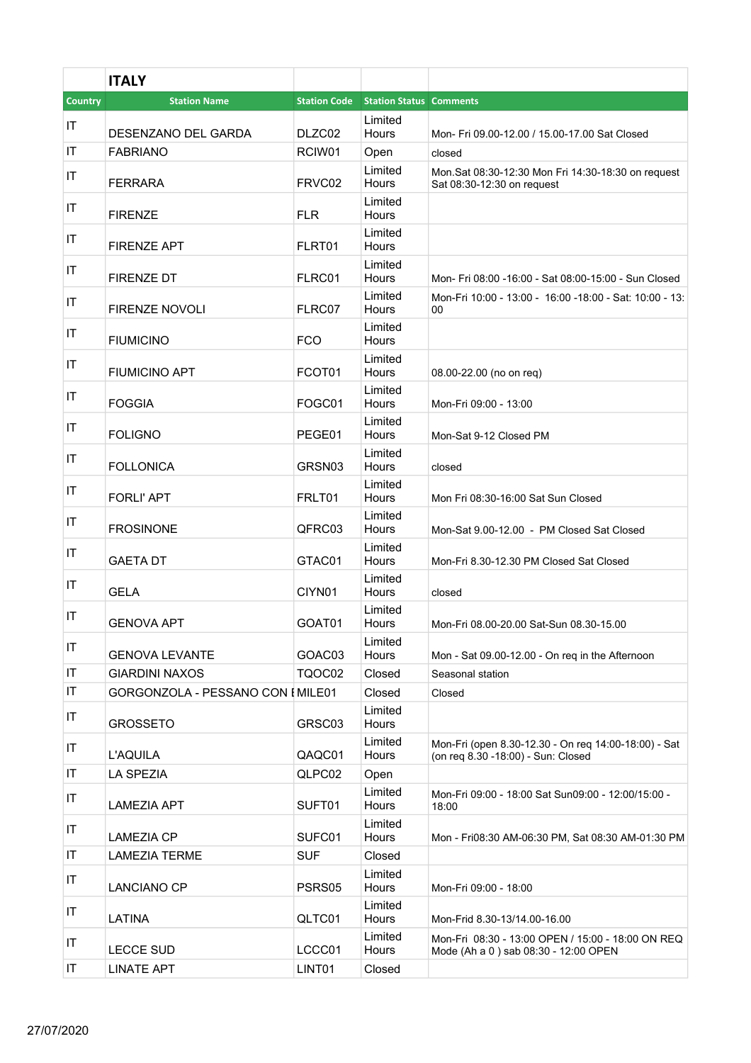| | ITALY | | | |
|---|---|---|---|---|
| Country | Station Name | Station Code | Station Status | Comments |
| IT | DESENZANO DEL GARDA | DLZC02 | Limited Hours | Mon- Fri 09.00-12.00 / 15.00-17.00 Sat Closed |
| IT | FABRIANO | RCIW01 | Open | closed |
| IT | FERRARA | FRVC02 | Limited Hours | Mon.Sat 08:30-12:30 Mon Fri 14:30-18:30 on request Sat 08:30-12:30 on request |
| IT | FIRENZE | FLR | Limited Hours | |
| IT | FIRENZE APT | FLRT01 | Limited Hours | |
| IT | FIRENZE DT | FLRC01 | Limited Hours | Mon- Fri 08:00 -16:00 - Sat 08:00-15:00 - Sun Closed |
| IT | FIRENZE NOVOLI | FLRC07 | Limited Hours | Mon-Fri 10:00 - 13:00 - 16:00 -18:00 - Sat: 10:00 - 13:00 |
| IT | FIUMICINO | FCO | Limited Hours | |
| IT | FIUMICINO APT | FCOT01 | Limited Hours | 08.00-22.00 (no on req) |
| IT | FOGGIA | FOGC01 | Limited Hours | Mon-Fri 09:00 - 13:00 |
| IT | FOLIGNO | PEGE01 | Limited Hours | Mon-Sat 9-12 Closed PM |
| IT | FOLLONICA | GRSN03 | Limited Hours | closed |
| IT | FORLI' APT | FRLT01 | Limited Hours | Mon Fri 08:30-16:00 Sat Sun Closed |
| IT | FROSINONE | QFRC03 | Limited Hours | Mon-Sat 9.00-12.00 - PM Closed Sat Closed |
| IT | GAETA DT | GTAC01 | Limited Hours | Mon-Fri 8.30-12.30 PM Closed Sat Closed |
| IT | GELA | CIYN01 | Limited Hours | closed |
| IT | GENOVA APT | GOAT01 | Limited Hours | Mon-Fri 08.00-20.00 Sat-Sun 08.30-15.00 |
| IT | GENOVA LEVANTE | GOAC03 | Limited Hours | Mon - Sat 09.00-12.00 - On req in the Afternoon |
| IT | GIARDINI NAXOS | TQOC02 | Closed | Seasonal station |
| IT | GORGONZOLA - PESSANO CON B | MILE01 | Closed | Closed |
| IT | GROSSETO | GRSC03 | Limited Hours | |
| IT | L'AQUILA | QAQC01 | Limited Hours | Mon-Fri (open 8.30-12.30 - On req 14:00-18:00) - Sat (on req 8.30 -18:00) - Sun: Closed |
| IT | LA SPEZIA | QLPC02 | Open | |
| IT | LAMEZIA APT | SUFT01 | Limited Hours | Mon-Fri 09:00 - 18:00 Sat Sun09:00 - 12:00/15:00 - 18:00 |
| IT | LAMEZIA CP | SUFC01 | Limited Hours | Mon - Fri08:30 AM-06:30 PM, Sat 08:30 AM-01:30 PM |
| IT | LAMEZIA TERME | SUF | Closed | |
| IT | LANCIANO CP | PSRS05 | Limited Hours | Mon-Fri 09:00 - 18:00 |
| IT | LATINA | QLTC01 | Limited Hours | Mon-Frid 8.30-13/14.00-16.00 |
| IT | LECCE SUD | LCCC01 | Limited Hours | Mon-Fri 08:30 - 13:00 OPEN / 15:00 - 18:00 ON REQ Mode (Ah a 0 ) sab 08:30 - 12:00 OPEN |
| IT | LINATE APT | LINT01 | Closed | |

27/07/2020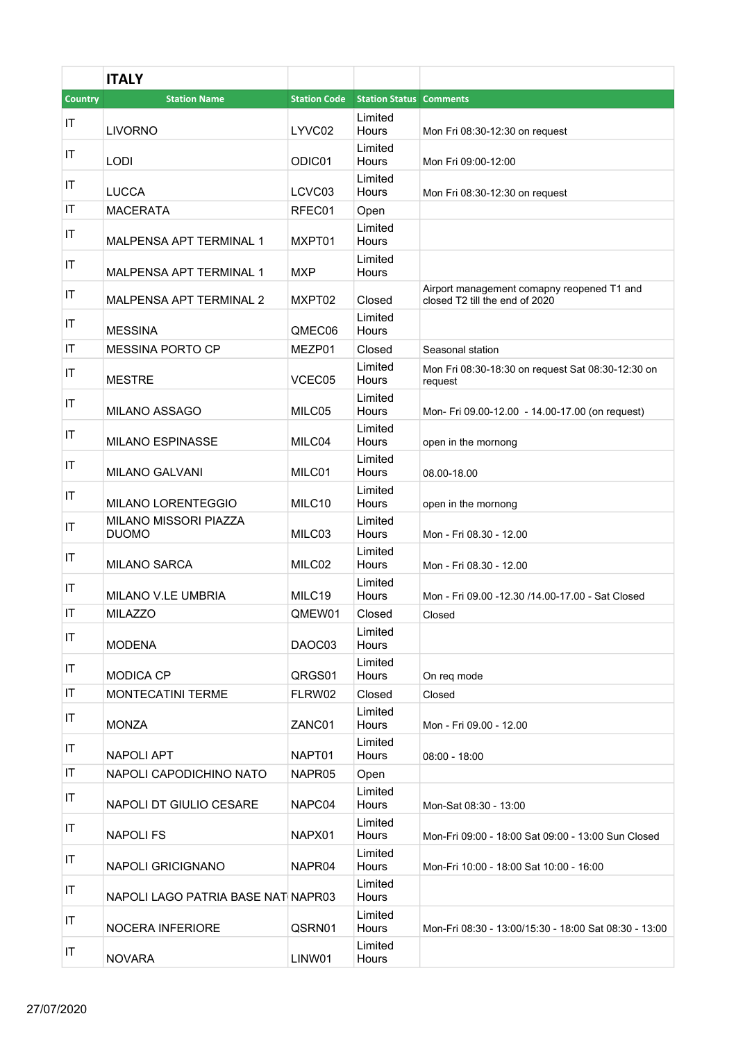| | ITALY | | | |
|---|---|---|---|---|
| Country | Station Name | Station Code | Station Status | Comments |
| IT | LIVORNO | LYVC02 | Limited Hours | Mon Fri 08:30-12:30 on request |
| IT | LODI | ODIC01 | Limited Hours | Mon Fri 09:00-12:00 |
| IT | LUCCA | LCVC03 | Limited Hours | Mon Fri 08:30-12:30 on request |
| IT | MACERATA | RFEC01 | Open | |
| IT | MALPENSA APT TERMINAL 1 | MXPT01 | Limited Hours | |
| IT | MALPENSA APT TERMINAL 1 | MXP | Limited Hours | |
| IT | MALPENSA APT TERMINAL 2 | MXPT02 | Closed | Airport management comapny reopened T1 and closed T2 till the end of 2020 |
| IT | MESSINA | QMEC06 | Limited Hours | |
| IT | MESSINA PORTO CP | MEZP01 | Closed | Seasonal station |
| IT | MESTRE | VCEC05 | Limited Hours | Mon Fri 08:30-18:30 on request Sat 08:30-12:30 on request |
| IT | MILANO ASSAGO | MILC05 | Limited Hours | Mon- Fri 09.00-12.00 - 14.00-17.00 (on request) |
| IT | MILANO ESPINASSE | MILC04 | Limited Hours | open in the mornong |
| IT | MILANO GALVANI | MILC01 | Limited Hours | 08.00-18.00 |
| IT | MILANO LORENTEGGIO | MILC10 | Limited Hours | open in the mornong |
| IT | MILANO MISSORI PIAZZA DUOMO | MILC03 | Limited Hours | Mon - Fri 08.30 - 12.00 |
| IT | MILANO SARCA | MILC02 | Limited Hours | Mon - Fri 08.30 - 12.00 |
| IT | MILANO V.LE UMBRIA | MILC19 | Limited Hours | Mon - Fri 09.00 -12.30 /14.00-17.00 - Sat Closed |
| IT | MILAZZO | QMEW01 | Closed | Closed |
| IT | MODENA | DAOC03 | Limited Hours | |
| IT | MODICA CP | QRGS01 | Limited Hours | On req mode |
| IT | MONTECATINI TERME | FLRW02 | Closed | Closed |
| IT | MONZA | ZANC01 | Limited Hours | Mon - Fri 09.00 - 12.00 |
| IT | NAPOLI APT | NAPT01 | Limited Hours | 08:00 - 18:00 |
| IT | NAPOLI CAPODICHINO NATO | NAPR05 | Open | |
| IT | NAPOLI DT GIULIO CESARE | NAPC04 | Limited Hours | Mon-Sat 08:30 - 13:00 |
| IT | NAPOLI FS | NAPX01 | Limited Hours | Mon-Fri 09:00 - 18:00 Sat 09:00 - 13:00 Sun Closed |
| IT | NAPOLI GRICIGNANO | NAPR04 | Limited Hours | Mon-Fri 10:00 - 18:00 Sat 10:00 - 16:00 |
| IT | NAPOLI LAGO PATRIA BASE NAT | NAPR03 | Limited Hours | |
| IT | NOCERA INFERIORE | QSRN01 | Limited Hours | Mon-Fri 08:30 - 13:00/15:30 - 18:00 Sat 08:30 - 13:00 |
| IT | NOVARA | LINW01 | Limited Hours | |

27/07/2020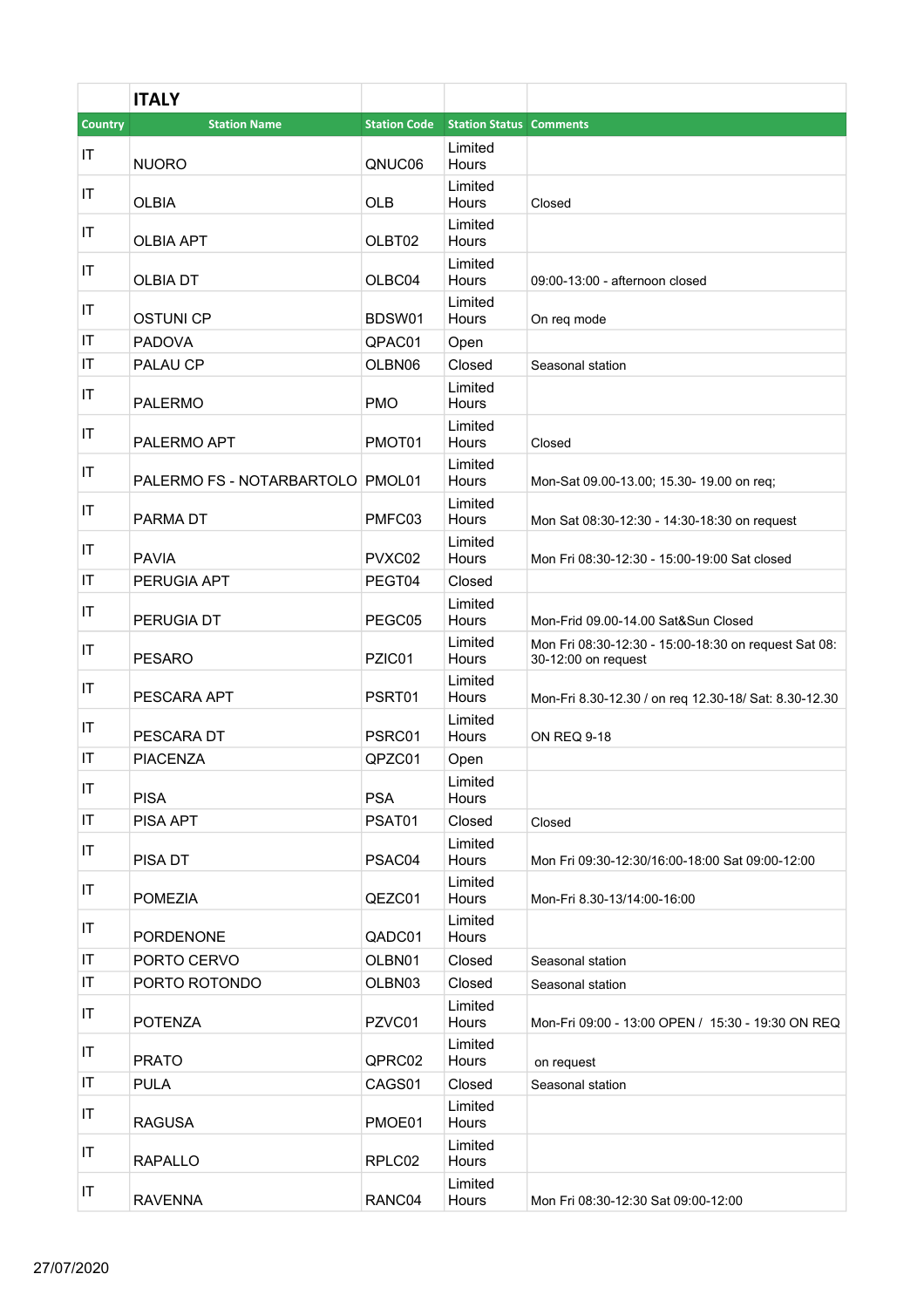| | ITALY | | | |
|---|---|---|---|---|
| Country | Station Name | Station Code | Station Status | Comments |
| IT | NUORO | QNUC06 | Limited Hours | |
| IT | OLBIA | OLB | Limited Hours | Closed |
| IT | OLBIA APT | OLBT02 | Limited Hours | |
| IT | OLBIA DT | OLBC04 | Limited Hours | 09:00-13:00 - afternoon closed |
| IT | OSTUNI CP | BDSW01 | Limited Hours | On req mode |
| IT | PADOVA | QPAC01 | Open | |
| IT | PALAU CP | OLBN06 | Closed | Seasonal station |
| IT | PALERMO | PMO | Limited Hours | |
| IT | PALERMO APT | PMOT01 | Limited Hours | Closed |
| IT | PALERMO FS - NOTARBARTOLO | PMOL01 | Limited Hours | Mon-Sat 09.00-13.00; 15.30- 19.00 on req; |
| IT | PARMA DT | PMFC03 | Limited Hours | Mon Sat 08:30-12:30 - 14:30-18:30 on request |
| IT | PAVIA | PVXC02 | Limited Hours | Mon Fri 08:30-12:30 - 15:00-19:00 Sat closed |
| IT | PERUGIA APT | PEGT04 | Closed | |
| IT | PERUGIA DT | PEGC05 | Limited Hours | Mon-Frid 09.00-14.00 Sat&Sun Closed |
| IT | PESARO | PZIC01 | Limited Hours | Mon Fri 08:30-12:30 - 15:00-18:30 on request Sat 08: 30-12:00 on request |
| IT | PESCARA APT | PSRT01 | Limited Hours | Mon-Fri 8.30-12.30 / on req 12.30-18/ Sat: 8.30-12.30 |
| IT | PESCARA DT | PSRC01 | Limited Hours | ON REQ 9-18 |
| IT | PIACENZA | QPZC01 | Open | |
| IT | PISA | PSA | Limited Hours | |
| IT | PISA APT | PSAT01 | Closed | Closed |
| IT | PISA DT | PSAC04 | Limited Hours | Mon Fri 09:30-12:30/16:00-18:00 Sat 09:00-12:00 |
| IT | POMEZIA | QEZC01 | Limited Hours | Mon-Fri 8.30-13/14:00-16:00 |
| IT | PORDENONE | QADC01 | Limited Hours | |
| IT | PORTO CERVO | OLBN01 | Closed | Seasonal station |
| IT | PORTO ROTONDO | OLBN03 | Closed | Seasonal station |
| IT | POTENZA | PZVC01 | Limited Hours | Mon-Fri 09:00 - 13:00 OPEN / 15:30 - 19:30 ON REQ |
| IT | PRATO | QPRC02 | Limited Hours | on request |
| IT | PULA | CAGS01 | Closed | Seasonal station |
| IT | RAGUSA | PMOE01 | Limited Hours | |
| IT | RAPALLO | RPLC02 | Limited Hours | |
| IT | RAVENNA | RANC04 | Limited Hours | Mon Fri 08:30-12:30 Sat 09:00-12:00 |

27/07/2020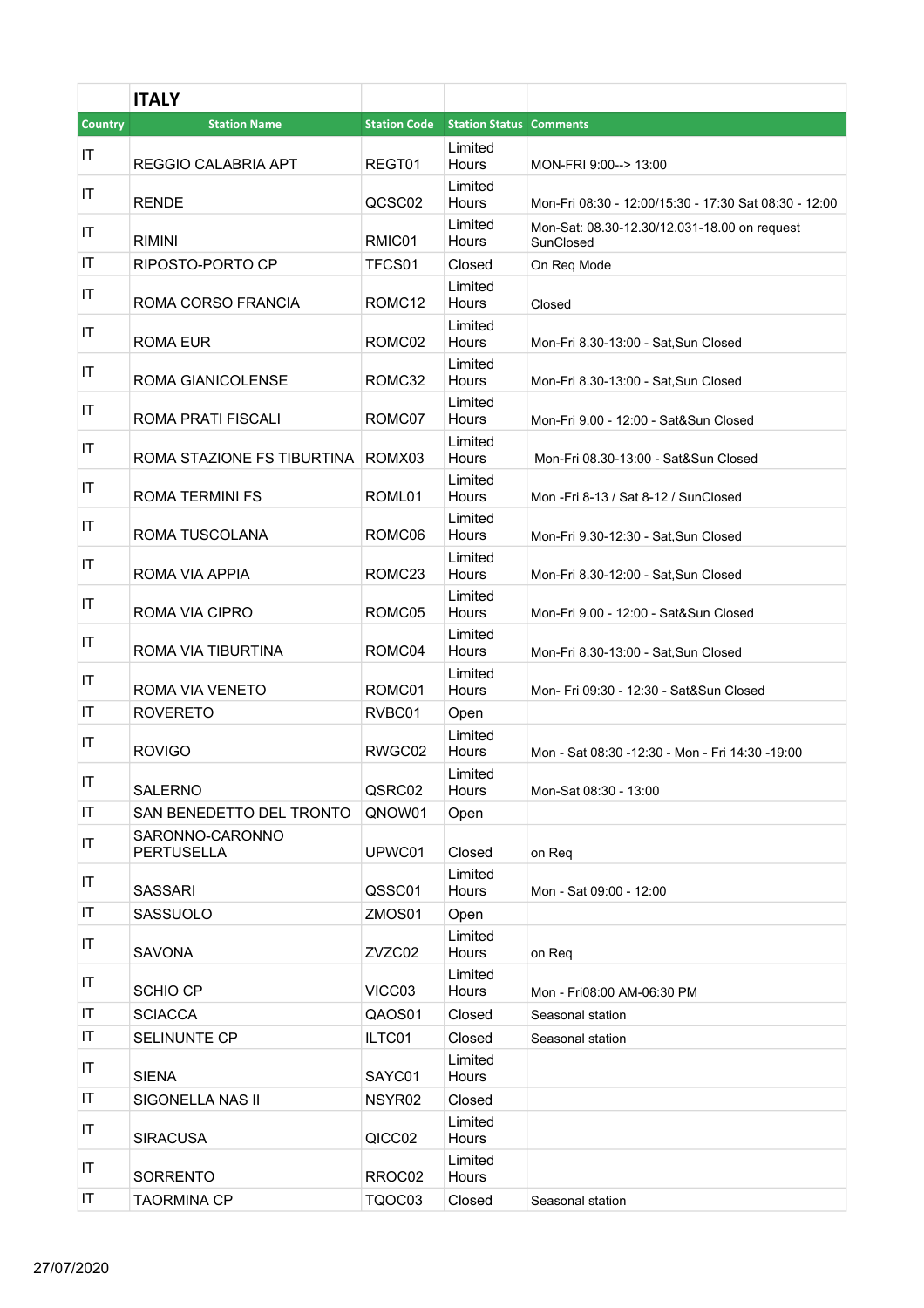| | ITALY | | | |
|---|---|---|---|---|
| Country | Station Name | Station Code | Station Status | Comments |
| IT | REGGIO CALABRIA APT | REGT01 | Limited Hours | MON-FRI 9:00--> 13:00 |
| IT | RENDE | QCSC02 | Limited Hours | Mon-Fri 08:30 - 12:00/15:30 - 17:30 Sat 08:30 - 12:00 |
| IT | RIMINI | RMIC01 | Limited Hours | Mon-Sat: 08.30-12.30/12.031-18.00 on request SunClosed |
| IT | RIPOSTO-PORTO CP | TFCS01 | Closed | On Req Mode |
| IT | ROMA CORSO FRANCIA | ROMC12 | Limited Hours | Closed |
| IT | ROMA EUR | ROMC02 | Limited Hours | Mon-Fri 8.30-13:00 - Sat,Sun Closed |
| IT | ROMA GIANICOLENSE | ROMC32 | Limited Hours | Mon-Fri 8.30-13:00 - Sat,Sun Closed |
| IT | ROMA PRATI FISCALI | ROMC07 | Limited Hours | Mon-Fri 9.00 - 12:00 - Sat&Sun Closed |
| IT | ROMA STAZIONE FS TIBURTINA | ROMX03 | Limited Hours | Mon-Fri 08.30-13:00 - Sat&Sun Closed |
| IT | ROMA TERMINI FS | ROML01 | Limited Hours | Mon -Fri 8-13 / Sat 8-12 / SunClosed |
| IT | ROMA TUSCOLANA | ROMC06 | Limited Hours | Mon-Fri 9.30-12:30 - Sat,Sun Closed |
| IT | ROMA VIA APPIA | ROMC23 | Limited Hours | Mon-Fri 8.30-12:00 - Sat,Sun Closed |
| IT | ROMA VIA CIPRO | ROMC05 | Limited Hours | Mon-Fri 9.00 - 12:00 - Sat&Sun Closed |
| IT | ROMA VIA TIBURTINA | ROMC04 | Limited Hours | Mon-Fri 8.30-13:00 - Sat,Sun Closed |
| IT | ROMA VIA VENETO | ROMC01 | Limited Hours | Mon- Fri 09:30 - 12:30 - Sat&Sun Closed |
| IT | ROVERETO | RVBC01 | Open | |
| IT | ROVIGO | RWGC02 | Limited Hours | Mon - Sat 08:30 -12:30 - Mon - Fri 14:30 -19:00 |
| IT | SALERNO | QSRC02 | Limited Hours | Mon-Sat 08:30 - 13:00 |
| IT | SAN BENEDETTO DEL TRONTO | QNOW01 | Open | |
| IT | SARONNO-CARONNO PERTUSELLA | UPWC01 | Closed | on Req |
| IT | SASSARI | QSSC01 | Limited Hours | Mon - Sat 09:00 - 12:00 |
| IT | SASSUOLO | ZMOS01 | Open | |
| IT | SAVONA | ZVZC02 | Limited Hours | on Req |
| IT | SCHIO CP | VICC03 | Limited Hours | Mon - Fri08:00 AM-06:30 PM |
| IT | SCIACCA | QAOS01 | Closed | Seasonal station |
| IT | SELINUNTE CP | ILTC01 | Closed | Seasonal station |
| IT | SIENA | SAYC01 | Limited Hours | |
| IT | SIGONELLA NAS II | NSYR02 | Closed | |
| IT | SIRACUSA | QICC02 | Limited Hours | |
| IT | SORRENTO | RROC02 | Limited Hours | |
| IT | TAORMINA CP | TQOC03 | Closed | Seasonal station |

27/07/2020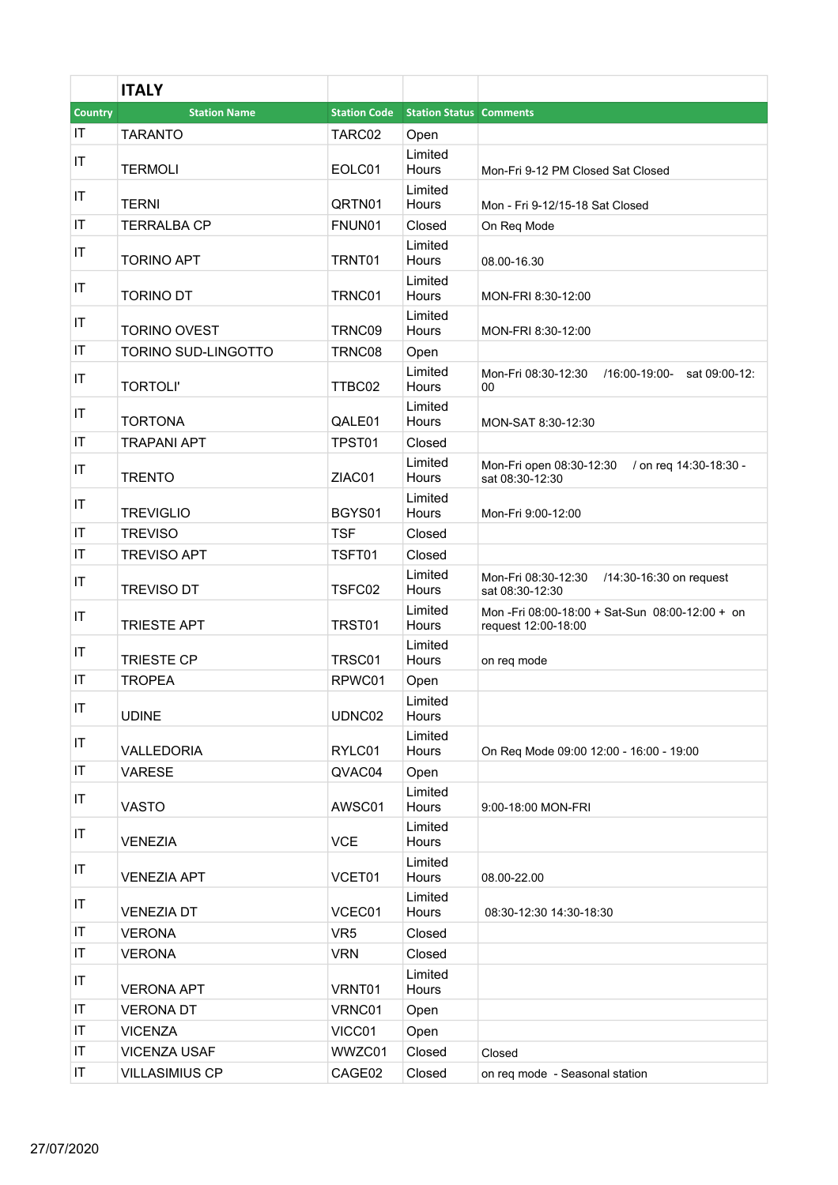| | ITALY | | | |
|---|---|---|---|---|
| Country | Station Name | Station Code | Station Status | Comments |
| IT | TARANTO | TARC02 | Open | |
| IT | TERMOLI | EOLC01 | Limited Hours | Mon-Fri 9-12 PM Closed Sat Closed |
| IT | TERNI | QRTN01 | Limited Hours | Mon - Fri 9-12/15-18 Sat Closed |
| IT | TERRALBA CP | FNUN01 | Closed | On Req Mode |
| IT | TORINO APT | TRNT01 | Limited Hours | 08.00-16.30 |
| IT | TORINO DT | TRNC01 | Limited Hours | MON-FRI 8:30-12:00 |
| IT | TORINO OVEST | TRNC09 | Limited Hours | MON-FRI 8:30-12:00 |
| IT | TORINO SUD-LINGOTTO | TRNC08 | Open | |
| IT | TORTOLI' | TTBC02 | Limited Hours | Mon-Fri 08:30-12:30 /16:00-19:00- sat 09:00-12:00 |
| IT | TORTONA | QALE01 | Limited Hours | MON-SAT 8:30-12:30 |
| IT | TRAPANI APT | TPST01 | Closed | |
| IT | TRENTO | ZIAC01 | Limited Hours | Mon-Fri open 08:30-12:30 / on req 14:30-18:30 - sat 08:30-12:30 |
| IT | TREVIGLIO | BGYS01 | Limited Hours | Mon-Fri 9:00-12:00 |
| IT | TREVISO | TSF | Closed | |
| IT | TREVISO APT | TSFT01 | Closed | |
| IT | TREVISO DT | TSFC02 | Limited Hours | Mon-Fri 08:30-12:30 /14:30-16:30 on request sat 08:30-12:30 |
| IT | TRIESTE APT | TRST01 | Limited Hours | Mon -Fri 08:00-18:00 + Sat-Sun 08:00-12:00 + on request 12:00-18:00 |
| IT | TRIESTE CP | TRSC01 | Limited Hours | on req mode |
| IT | TROPEA | RPWC01 | Open | |
| IT | UDINE | UDNC02 | Limited Hours | |
| IT | VALLEDORIA | RYLC01 | Limited Hours | On Req Mode 09:00 12:00 - 16:00 - 19:00 |
| IT | VARESE | QVAC04 | Open | |
| IT | VASTO | AWSC01 | Limited Hours | 9:00-18:00 MON-FRI |
| IT | VENEZIA | VCE | Limited Hours | |
| IT | VENEZIA APT | VCET01 | Limited Hours | 08.00-22.00 |
| IT | VENEZIA DT | VCEC01 | Limited Hours | 08:30-12:30 14:30-18:30 |
| IT | VERONA | VR5 | Closed | |
| IT | VERONA | VRN | Closed | |
| IT | VERONA APT | VRNT01 | Limited Hours | |
| IT | VERONA DT | VRNC01 | Open | |
| IT | VICENZA | VICC01 | Open | |
| IT | VICENZA USAF | WWZC01 | Closed | Closed |
| IT | VILLASIMIUS CP | CAGE02 | Closed | on req mode - Seasonal station |

27/07/2020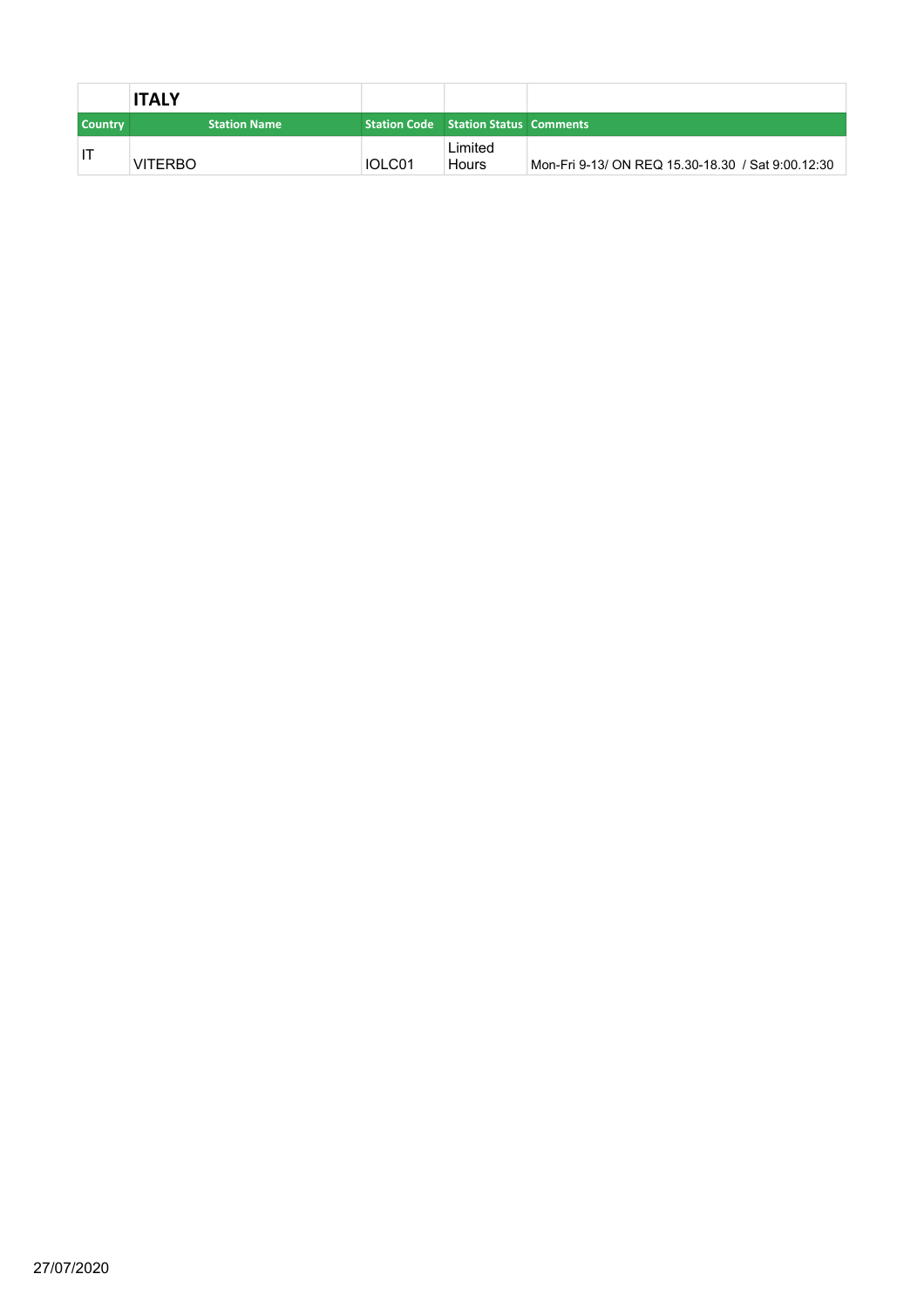| | ITALY | | | |
|---|---|---|---|---|
| Country | Station Name | Station Code | Station Status | Comments |
| IT | VITERBO | IOLC01 | Limited Hours | Mon-Fri 9-13/ ON REQ 15.30-18.30 / Sat 9:00.12:30 |

27/07/2020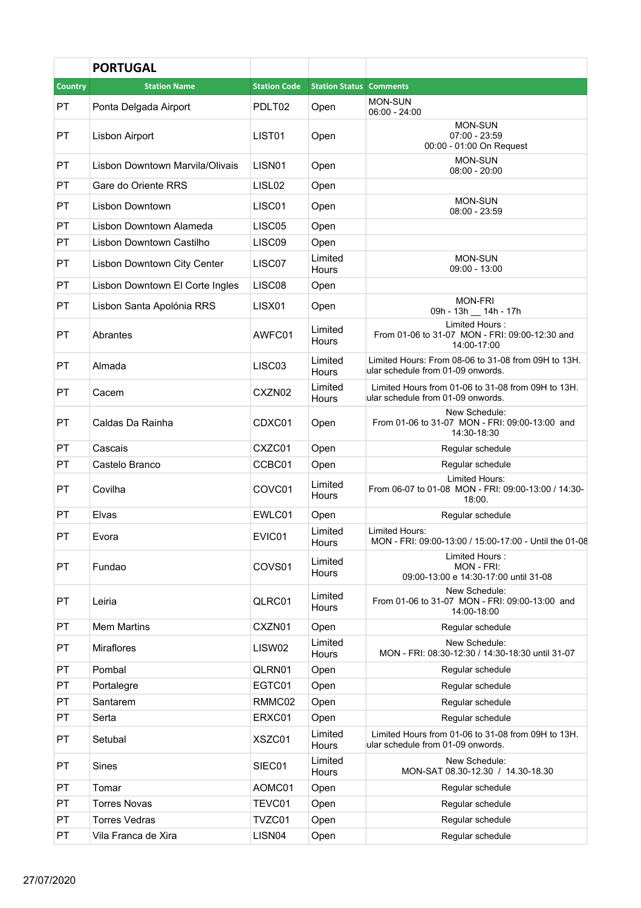| | PORTUGAL | | | |
|---|---|---|---|---|
| **Country** | **Station Name** | **Station Code** | **Station Status** | **Comments** |
| PT | Ponta Delgada Airport | PDLT02 | Open | MON-SUN 06:00 - 24:00 |
| PT | Lisbon Airport | LIST01 | Open | MON-SUN 07:00 - 23:59 00:00 - 01:00 On Request |
| PT | Lisbon Downtown Marvila/Olivais | LISN01 | Open | MON-SUN 08:00 - 20:00 |
| PT | Gare do Oriente RRS | LISL02 | Open | |
| PT | Lisbon Downtown | LISC01 | Open | MON-SUN 08:00 - 23:59 |
| PT | Lisbon Downtown Alameda | LISC05 | Open | |
| PT | Lisbon Downtown Castilho | LISC09 | Open | |
| PT | Lisbon Downtown City Center | LISC07 | Limited Hours | MON-SUN 09:00 - 13:00 |
| PT | Lisbon Downtown El Corte Ingles | LISC08 | Open | |
| PT | Lisbon Santa Apólonia RRS | LISX01 | Open | MON-FRI 09h - 13h __ 14h - 17h |
| PT | Abrantes | AWFC01 | Limited Hours | Limited Hours : From 01-06 to 31-07 MON - FRI: 09:00-12:30 and 14:00-17:00 |
| PT | Almada | LISC03 | Limited Hours | Limited Hours: From 08-06 to 31-08 from 09H to 13H. ular schedule from 01-09 onwords. |
| PT | Cacem | CXZN02 | Limited Hours | Limited Hours from 01-06 to 31-08 from 09H to 13H. ular schedule from 01-09 onwords. |
| PT | Caldas Da Rainha | CDXC01 | Open | New Schedule: From 01-06 to 31-07 MON - FRI: 09:00-13:00 and 14:30-18:30 |
| PT | Cascais | CXZC01 | Open | Regular schedule |
| PT | Castelo Branco | CCBC01 | Open | Regular schedule |
| PT | Covilha | COVC01 | Limited Hours | Limited Hours: From 06-07 to 01-08 MON - FRI: 09:00-13:00 / 14:30-18:00. |
| PT | Elvas | EWLC01 | Open | Regular schedule |
| PT | Evora | EVIC01 | Limited Hours | Limited Hours: MON - FRI: 09:00-13:00 / 15:00-17:00 - Until the 01-08 |
| PT | Fundao | COVS01 | Limited Hours | Limited Hours : MON - FRI: 09:00-13:00 e 14:30-17:00 until 31-08 |
| PT | Leiria | QLRC01 | Limited Hours | New Schedule: From 01-06 to 31-07 MON - FRI: 09:00-13:00 and 14:00-18:00 |
| PT | Mem Martins | CXZN01 | Open | Regular schedule |
| PT | Miraflores | LISW02 | Limited Hours | New Schedule: MON - FRI: 08:30-12:30 / 14:30-18:30 until 31-07 |
| PT | Pombal | QLRN01 | Open | Regular schedule |
| PT | Portalegre | EGTC01 | Open | Regular schedule |
| PT | Santarem | RMMC02 | Open | Regular schedule |
| PT | Serta | ERXC01 | Open | Regular schedule |
| PT | Setubal | XSZC01 | Limited Hours | Limited Hours from 01-06 to 31-08 from 09H to 13H. ular schedule from 01-09 onwords. |
| PT | Sines | SIEC01 | Limited Hours | New Schedule: MON-SAT 08.30-12.30 / 14.30-18.30 |
| PT | Tomar | AOMC01 | Open | Regular schedule |
| PT | Torres Novas | TEVC01 | Open | Regular schedule |
| PT | Torres Vedras | TVZC01 | Open | Regular schedule |
| PT | Vila Franca de Xira | LISN04 | Open | Regular schedule |

27/07/2020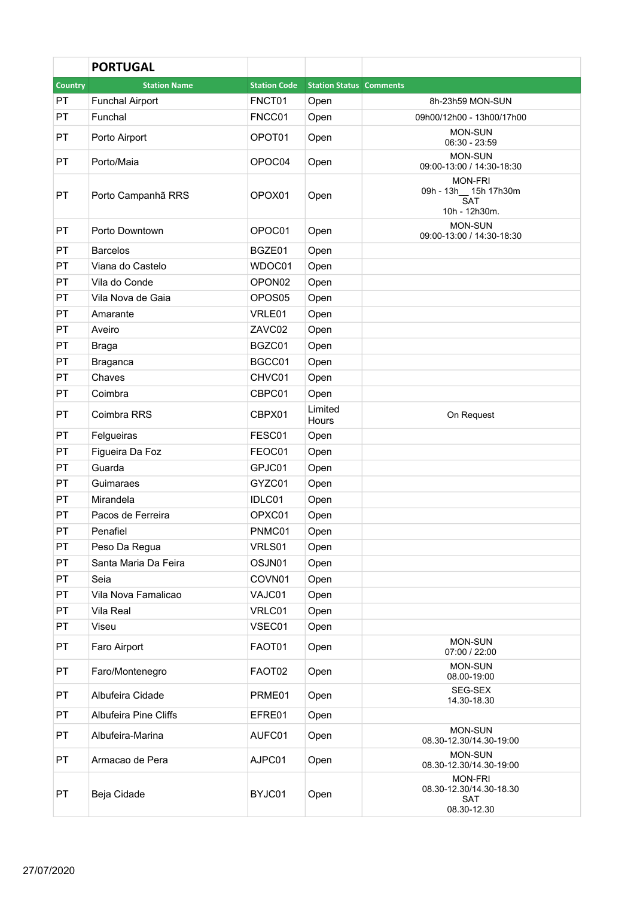| | **PORTUGAL** | | | |
|---|---|---|---|---|
| **Country** | **Station Name** | **Station Code** | **Station Status** | **Comments** |
| PT | Funchal Airport | FNCT01 | Open | 8h-23h59 MON-SUN |
| PT | Funchal | FNCC01 | Open | 09h00/12h00 - 13h00/17h00 |
| PT | Porto Airport | OPOT01 | Open | MON-SUN 06:30 - 23:59 |
| PT | Porto/Maia | OPOC04 | Open | MON-SUN 09:00-13:00 / 14:30-18:30 |
| PT | Porto Campanhã RRS | OPOX01 | Open | MON-FRI 09h - 13h__ 15h 17h30m SAT 10h - 12h30m. |
| PT | Porto Downtown | OPOC01 | Open | MON-SUN 09:00-13:00 / 14:30-18:30 |
| PT | Barcelos | BGZE01 | Open | |
| PT | Viana do Castelo | WDOC01 | Open | |
| PT | Vila do Conde | OPON02 | Open | |
| PT | Vila Nova de Gaia | OPOS05 | Open | |
| PT | Amarante | VRLE01 | Open | |
| PT | Aveiro | ZAVC02 | Open | |
| PT | Braga | BGZC01 | Open | |
| PT | Braganca | BGCC01 | Open | |
| PT | Chaves | CHVC01 | Open | |
| PT | Coimbra | CBPC01 | Open | |
| PT | Coimbra RRS | CBPX01 | Limited Hours | On Request |
| PT | Felgueiras | FESC01 | Open | |
| PT | Figueira Da Foz | FEOC01 | Open | |
| PT | Guarda | GPJC01 | Open | |
| PT | Guimaraes | GYZC01 | Open | |
| PT | Mirandela | IDLC01 | Open | |
| PT | Pacos de Ferreira | OPXC01 | Open | |
| PT | Penafiel | PNMC01 | Open | |
| PT | Peso Da Regua | VRLS01 | Open | |
| PT | Santa Maria Da Feira | OSJN01 | Open | |
| PT | Seia | COVN01 | Open | |
| PT | Vila Nova Famalicao | VAJC01 | Open | |
| PT | Vila Real | VRLC01 | Open | |
| PT | Viseu | VSEC01 | Open | |
| PT | Faro Airport | FAOT01 | Open | MON-SUN 07:00 / 22:00 |
| PT | Faro/Montenegro | FAOT02 | Open | MON-SUN 08.00-19:00 |
| PT | Albufeira Cidade | PRME01 | Open | SEG-SEX 14.30-18.30 |
| PT | Albufeira Pine Cliffs | EFRE01 | Open | |
| PT | Albufeira-Marina | AUFC01 | Open | MON-SUN 08.30-12.30/14.30-19:00 |
| PT | Armacao de Pera | AJPC01 | Open | MON-SUN 08.30-12.30/14.30-19:00 |
| PT | Beja Cidade | BYJC01 | Open | MON-FRI 08.30-12.30/14.30-18.30 SAT 08.30-12.30 |

27/07/2020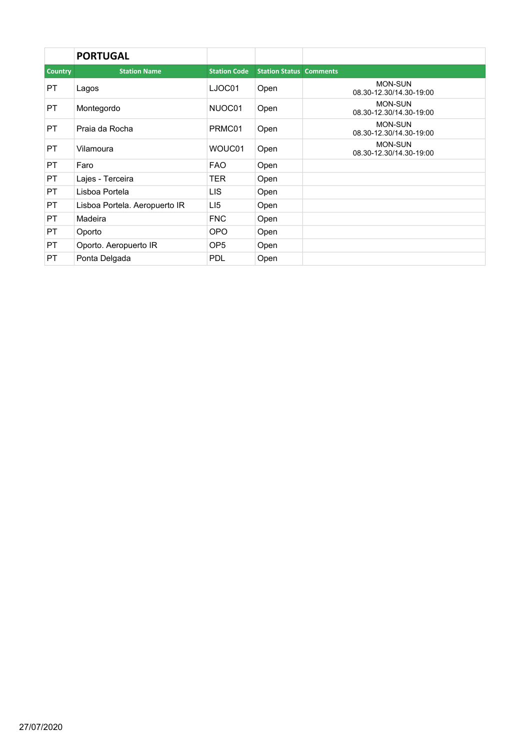|  | PORTUGAL |  |  |  |
|---|---|---|---|---|
| Country | Station Name | Station Code | Station Status | Comments |
| PT | Lagos | LJOC01 | Open | MON-SUN 08.30-12.30/14.30-19:00 |
| PT | Montegordo | NUOC01 | Open | MON-SUN 08.30-12.30/14.30-19:00 |
| PT | Praia da Rocha | PRMC01 | Open | MON-SUN 08.30-12.30/14.30-19:00 |
| PT | Vilamoura | WOUC01 | Open | MON-SUN 08.30-12.30/14.30-19:00 |
| PT | Faro | FAO | Open |  |
| PT | Lajes - Terceira | TER | Open |  |
| PT | Lisboa Portela | LIS | Open |  |
| PT | Lisboa Portela. Aeropuerto IR | LI5 | Open |  |
| PT | Madeira | FNC | Open |  |
| PT | Oporto | OPO | Open |  |
| PT | Oporto. Aeropuerto IR | OP5 | Open |  |
| PT | Ponta Delgada | PDL | Open |  |

27/07/2020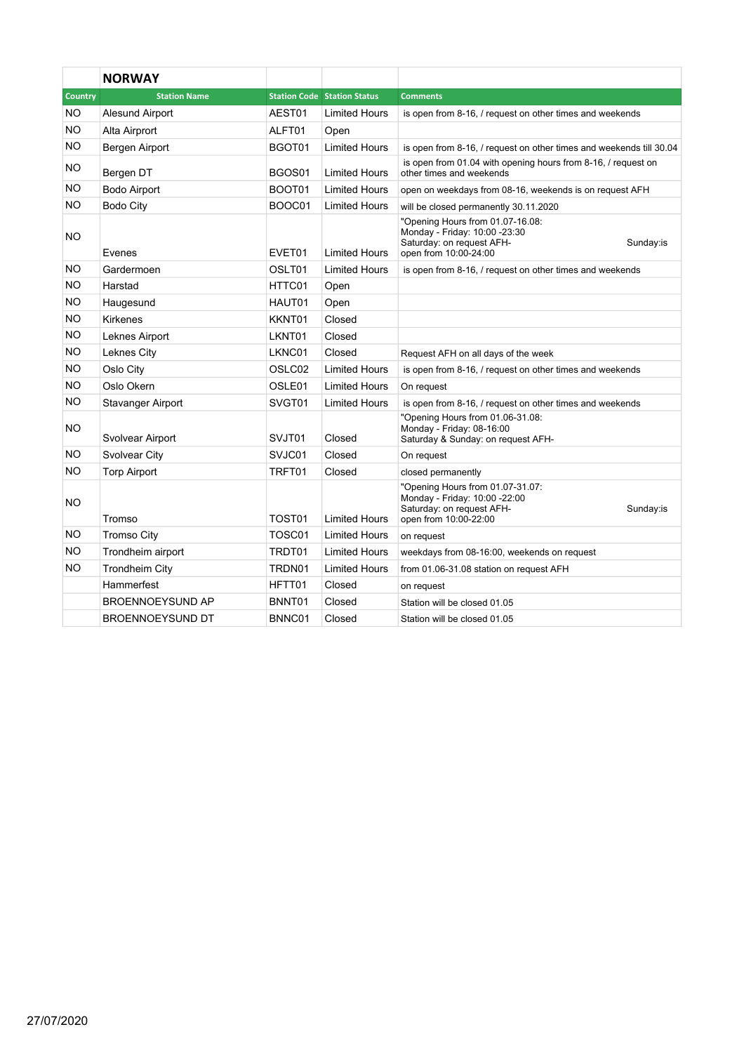| | NORWAY | | | |
|---|---|---|---|---|
| Country | Station Name | Station Code | Station Status | Comments |
| NO | Alesund Airport | AEST01 | Limited Hours | is open from 8-16, / request on other times and weekends |
| NO | Alta Airport | ALFT01 | Open | |
| NO | Bergen Airport | BGOT01 | Limited Hours | is open from 8-16, / request on other times and weekends till 30.04 |
| NO | Bergen DT | BGOS01 | Limited Hours | is open from 01.04 with opening hours from 8-16, / request on other times and weekends |
| NO | Bodo Airport | BOOT01 | Limited Hours | open on weekdays from 08-16, weekends is on request AFH |
| NO | Bodo City | BOOC01 | Limited Hours | will be closed permanently 30.11.2020 |
| NO | Evenes | EVET01 | Limited Hours | "Opening Hours from 01.07-16.08: Monday - Friday: 10:00 -23:30 Saturday: on request AFH- Sunday:is open from 10:00-24:00 |
| NO | Gardermoen | OSLT01 | Limited Hours | is open from 8-16, / request on other times and weekends |
| NO | Harstad | HTTC01 | Open | |
| NO | Haugesund | HAUT01 | Open | |
| NO | Kirkenes | KKNT01 | Closed | |
| NO | Leknes Airport | LKNT01 | Closed | |
| NO | Leknes City | LKNC01 | Closed | Request AFH on all days of the week |
| NO | Oslo City | OSLC02 | Limited Hours | is open from 8-16, / request on other times and weekends |
| NO | Oslo Okern | OSLE01 | Limited Hours | On request |
| NO | Stavanger Airport | SVGT01 | Limited Hours | is open from 8-16, / request on other times and weekends |
| NO | Svolvear Airport | SVJT01 | Closed | "Opening Hours from 01.06-31.08: Monday - Friday: 08-16:00 Saturday & Sunday: on request AFH- |
| NO | Svolvear City | SVJC01 | Closed | On request |
| NO | Torp Airport | TRFT01 | Closed | closed permanently |
| NO | Tromso | TOST01 | Limited Hours | "Opening Hours from 01.07-31.07: Monday - Friday: 10:00 -22:00 Saturday: on request AFH- Sunday:is open from 10:00-22:00 |
| NO | Tromso City | TOSC01 | Limited Hours | on request |
| NO | Trondheim airport | TRDT01 | Limited Hours | weekdays from 08-16:00, weekends on request |
| NO | Trondheim City | TRDN01 | Limited Hours | from 01.06-31.08 station on request AFH |
| | Hammerfest | HFTT01 | Closed | on request |
| | BROENNOEYSUND AP | BNNT01 | Closed | Station will be closed 01.05 |
| | BROENNOEYSUND DT | BNNC01 | Closed | Station will be closed 01.05 |

27/07/2020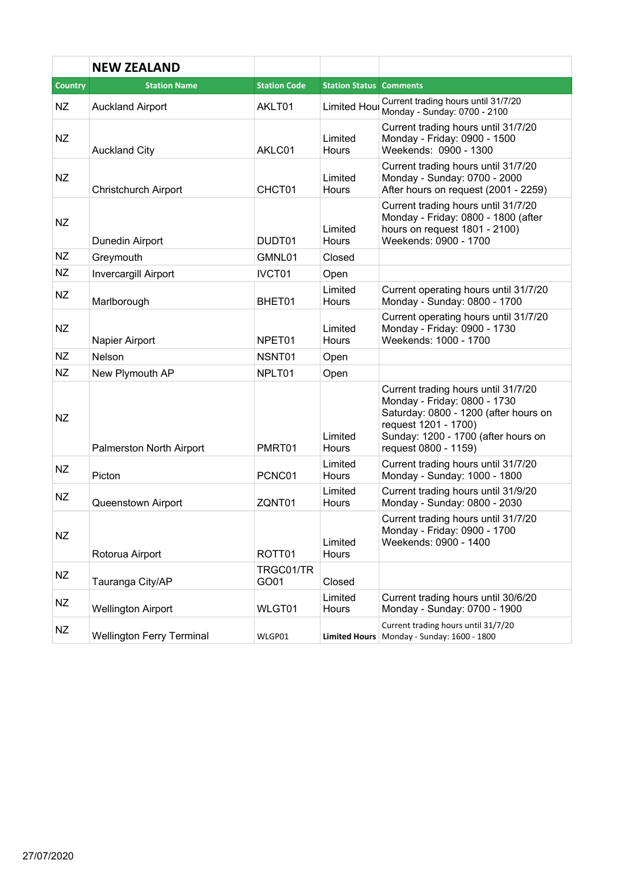| | NEW ZEALAND | | | |
|---|---|---|---|---|
| **Country** | **Station Name** | **Station Code** | **Station Status** | **Comments** |
| NZ | Auckland Airport | AKLT01 | Limited Hours | Current trading hours until 31/7/20 Monday - Sunday: 0700 - 2100 |
| NZ | Auckland City | AKLC01 | Limited Hours | Current trading hours until 31/7/20 Monday - Friday: 0900 - 1500 Weekends: 0900 - 1300 |
| NZ | Christchurch Airport | CHCT01 | Limited Hours | Current trading hours until 31/7/20 Monday - Sunday: 0700 - 2000 After hours on request (2001 - 2259) |
| NZ | Dunedin Airport | DUDT01 | Limited Hours | Current trading hours until 31/7/20 Monday - Friday: 0800 - 1800 (after hours on request 1801 - 2100) Weekends: 0900 - 1700 |
| NZ | Greymouth | GMNL01 | Closed | |
| NZ | Invercargill Airport | IVCT01 | Open | |
| NZ | Marlborough | BHET01 | Limited Hours | Current operating hours until 31/7/20 Monday - Sunday: 0800 - 1700 |
| NZ | Napier Airport | NPET01 | Limited Hours | Current operating hours until 31/7/20 Monday - Friday: 0900 - 1730 Weekends: 1000 - 1700 |
| NZ | Nelson | NSNT01 | Open | |
| NZ | New Plymouth AP | NPLT01 | Open | |
| NZ | Palmerston North Airport | PMRT01 | Limited Hours | Current trading hours until 31/7/20 Monday - Friday: 0800 - 1730 Saturday: 0800 - 1200 (after hours on request 1201 - 1700) Sunday: 1200 - 1700 (after hours on request 0800 - 1159) |
| NZ | Picton | PCNC01 | Limited Hours | Current trading hours until 31/7/20 Monday - Sunday: 1000 - 1800 |
| NZ | Queenstown Airport | ZQNT01 | Limited Hours | Current trading hours until 31/9/20 Monday - Sunday: 0800 - 2030 |
| NZ | Rotorua Airport | ROTT01 | Limited Hours | Current trading hours until 31/7/20 Monday - Friday: 0900 - 1700 Weekends: 0900 - 1400 |
| NZ | Tauranga City/AP | TRGC01/TRGO01 | Closed | |
| NZ | Wellington Airport | WLGT01 | Limited Hours | Current trading hours until 30/6/20 Monday - Sunday: 0700 - 1900 |
| NZ | Wellington Ferry Terminal | WLGP01 | **Limited Hours** | Current trading hours until 31/7/20 Monday - Sunday: 1600 - 1800 |

27/07/2020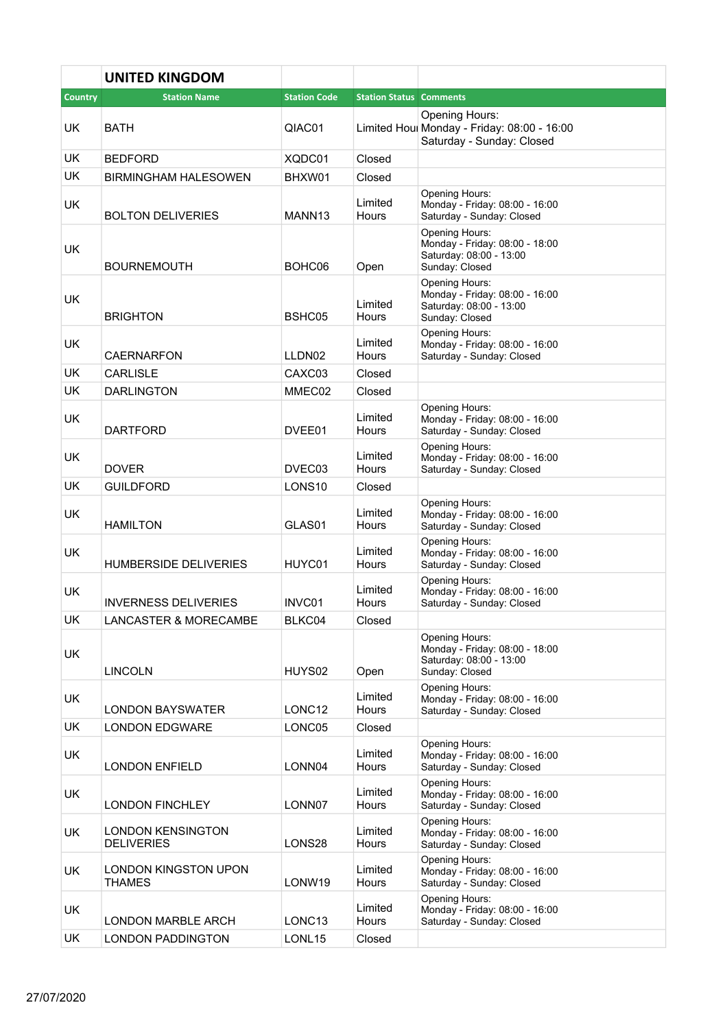| | UNITED KINGDOM | | | |
|---|---|---|---|---|
| **Country** | **Station Name** | **Station Code** | **Station Status** | **Comments** |
| UK | BATH | QIAC01 | Limited Hour | Opening Hours: Monday - Friday: 08:00 - 16:00 Saturday - Sunday: Closed |
| UK | BEDFORD | XQDC01 | Closed | |
| UK | BIRMINGHAM HALESOWEN | BHXW01 | Closed | |
| UK | BOLTON DELIVERIES | MANN13 | Limited Hours | Opening Hours: Monday - Friday: 08:00 - 16:00 Saturday - Sunday: Closed |
| UK | BOURNEMOUTH | BOHC06 | Open | Opening Hours: Monday - Friday: 08:00 - 18:00 Saturday: 08:00 - 13:00 Sunday: Closed |
| UK | BRIGHTON | BSHC05 | Limited Hours | Opening Hours: Monday - Friday: 08:00 - 16:00 Saturday: 08:00 - 13:00 Sunday: Closed |
| UK | CAERNARFON | LLDN02 | Limited Hours | Opening Hours: Monday - Friday: 08:00 - 16:00 Saturday - Sunday: Closed |
| UK | CARLISLE | CAXC03 | Closed | |
| UK | DARLINGTON | MMEC02 | Closed | |
| UK | DARTFORD | DVEE01 | Limited Hours | Opening Hours: Monday - Friday: 08:00 - 16:00 Saturday - Sunday: Closed |
| UK | DOVER | DVEC03 | Limited Hours | Opening Hours: Monday - Friday: 08:00 - 16:00 Saturday - Sunday: Closed |
| UK | GUILDFORD | LONS10 | Closed | |
| UK | HAMILTON | GLAS01 | Limited Hours | Opening Hours: Monday - Friday: 08:00 - 16:00 Saturday - Sunday: Closed |
| UK | HUMBERSIDE DELIVERIES | HUYC01 | Limited Hours | Opening Hours: Monday - Friday: 08:00 - 16:00 Saturday - Sunday: Closed |
| UK | INVERNESS DELIVERIES | INVC01 | Limited Hours | Opening Hours: Monday - Friday: 08:00 - 16:00 Saturday - Sunday: Closed |
| UK | LANCASTER & MORECAMBE | BLKC04 | Closed | |
| UK | LINCOLN | HUYS02 | Open | Opening Hours: Monday - Friday: 08:00 - 18:00 Saturday: 08:00 - 13:00 Sunday: Closed |
| UK | LONDON BAYSWATER | LONC12 | Limited Hours | Opening Hours: Monday - Friday: 08:00 - 16:00 Saturday - Sunday: Closed |
| UK | LONDON EDGWARE | LONC05 | Closed | |
| UK | LONDON ENFIELD | LONN04 | Limited Hours | Opening Hours: Monday - Friday: 08:00 - 16:00 Saturday - Sunday: Closed |
| UK | LONDON FINCHLEY | LONN07 | Limited Hours | Opening Hours: Monday - Friday: 08:00 - 16:00 Saturday - Sunday: Closed |
| UK | LONDON KENSINGTON DELIVERIES | LONS28 | Limited Hours | Opening Hours: Monday - Friday: 08:00 - 16:00 Saturday - Sunday: Closed |
| UK | LONDON KINGSTON UPON THAMES | LONW19 | Limited Hours | Opening Hours: Monday - Friday: 08:00 - 16:00 Saturday - Sunday: Closed |
| UK | LONDON MARBLE ARCH | LONC13 | Limited Hours | Opening Hours: Monday - Friday: 08:00 - 16:00 Saturday - Sunday: Closed |
| UK | LONDON PADDINGTON | LONL15 | Closed | |

27/07/2020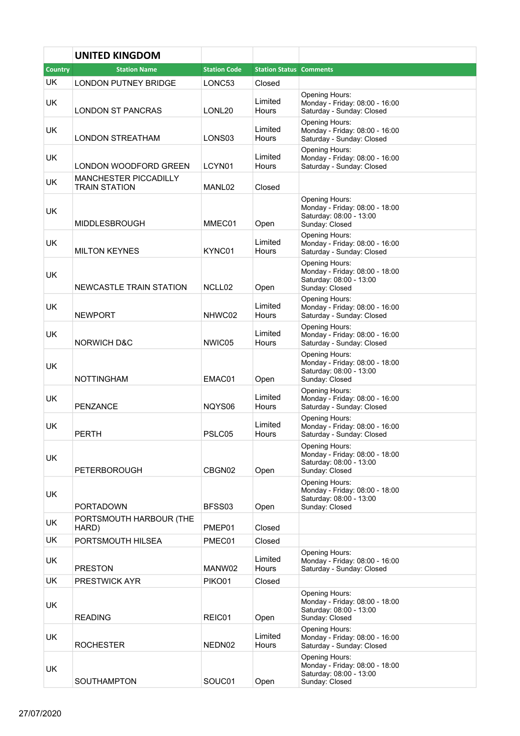| | UNITED KINGDOM | | | |
|---|---|---|---|---|
| Country | Station Name | Station Code | Station Status | Comments |
| UK | LONDON PUTNEY BRIDGE | LONC53 | Closed | |
| UK | LONDON ST PANCRAS | LONL20 | Limited Hours | Opening Hours: Monday - Friday: 08:00 - 16:00 Saturday - Sunday: Closed |
| UK | LONDON STREATHAM | LONS03 | Limited Hours | Opening Hours: Monday - Friday: 08:00 - 16:00 Saturday - Sunday: Closed |
| UK | LONDON WOODFORD GREEN | LCYN01 | Limited Hours | Opening Hours: Monday - Friday: 08:00 - 16:00 Saturday - Sunday: Closed |
| UK | MANCHESTER PICCADILLY TRAIN STATION | MANL02 | Closed | |
| UK | MIDDLESBROUGH | MMEC01 | Open | Opening Hours: Monday - Friday: 08:00 - 18:00 Saturday: 08:00 - 13:00 Sunday: Closed |
| UK | MILTON KEYNES | KYNC01 | Limited Hours | Opening Hours: Monday - Friday: 08:00 - 16:00 Saturday - Sunday: Closed |
| UK | NEWCASTLE TRAIN STATION | NCLL02 | Open | Opening Hours: Monday - Friday: 08:00 - 18:00 Saturday: 08:00 - 13:00 Sunday: Closed |
| UK | NEWPORT | NHWC02 | Limited Hours | Opening Hours: Monday - Friday: 08:00 - 16:00 Saturday - Sunday: Closed |
| UK | NORWICH D&C | NWIC05 | Limited Hours | Opening Hours: Monday - Friday: 08:00 - 16:00 Saturday - Sunday: Closed |
| UK | NOTTINGHAM | EMAC01 | Open | Opening Hours: Monday - Friday: 08:00 - 18:00 Saturday: 08:00 - 13:00 Sunday: Closed |
| UK | PENZANCE | NQYS06 | Limited Hours | Opening Hours: Monday - Friday: 08:00 - 16:00 Saturday - Sunday: Closed |
| UK | PERTH | PSLC05 | Limited Hours | Opening Hours: Monday - Friday: 08:00 - 16:00 Saturday - Sunday: Closed |
| UK | PETERBOROUGH | CBGN02 | Open | Opening Hours: Monday - Friday: 08:00 - 18:00 Saturday: 08:00 - 13:00 Sunday: Closed |
| UK | PORTADOWN | BFSS03 | Open | Opening Hours: Monday - Friday: 08:00 - 18:00 Saturday: 08:00 - 13:00 Sunday: Closed |
| UK | PORTSMOUTH HARBOUR (THE HARD) | PMEP01 | Closed | |
| UK | PORTSMOUTH HILSEA | PMEC01 | Closed | |
| UK | PRESTON | MANW02 | Limited Hours | Opening Hours: Monday - Friday: 08:00 - 16:00 Saturday - Sunday: Closed |
| UK | PRESTWICK AYR | PIKO01 | Closed | |
| UK | READING | REIC01 | Open | Opening Hours: Monday - Friday: 08:00 - 18:00 Saturday: 08:00 - 13:00 Sunday: Closed |
| UK | ROCHESTER | NEDN02 | Limited Hours | Opening Hours: Monday - Friday: 08:00 - 16:00 Saturday - Sunday: Closed |
| UK | SOUTHAMPTON | SOUC01 | Open | Opening Hours: Monday - Friday: 08:00 - 18:00 Saturday: 08:00 - 13:00 Sunday: Closed |

27/07/2020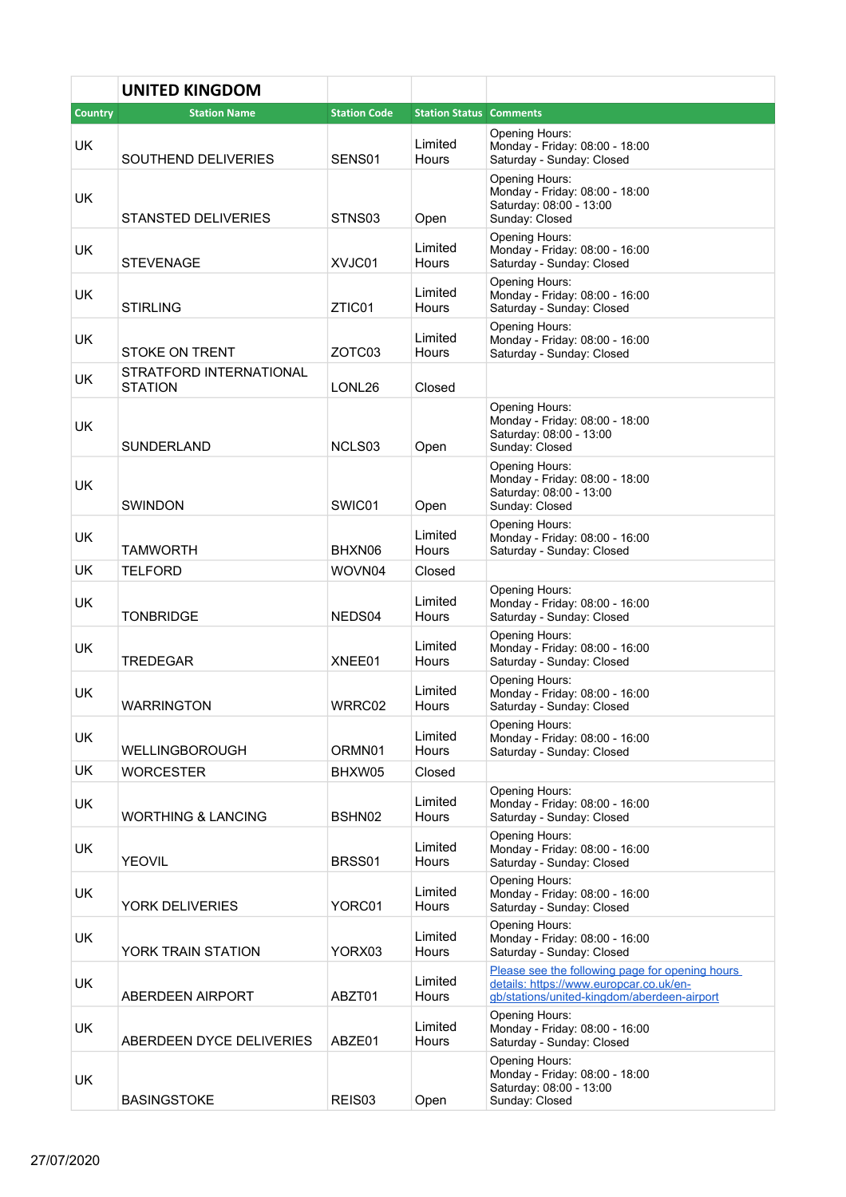## UNITED KINGDOM

| Country | Station Name | Station Code | Station Status | Comments |
|---|---|---|---|---|
| UK | SOUTHEND DELIVERIES | SENS01 | Limited Hours | Opening Hours:<br>Monday - Friday: 08:00 - 18:00<br>Saturday - Sunday: Closed |
| UK | STANSTED DELIVERIES | STNS03 | Open | Opening Hours:<br>Monday - Friday: 08:00 - 18:00<br>Saturday: 08:00 - 13:00<br>Sunday: Closed |
| UK | STEVENAGE | XVJC01 | Limited Hours | Opening Hours:<br>Monday - Friday: 08:00 - 16:00<br>Saturday - Sunday: Closed |
| UK | STIRLING | ZTIC01 | Limited Hours | Opening Hours:<br>Monday - Friday: 08:00 - 16:00<br>Saturday - Sunday: Closed |
| UK | STOKE ON TRENT | ZOTC03 | Limited Hours | Opening Hours:<br>Monday - Friday: 08:00 - 16:00<br>Saturday - Sunday: Closed |
| UK | STRATFORD INTERNATIONAL STATION | LONL26 | Closed | |
| UK | SUNDERLAND | NCLS03 | Open | Opening Hours:<br>Monday - Friday: 08:00 - 18:00<br>Saturday: 08:00 - 13:00<br>Sunday: Closed |
| UK | SWINDON | SWIC01 | Open | Opening Hours:<br>Monday - Friday: 08:00 - 18:00<br>Saturday: 08:00 - 13:00<br>Sunday: Closed |
| UK | TAMWORTH | BHXN06 | Limited Hours | Opening Hours:<br>Monday - Friday: 08:00 - 16:00<br>Saturday - Sunday: Closed |
| UK | TELFORD | WOVN04 | Closed | |
| UK | TONBRIDGE | NEDS04 | Limited Hours | Opening Hours:<br>Monday - Friday: 08:00 - 16:00<br>Saturday - Sunday: Closed |
| UK | TREDEGAR | XNEE01 | Limited Hours | Opening Hours:<br>Monday - Friday: 08:00 - 16:00<br>Saturday - Sunday: Closed |
| UK | WARRINGTON | WRRC02 | Limited Hours | Opening Hours:<br>Monday - Friday: 08:00 - 16:00<br>Saturday - Sunday: Closed |
| UK | WELLINGBOROUGH | ORMN01 | Limited Hours | Opening Hours:<br>Monday - Friday: 08:00 - 16:00<br>Saturday - Sunday: Closed |
| UK | WORCESTER | BHXW05 | Closed | |
| UK | WORTHING & LANCING | BSHN02 | Limited Hours | Opening Hours:<br>Monday - Friday: 08:00 - 16:00<br>Saturday - Sunday: Closed |
| UK | YEOVIL | BRSS01 | Limited Hours | Opening Hours:<br>Monday - Friday: 08:00 - 16:00<br>Saturday - Sunday: Closed |
| UK | YORK DELIVERIES | YORC01 | Limited Hours | Opening Hours:<br>Monday - Friday: 08:00 - 16:00<br>Saturday - Sunday: Closed |
| UK | YORK TRAIN STATION | YORX03 | Limited Hours | Opening Hours:<br>Monday - Friday: 08:00 - 16:00<br>Saturday - Sunday: Closed |
| UK | ABERDEEN AIRPORT | ABZT01 | Limited Hours | [Please see the following page for opening hours details: https://www.europcar.co.uk/en-gb/stations/united-kingdom/aberdeen-airport](https://www.europcar.co.uk/en-gb/stations/united-kingdom/aberdeen-airport) |
| UK | ABERDEEN DYCE DELIVERIES | ABZE01 | Limited Hours | Opening Hours:<br>Monday - Friday: 08:00 - 16:00<br>Saturday - Sunday: Closed |
| UK | BASINGSTOKE | REIS03 | Open | Opening Hours:<br>Monday - Friday: 08:00 - 18:00<br>Saturday: 08:00 - 13:00<br>Sunday: Closed |

27/07/2020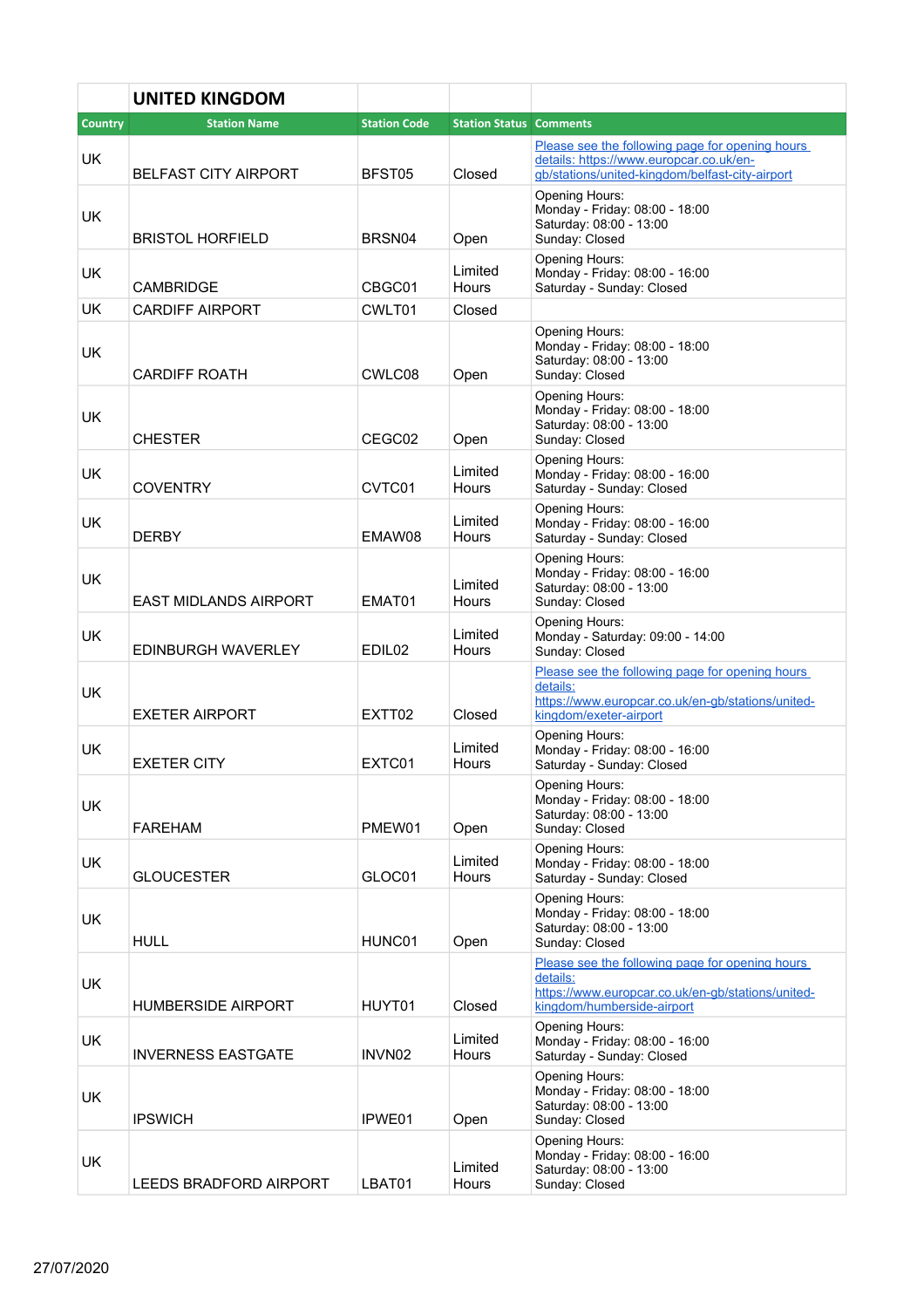## UNITED KINGDOM

| Country | Station Name | Station Code | Station Status | Comments |
|---|---|---|---|---|
| UK | BELFAST CITY AIRPORT | BFST05 | Closed | Please see the following page for opening hours details: https://www.europcar.co.uk/en-gb/stations/united-kingdom/belfast-city-airport |
| UK | BRISTOL HORFIELD | BRSN04 | Open | Opening Hours:<br>Monday - Friday: 08:00 - 18:00<br>Saturday: 08:00 - 13:00<br>Sunday: Closed |
| UK | CAMBRIDGE | CBGC01 | Limited Hours | Opening Hours:<br>Monday - Friday: 08:00 - 16:00<br>Saturday - Sunday: Closed |
| UK | CARDIFF AIRPORT | CWLT01 | Closed | |
| UK | CARDIFF ROATH | CWLC08 | Open | Opening Hours:<br>Monday - Friday: 08:00 - 18:00<br>Saturday: 08:00 - 13:00<br>Sunday: Closed |
| UK | CHESTER | CEGC02 | Open | Opening Hours:<br>Monday - Friday: 08:00 - 18:00<br>Saturday: 08:00 - 13:00<br>Sunday: Closed |
| UK | COVENTRY | CVTC01 | Limited Hours | Opening Hours:<br>Monday - Friday: 08:00 - 16:00<br>Saturday - Sunday: Closed |
| UK | DERBY | EMAW08 | Limited Hours | Opening Hours:<br>Monday - Friday: 08:00 - 16:00<br>Saturday - Sunday: Closed |
| UK | EAST MIDLANDS AIRPORT | EMAT01 | Limited Hours | Opening Hours:<br>Monday - Friday: 08:00 - 16:00<br>Saturday: 08:00 - 13:00<br>Sunday: Closed |
| UK | EDINBURGH WAVERLEY | EDIL02 | Limited Hours | Opening Hours:<br>Monday - Saturday: 09:00 - 14:00<br>Sunday: Closed |
| UK | EXETER AIRPORT | EXTT02 | Closed | Please see the following page for opening hours details:<br>https://www.europcar.co.uk/en-gb/stations/united-kingdom/exeter-airport |
| UK | EXETER CITY | EXTC01 | Limited Hours | Opening Hours:<br>Monday - Friday: 08:00 - 16:00<br>Saturday - Sunday: Closed |
| UK | FAREHAM | PMEW01 | Open | Opening Hours:<br>Monday - Friday: 08:00 - 18:00<br>Saturday: 08:00 - 13:00<br>Sunday: Closed |
| UK | GLOUCESTER | GLOC01 | Limited Hours | Opening Hours:<br>Monday - Friday: 08:00 - 18:00<br>Saturday - Sunday: Closed |
| UK | HULL | HUNC01 | Open | Opening Hours:<br>Monday - Friday: 08:00 - 18:00<br>Saturday: 08:00 - 13:00<br>Sunday: Closed |
| UK | HUMBERSIDE AIRPORT | HUYT01 | Closed | Please see the following page for opening hours details:<br>https://www.europcar.co.uk/en-gb/stations/united-kingdom/humberside-airport |
| UK | INVERNESS EASTGATE | INVN02 | Limited Hours | Opening Hours:<br>Monday - Friday: 08:00 - 16:00<br>Saturday - Sunday: Closed |
| UK | IPSWICH | IPWE01 | Open | Opening Hours:<br>Monday - Friday: 08:00 - 18:00<br>Saturday: 08:00 - 13:00<br>Sunday: Closed |
| UK | LEEDS BRADFORD AIRPORT | LBAT01 | Limited Hours | Opening Hours:<br>Monday - Friday: 08:00 - 16:00<br>Saturday: 08:00 - 13:00<br>Sunday: Closed |

27/07/2020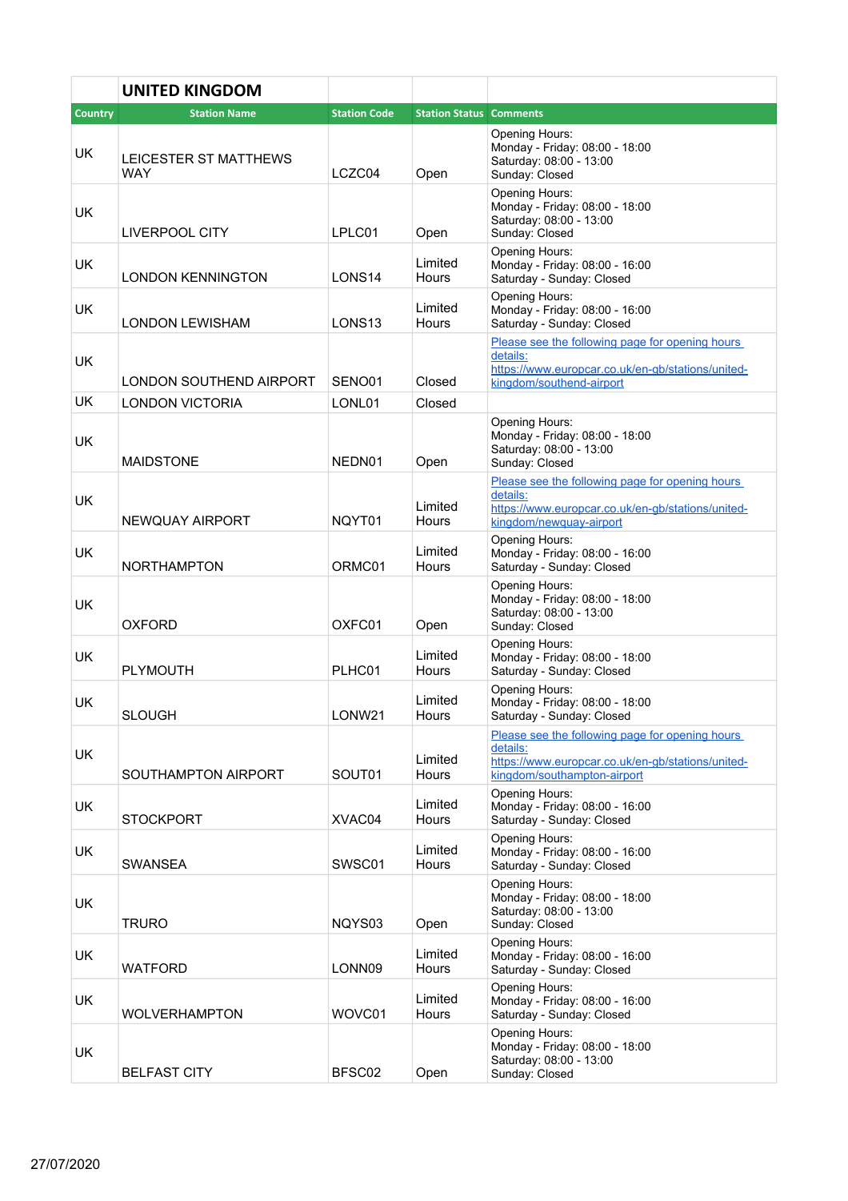|  | UNITED KINGDOM |  |  |  |
|---|---|---|---|---|
| Country | Station Name | Station Code | Station Status | Comments |
| UK | LEICESTER ST MATTHEWS WAY | LCZC04 | Open | Opening Hours:<br>Monday - Friday: 08:00 - 18:00<br>Saturday: 08:00 - 13:00<br>Sunday: Closed |
| UK | LIVERPOOL CITY | LPLC01 | Open | Opening Hours:<br>Monday - Friday: 08:00 - 18:00<br>Saturday: 08:00 - 13:00<br>Sunday: Closed |
| UK | LONDON KENNINGTON | LONS14 | Limited Hours | Opening Hours:<br>Monday - Friday: 08:00 - 16:00<br>Saturday - Sunday: Closed |
| UK | LONDON LEWISHAM | LONS13 | Limited Hours | Opening Hours:<br>Monday - Friday: 08:00 - 16:00<br>Saturday - Sunday: Closed |
| UK | LONDON SOUTHEND AIRPORT | SENO01 | Closed | Please see the following page for opening hours details:<br>https://www.europcar.co.uk/en-gb/stations/united-kingdom/southend-airport |
| UK | LONDON VICTORIA | LONL01 | Closed |  |
| UK | MAIDSTONE | NEDN01 | Open | Opening Hours:<br>Monday - Friday: 08:00 - 18:00<br>Saturday: 08:00 - 13:00<br>Sunday: Closed |
| UK | NEWQUAY AIRPORT | NQYT01 | Limited Hours | Please see the following page for opening hours details:<br>https://www.europcar.co.uk/en-gb/stations/united-kingdom/newquay-airport |
| UK | NORTHAMPTON | ORMC01 | Limited Hours | Opening Hours:<br>Monday - Friday: 08:00 - 16:00<br>Saturday - Sunday: Closed |
| UK | OXFORD | OXFC01 | Open | Opening Hours:<br>Monday - Friday: 08:00 - 18:00<br>Saturday: 08:00 - 13:00<br>Sunday: Closed |
| UK | PLYMOUTH | PLHC01 | Limited Hours | Opening Hours:<br>Monday - Friday: 08:00 - 18:00<br>Saturday - Sunday: Closed |
| UK | SLOUGH | LONW21 | Limited Hours | Opening Hours:<br>Monday - Friday: 08:00 - 18:00<br>Saturday - Sunday: Closed |
| UK | SOUTHAMPTON AIRPORT | SOUT01 | Limited Hours | Please see the following page for opening hours details:<br>https://www.europcar.co.uk/en-gb/stations/united-kingdom/southampton-airport |
| UK | STOCKPORT | XVAC04 | Limited Hours | Opening Hours:<br>Monday - Friday: 08:00 - 16:00<br>Saturday - Sunday: Closed |
| UK | SWANSEA | SWSC01 | Limited Hours | Opening Hours:<br>Monday - Friday: 08:00 - 16:00<br>Saturday - Sunday: Closed |
| UK | TRURO | NQYS03 | Open | Opening Hours:<br>Monday - Friday: 08:00 - 18:00<br>Saturday: 08:00 - 13:00<br>Sunday: Closed |
| UK | WATFORD | LONN09 | Limited Hours | Opening Hours:<br>Monday - Friday: 08:00 - 16:00<br>Saturday - Sunday: Closed |
| UK | WOLVERHAMPTON | WOVC01 | Limited Hours | Opening Hours:<br>Monday - Friday: 08:00 - 16:00<br>Saturday - Sunday: Closed |
| UK | BELFAST CITY | BFSC02 | Open | Opening Hours:<br>Monday - Friday: 08:00 - 18:00<br>Saturday: 08:00 - 13:00<br>Sunday: Closed |

27/07/2020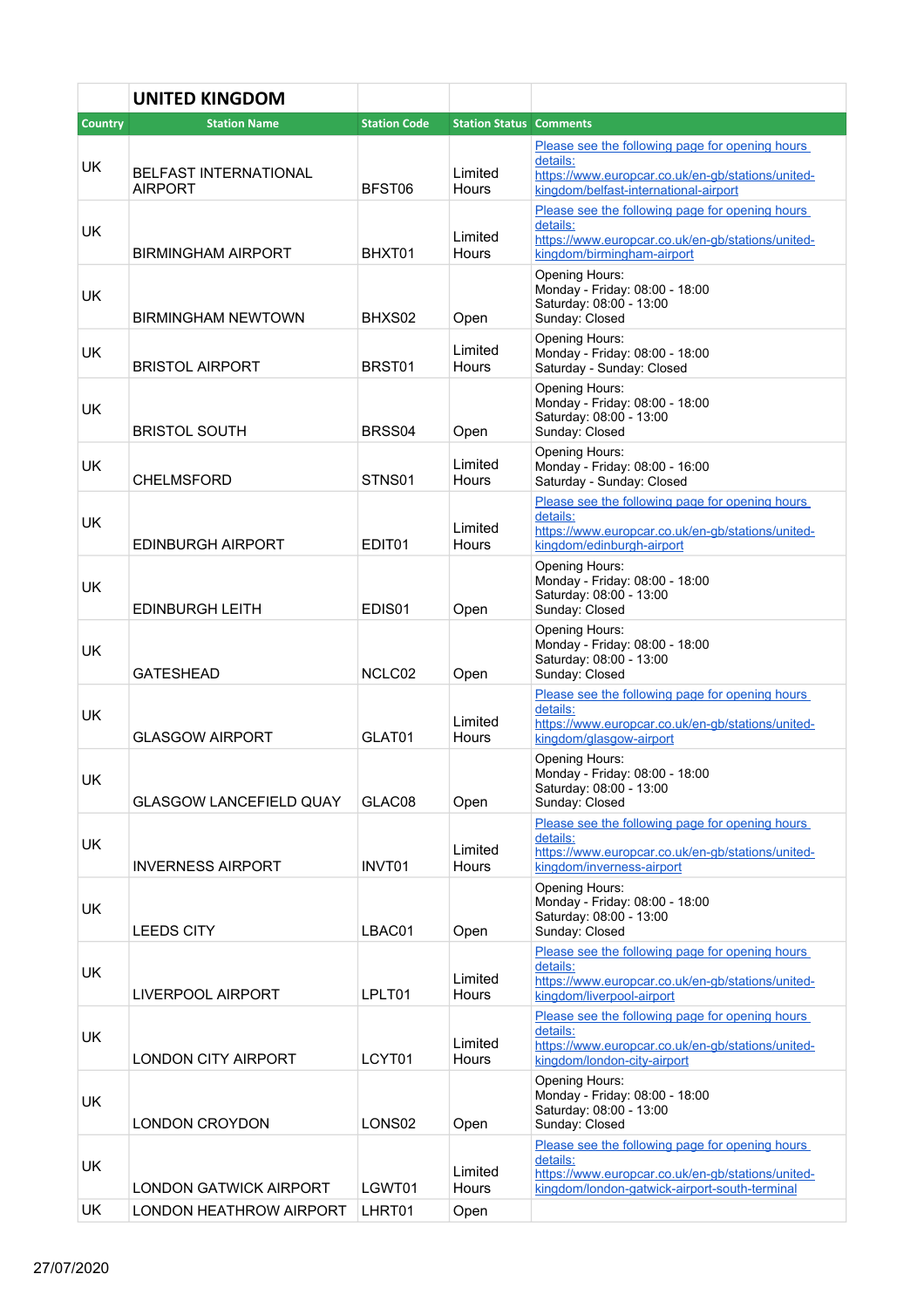## UNITED KINGDOM

| Country | Station Name | Station Code | Station Status | Comments |
|---|---|---|---|---|
| UK | BELFAST INTERNATIONAL AIRPORT | BFST06 | Limited Hours | Please see the following page for opening hours details: https://www.europcar.co.uk/en-gb/stations/united-kingdom/belfast-international-airport |
| UK | BIRMINGHAM AIRPORT | BHXT01 | Limited Hours | Please see the following page for opening hours details: https://www.europcar.co.uk/en-gb/stations/united-kingdom/birmingham-airport |
| UK | BIRMINGHAM NEWTOWN | BHXS02 | Open | Opening Hours: Monday - Friday: 08:00 - 18:00 Saturday: 08:00 - 13:00 Sunday: Closed |
| UK | BRISTOL AIRPORT | BRST01 | Limited Hours | Opening Hours: Monday - Friday: 08:00 - 18:00 Saturday - Sunday: Closed |
| UK | BRISTOL SOUTH | BRSS04 | Open | Opening Hours: Monday - Friday: 08:00 - 18:00 Saturday: 08:00 - 13:00 Sunday: Closed |
| UK | CHELMSFORD | STNS01 | Limited Hours | Opening Hours: Monday - Friday: 08:00 - 16:00 Saturday - Sunday: Closed |
| UK | EDINBURGH AIRPORT | EDIT01 | Limited Hours | Please see the following page for opening hours details: https://www.europcar.co.uk/en-gb/stations/united-kingdom/edinburgh-airport |
| UK | EDINBURGH LEITH | EDIS01 | Open | Opening Hours: Monday - Friday: 08:00 - 18:00 Saturday: 08:00 - 13:00 Sunday: Closed |
| UK | GATESHEAD | NCLC02 | Open | Opening Hours: Monday - Friday: 08:00 - 18:00 Saturday: 08:00 - 13:00 Sunday: Closed |
| UK | GLASGOW AIRPORT | GLAT01 | Limited Hours | Please see the following page for opening hours details: https://www.europcar.co.uk/en-gb/stations/united-kingdom/glasgow-airport |
| UK | GLASGOW LANCEFIELD QUAY | GLAC08 | Open | Opening Hours: Monday - Friday: 08:00 - 18:00 Saturday: 08:00 - 13:00 Sunday: Closed |
| UK | INVERNESS AIRPORT | INVT01 | Limited Hours | Please see the following page for opening hours details: https://www.europcar.co.uk/en-gb/stations/united-kingdom/inverness-airport |
| UK | LEEDS CITY | LBAC01 | Open | Opening Hours: Monday - Friday: 08:00 - 18:00 Saturday: 08:00 - 13:00 Sunday: Closed |
| UK | LIVERPOOL AIRPORT | LPLT01 | Limited Hours | Please see the following page for opening hours details: https://www.europcar.co.uk/en-gb/stations/united-kingdom/liverpool-airport |
| UK | LONDON CITY AIRPORT | LCYT01 | Limited Hours | Please see the following page for opening hours details: https://www.europcar.co.uk/en-gb/stations/united-kingdom/london-city-airport |
| UK | LONDON CROYDON | LONS02 | Open | Opening Hours: Monday - Friday: 08:00 - 18:00 Saturday: 08:00 - 13:00 Sunday: Closed |
| UK | LONDON GATWICK AIRPORT | LGWT01 | Limited Hours | Please see the following page for opening hours details: https://www.europcar.co.uk/en-gb/stations/united-kingdom/london-gatwick-airport-south-terminal |
| UK | LONDON HEATHROW AIRPORT | LHRT01 | Open | |

27/07/2020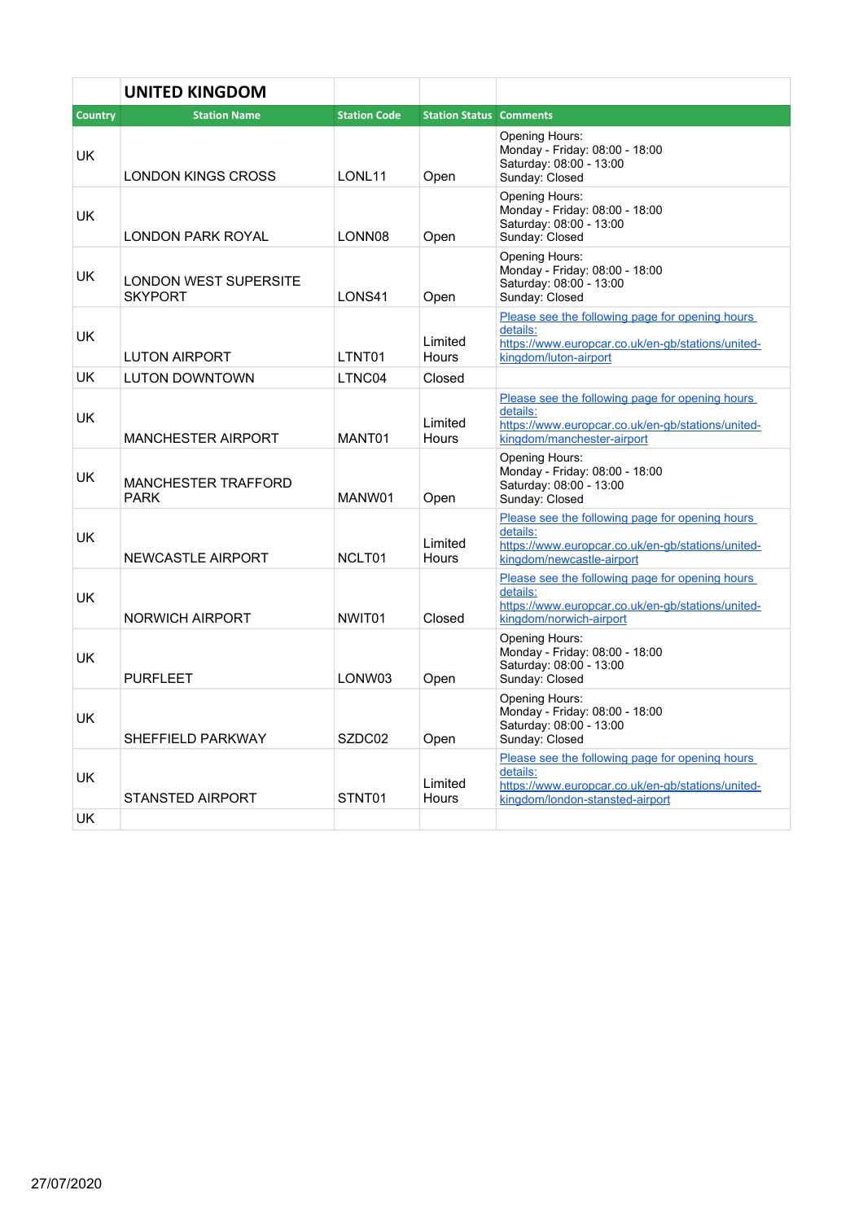| | UNITED KINGDOM | | | |
|---|---|---|---|---|
| Country | Station Name | Station Code | Station Status | Comments |
| UK | LONDON KINGS CROSS | LONL11 | Open | Opening Hours:<br>Monday - Friday: 08:00 - 18:00<br>Saturday: 08:00 - 13:00<br>Sunday: Closed |
| UK | LONDON PARK ROYAL | LONN08 | Open | Opening Hours:<br>Monday - Friday: 08:00 - 18:00<br>Saturday: 08:00 - 13:00<br>Sunday: Closed |
| UK | LONDON WEST SUPERSITE SKYPORT | LONS41 | Open | Opening Hours:<br>Monday - Friday: 08:00 - 18:00<br>Saturday: 08:00 - 13:00<br>Sunday: Closed |
| UK | LUTON AIRPORT | LTNT01 | Limited Hours | Please see the following page for opening hours details:<br>https://www.europcar.co.uk/en-gb/stations/united-kingdom/luton-airport |
| UK | LUTON DOWNTOWN | LTNC04 | Closed | |
| UK | MANCHESTER AIRPORT | MANT01 | Limited Hours | Please see the following page for opening hours details:<br>https://www.europcar.co.uk/en-gb/stations/united-kingdom/manchester-airport |
| UK | MANCHESTER TRAFFORD PARK | MANW01 | Open | Opening Hours:<br>Monday - Friday: 08:00 - 18:00<br>Saturday: 08:00 - 13:00<br>Sunday: Closed |
| UK | NEWCASTLE AIRPORT | NCLT01 | Limited Hours | Please see the following page for opening hours details:<br>https://www.europcar.co.uk/en-gb/stations/united-kingdom/newcastle-airport |
| UK | NORWICH AIRPORT | NWIT01 | Closed | Please see the following page for opening hours details:<br>https://www.europcar.co.uk/en-gb/stations/united-kingdom/norwich-airport |
| UK | PURFLEET | LONW03 | Open | Opening Hours:<br>Monday - Friday: 08:00 - 18:00<br>Saturday: 08:00 - 13:00<br>Sunday: Closed |
| UK | SHEFFIELD PARKWAY | SZDC02 | Open | Opening Hours:<br>Monday - Friday: 08:00 - 18:00<br>Saturday: 08:00 - 13:00<br>Sunday: Closed |
| UK | STANSTED AIRPORT | STNT01 | Limited Hours | Please see the following page for opening hours details:<br>https://www.europcar.co.uk/en-gb/stations/united-kingdom/london-stansted-airport |
| UK | | | | |

27/07/2020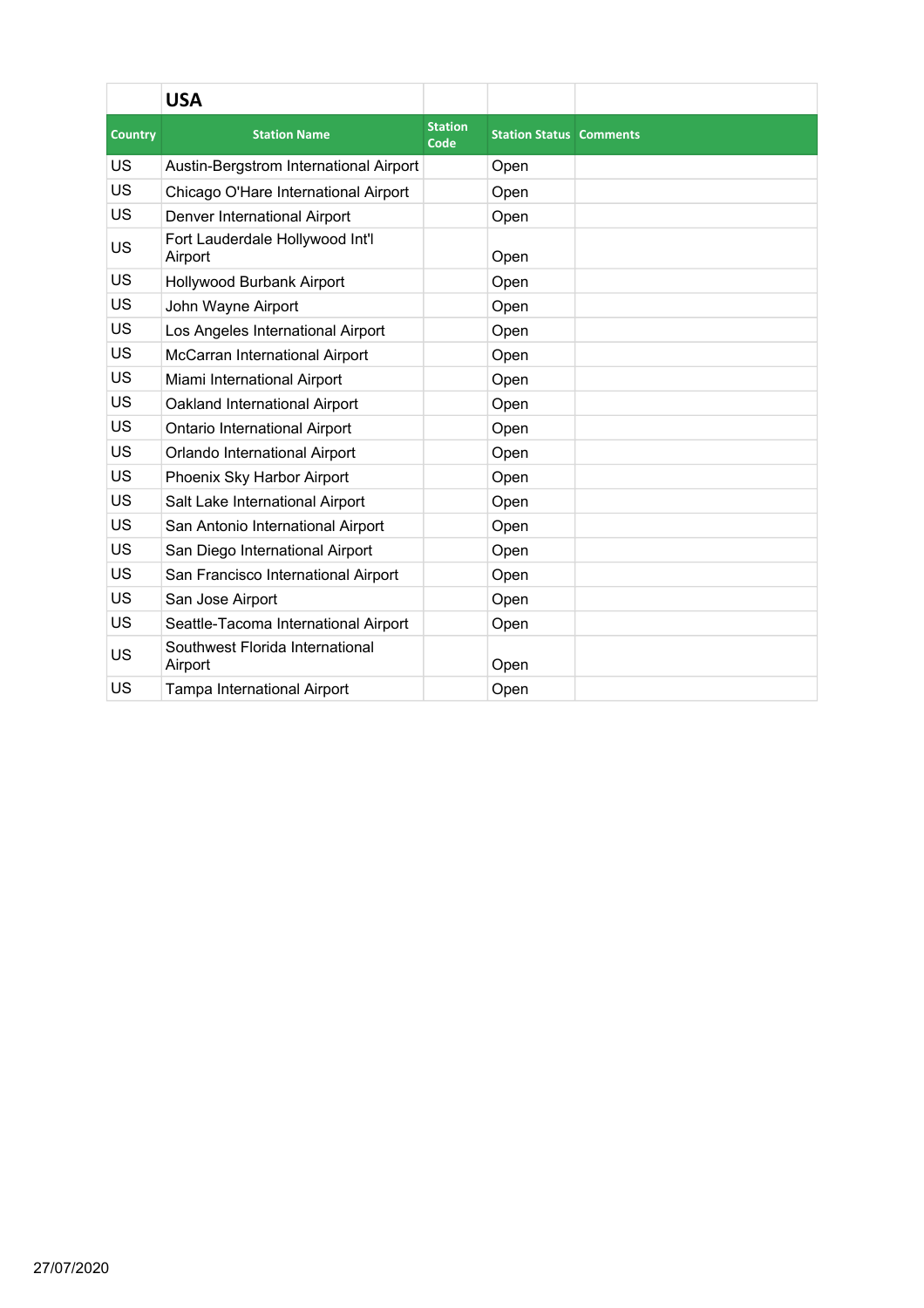| | USA | | | |
|---|---|---|---|---|
| Country | Station Name | Station Code | Station Status | Comments |
| US | Austin-Bergstrom International Airport | | Open | |
| US | Chicago O'Hare International Airport | | Open | |
| US | Denver International Airport | | Open | |
| US | Fort Lauderdale Hollywood Int'l Airport | | Open | |
| US | Hollywood Burbank Airport | | Open | |
| US | John Wayne Airport | | Open | |
| US | Los Angeles International Airport | | Open | |
| US | McCarran International Airport | | Open | |
| US | Miami International Airport | | Open | |
| US | Oakland International Airport | | Open | |
| US | Ontario International Airport | | Open | |
| US | Orlando International Airport | | Open | |
| US | Phoenix Sky Harbor Airport | | Open | |
| US | Salt Lake International Airport | | Open | |
| US | San Antonio International Airport | | Open | |
| US | San Diego International Airport | | Open | |
| US | San Francisco International Airport | | Open | |
| US | San Jose Airport | | Open | |
| US | Seattle-Tacoma International Airport | | Open | |
| US | Southwest Florida International Airport | | Open | |
| US | Tampa International Airport | | Open | |

27/07/2020